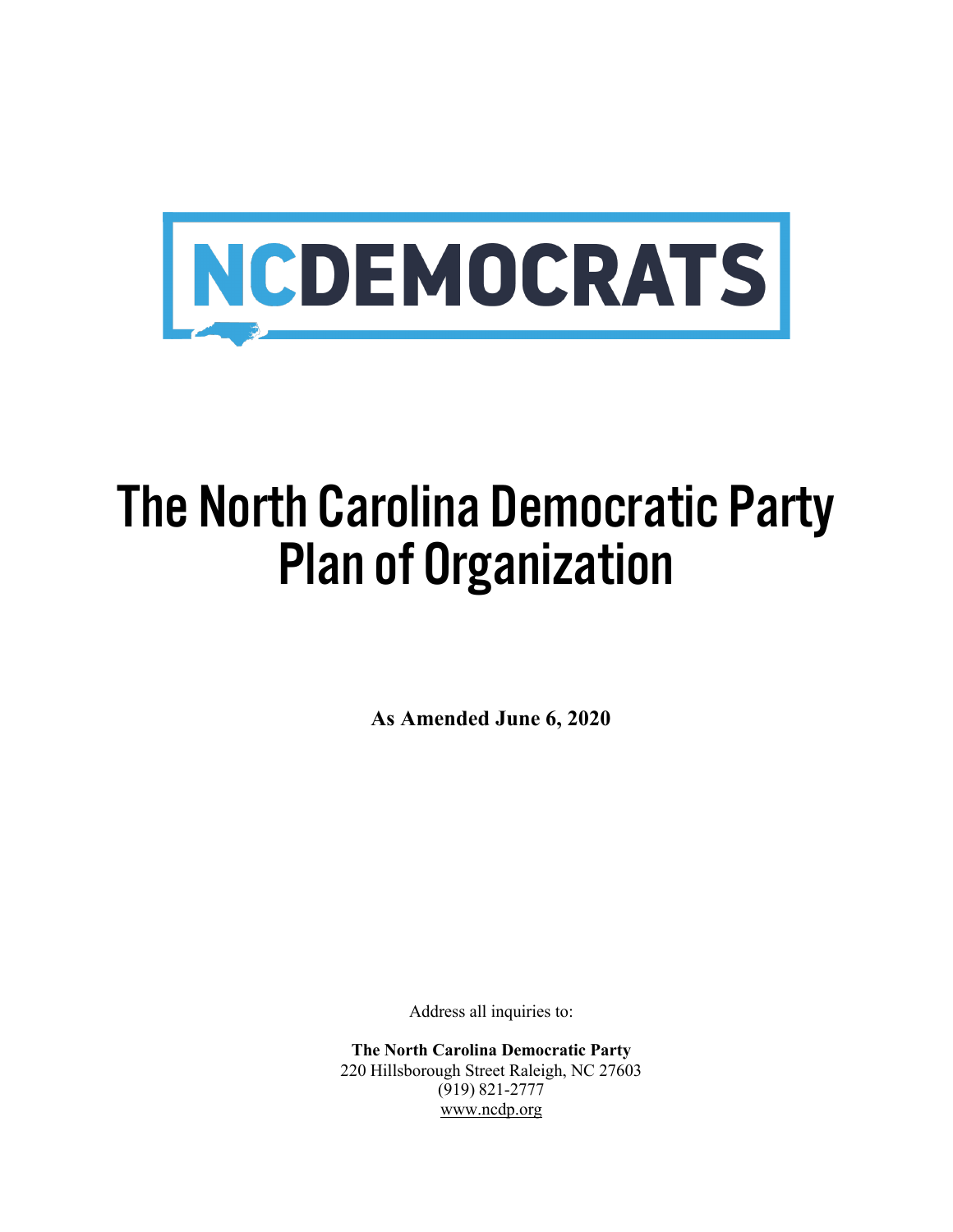NCDEMOCRATS

# The North Carolina Democratic Party Plan of Organization

**As Amended June 6, 2020**

Address all inquiries to:

**The North Carolina Democratic Party**
220 Hillsborough Street Raleigh, NC 27603
(919) 821-2777
www.ncdp.org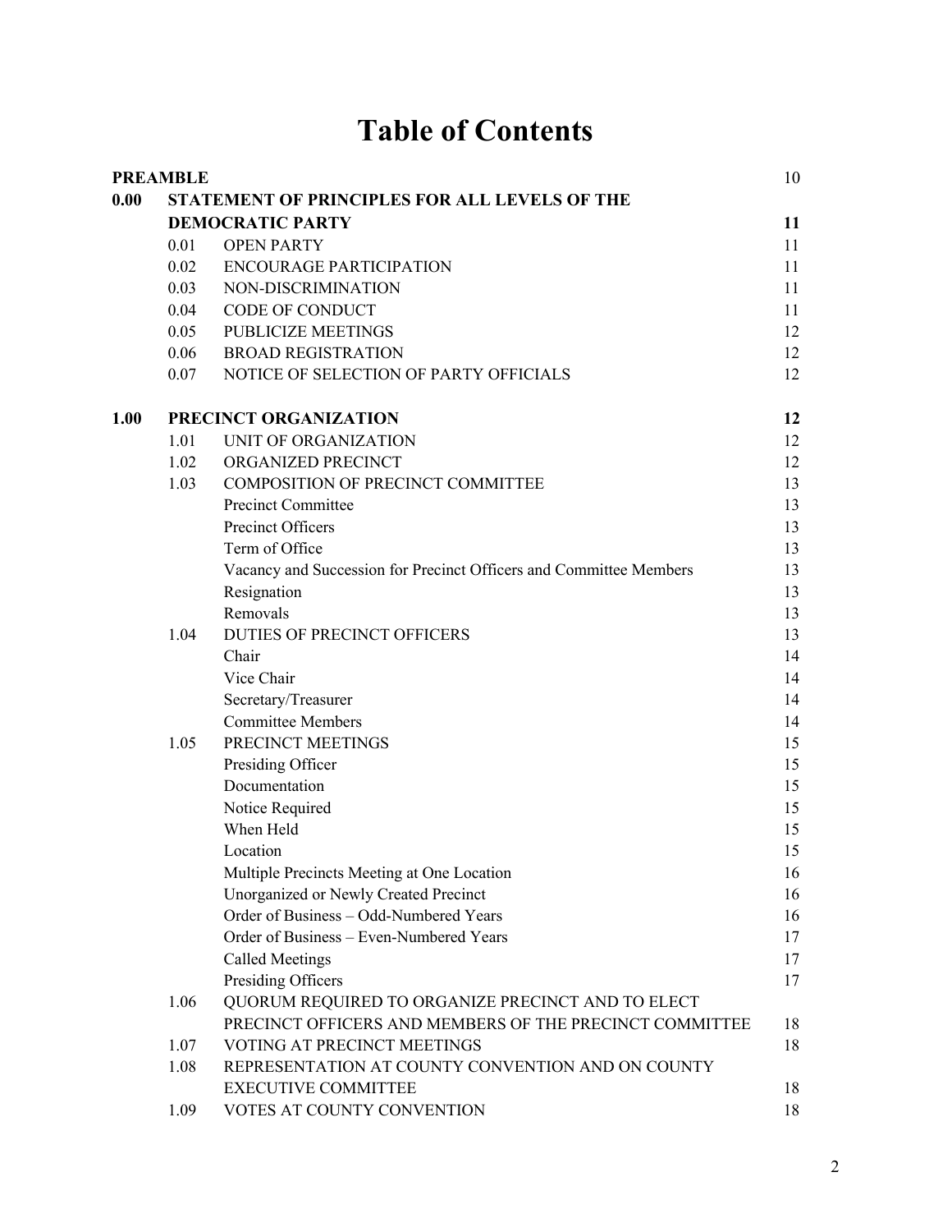# Table of Contents

| | | | |
|---|---|---|---|
| **PREAMBLE** | | | 10 |
| **0.00** | **STATEMENT OF PRINCIPLES FOR ALL LEVELS OF THE DEMOCRATIC PARTY** | | **11** |
| | 0.01 | OPEN PARTY | 11 |
| | 0.02 | ENCOURAGE PARTICIPATION | 11 |
| | 0.03 | NON-DISCRIMINATION | 11 |
| | 0.04 | CODE OF CONDUCT | 11 |
| | 0.05 | PUBLICIZE MEETINGS | 12 |
| | 0.06 | BROAD REGISTRATION | 12 |
| | 0.07 | NOTICE OF SELECTION OF PARTY OFFICIALS | 12 |
| **1.00** | **PRECINCT ORGANIZATION** | | **12** |
| | 1.01 | UNIT OF ORGANIZATION | 12 |
| | 1.02 | ORGANIZED PRECINCT | 12 |
| | 1.03 | COMPOSITION OF PRECINCT COMMITTEE | 13 |
| | | Precinct Committee | 13 |
| | | Precinct Officers | 13 |
| | | Term of Office | 13 |
| | | Vacancy and Succession for Precinct Officers and Committee Members | 13 |
| | | Resignation | 13 |
| | | Removals | 13 |
| | 1.04 | DUTIES OF PRECINCT OFFICERS | 13 |
| | | Chair | 14 |
| | | Vice Chair | 14 |
| | | Secretary/Treasurer | 14 |
| | | Committee Members | 14 |
| | 1.05 | PRECINCT MEETINGS | 15 |
| | | Presiding Officer | 15 |
| | | Documentation | 15 |
| | | Notice Required | 15 |
| | | When Held | 15 |
| | | Location | 15 |
| | | Multiple Precincts Meeting at One Location | 16 |
| | | Unorganized or Newly Created Precinct | 16 |
| | | Order of Business – Odd-Numbered Years | 16 |
| | | Order of Business – Even-Numbered Years | 17 |
| | | Called Meetings | 17 |
| | | Presiding Officers | 17 |
| | 1.06 | QUORUM REQUIRED TO ORGANIZE PRECINCT AND TO ELECT PRECINCT OFFICERS AND MEMBERS OF THE PRECINCT COMMITTEE | 18 |
| | 1.07 | VOTING AT PRECINCT MEETINGS | 18 |
| | 1.08 | REPRESENTATION AT COUNTY CONVENTION AND ON COUNTY EXECUTIVE COMMITTEE | 18 |
| | 1.09 | VOTES AT COUNTY CONVENTION | 18 |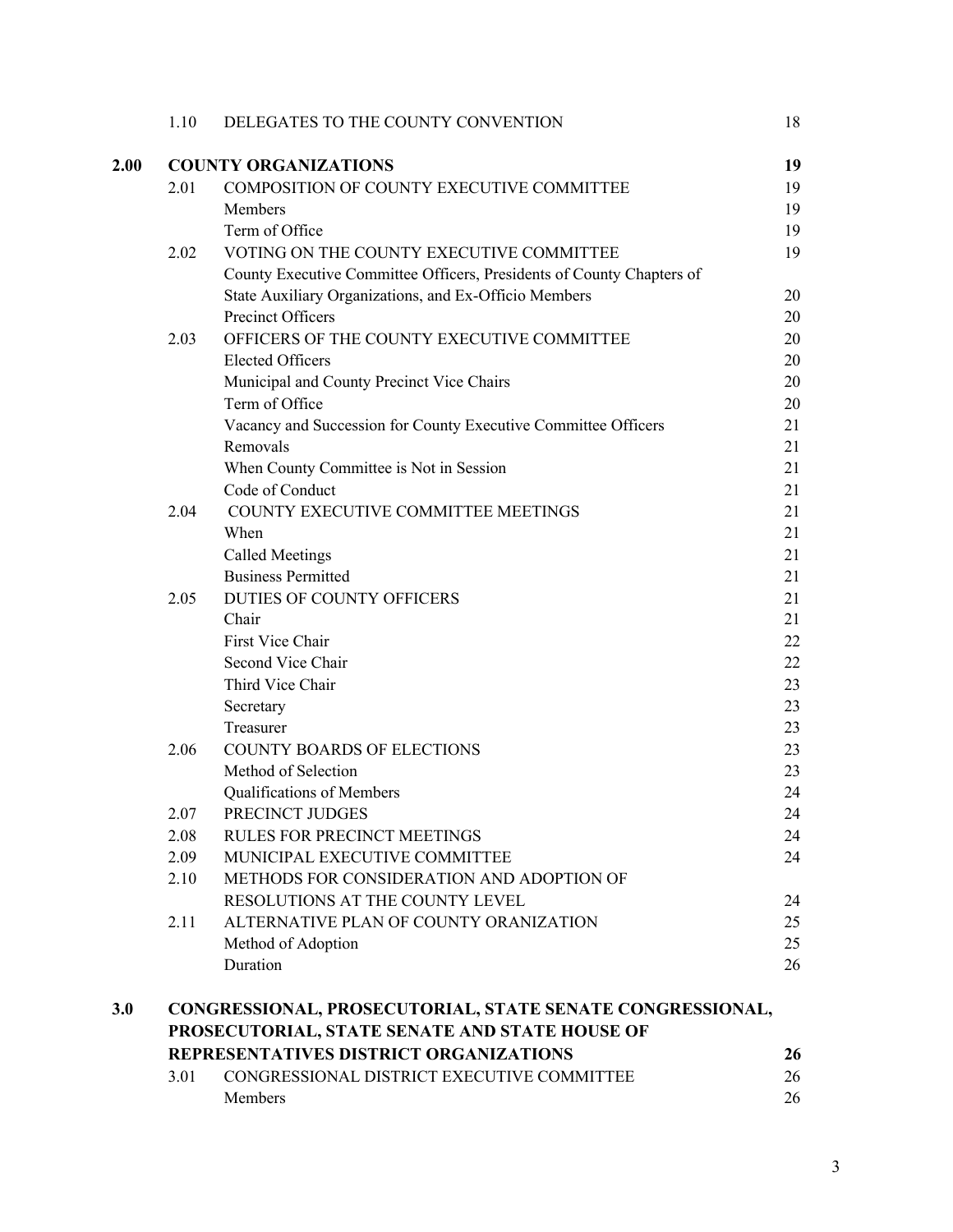| | | | |
|---|---|---|---|
| | 1.10 | DELEGATES TO THE COUNTY CONVENTION | 18 |
| **2.00** | **COUNTY ORGANIZATIONS** | | **19** |
| | 2.01 | COMPOSITION OF COUNTY EXECUTIVE COMMITTEE | 19 |
| | | Members | 19 |
| | | Term of Office | 19 |
| | 2.02 | VOTING ON THE COUNTY EXECUTIVE COMMITTEE | 19 |
| | | County Executive Committee Officers, Presidents of County Chapters of State Auxiliary Organizations, and Ex-Officio Members | 20 |
| | | Precinct Officers | 20 |
| | 2.03 | OFFICERS OF THE COUNTY EXECUTIVE COMMITTEE | 20 |
| | | Elected Officers | 20 |
| | | Municipal and County Precinct Vice Chairs | 20 |
| | | Term of Office | 20 |
| | | Vacancy and Succession for County Executive Committee Officers | 21 |
| | | Removals | 21 |
| | | When County Committee is Not in Session | 21 |
| | | Code of Conduct | 21 |
| | 2.04 | COUNTY EXECUTIVE COMMITTEE MEETINGS | 21 |
| | | When | 21 |
| | | Called Meetings | 21 |
| | | Business Permitted | 21 |
| | 2.05 | DUTIES OF COUNTY OFFICERS | 21 |
| | | Chair | 21 |
| | | First Vice Chair | 22 |
| | | Second Vice Chair | 22 |
| | | Third Vice Chair | 23 |
| | | Secretary | 23 |
| | | Treasurer | 23 |
| | 2.06 | COUNTY BOARDS OF ELECTIONS | 23 |
| | | Method of Selection | 23 |
| | | Qualifications of Members | 24 |
| | 2.07 | PRECINCT JUDGES | 24 |
| | 2.08 | RULES FOR PRECINCT MEETINGS | 24 |
| | 2.09 | MUNICIPAL EXECUTIVE COMMITTEE | 24 |
| | 2.10 | METHODS FOR CONSIDERATION AND ADOPTION OF RESOLUTIONS AT THE COUNTY LEVEL | 24 |
| | 2.11 | ALTERNATIVE PLAN OF COUNTY ORANIZATION | 25 |
| | | Method of Adoption | 25 |
| | | Duration | 26 |
| **3.0** | **CONGRESSIONAL, PROSECUTORIAL, STATE SENATE CONGRESSIONAL, PROSECUTORIAL, STATE SENATE AND STATE HOUSE OF REPRESENTATIVES DISTRICT ORGANIZATIONS** | | **26** |
| | 3.01 | CONGRESSIONAL DISTRICT EXECUTIVE COMMITTEE | 26 |
| | | Members | 26 |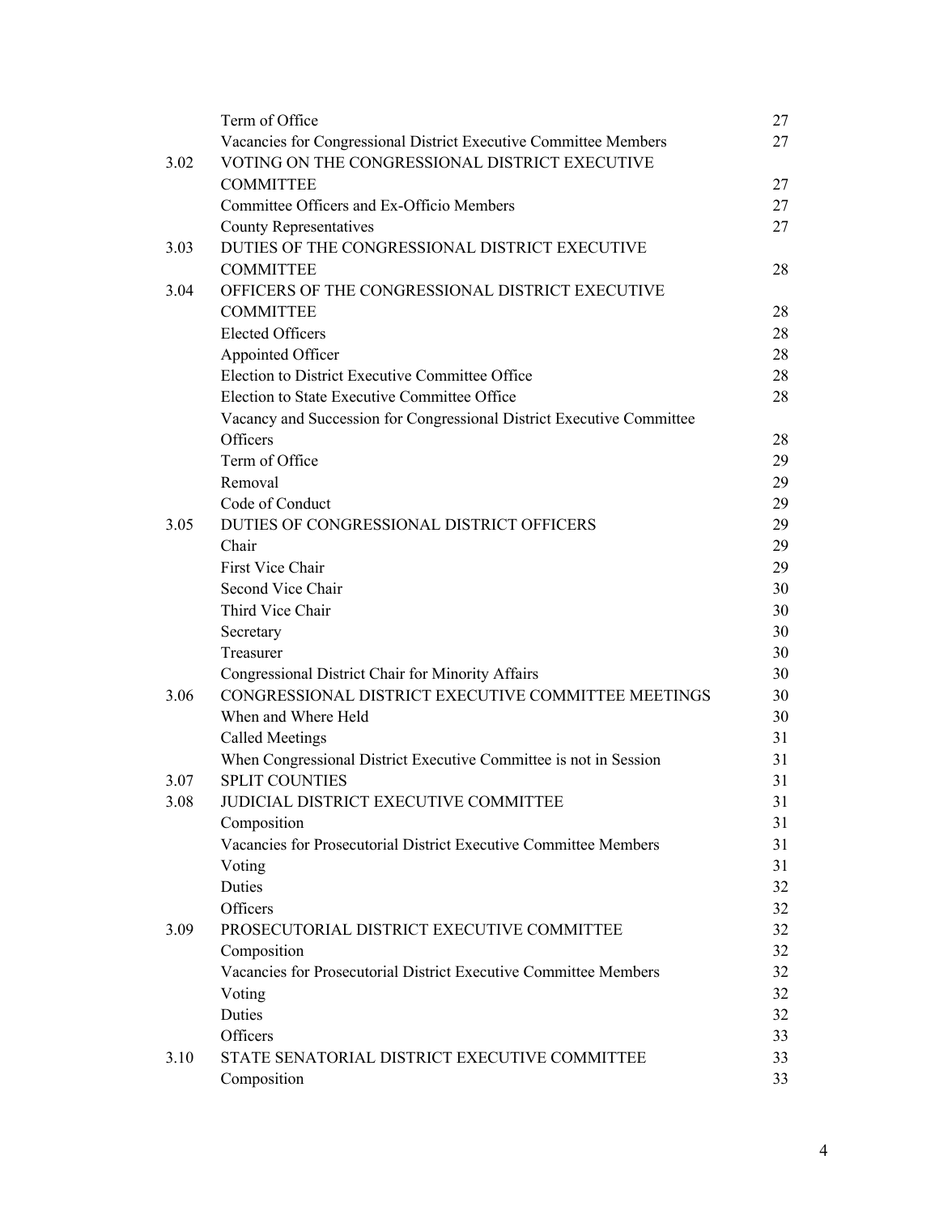| | | |
|---|---|---|
| | Term of Office | 27 |
| | Vacancies for Congressional District Executive Committee Members | 27 |
| 3.02 | VOTING ON THE CONGRESSIONAL DISTRICT EXECUTIVE COMMITTEE | 27 |
| | Committee Officers and Ex-Officio Members | 27 |
| | County Representatives | 27 |
| 3.03 | DUTIES OF THE CONGRESSIONAL DISTRICT EXECUTIVE COMMITTEE | 28 |
| 3.04 | OFFICERS OF THE CONGRESSIONAL DISTRICT EXECUTIVE COMMITTEE | 28 |
| | Elected Officers | 28 |
| | Appointed Officer | 28 |
| | Election to District Executive Committee Office | 28 |
| | Election to State Executive Committee Office | 28 |
| | Vacancy and Succession for Congressional District Executive Committee Officers | 28 |
| | Term of Office | 29 |
| | Removal | 29 |
| | Code of Conduct | 29 |
| 3.05 | DUTIES OF CONGRESSIONAL DISTRICT OFFICERS | 29 |
| | Chair | 29 |
| | First Vice Chair | 29 |
| | Second Vice Chair | 30 |
| | Third Vice Chair | 30 |
| | Secretary | 30 |
| | Treasurer | 30 |
| | Congressional District Chair for Minority Affairs | 30 |
| 3.06 | CONGRESSIONAL DISTRICT EXECUTIVE COMMITTEE MEETINGS | 30 |
| | When and Where Held | 30 |
| | Called Meetings | 31 |
| | When Congressional District Executive Committee is not in Session | 31 |
| 3.07 | SPLIT COUNTIES | 31 |
| 3.08 | JUDICIAL DISTRICT EXECUTIVE COMMITTEE | 31 |
| | Composition | 31 |
| | Vacancies for Prosecutorial District Executive Committee Members | 31 |
| | Voting | 31 |
| | Duties | 32 |
| | Officers | 32 |
| 3.09 | PROSECUTORIAL DISTRICT EXECUTIVE COMMITTEE | 32 |
| | Composition | 32 |
| | Vacancies for Prosecutorial District Executive Committee Members | 32 |
| | Voting | 32 |
| | Duties | 32 |
| | Officers | 33 |
| 3.10 | STATE SENATORIAL DISTRICT EXECUTIVE COMMITTEE | 33 |
| | Composition | 33 |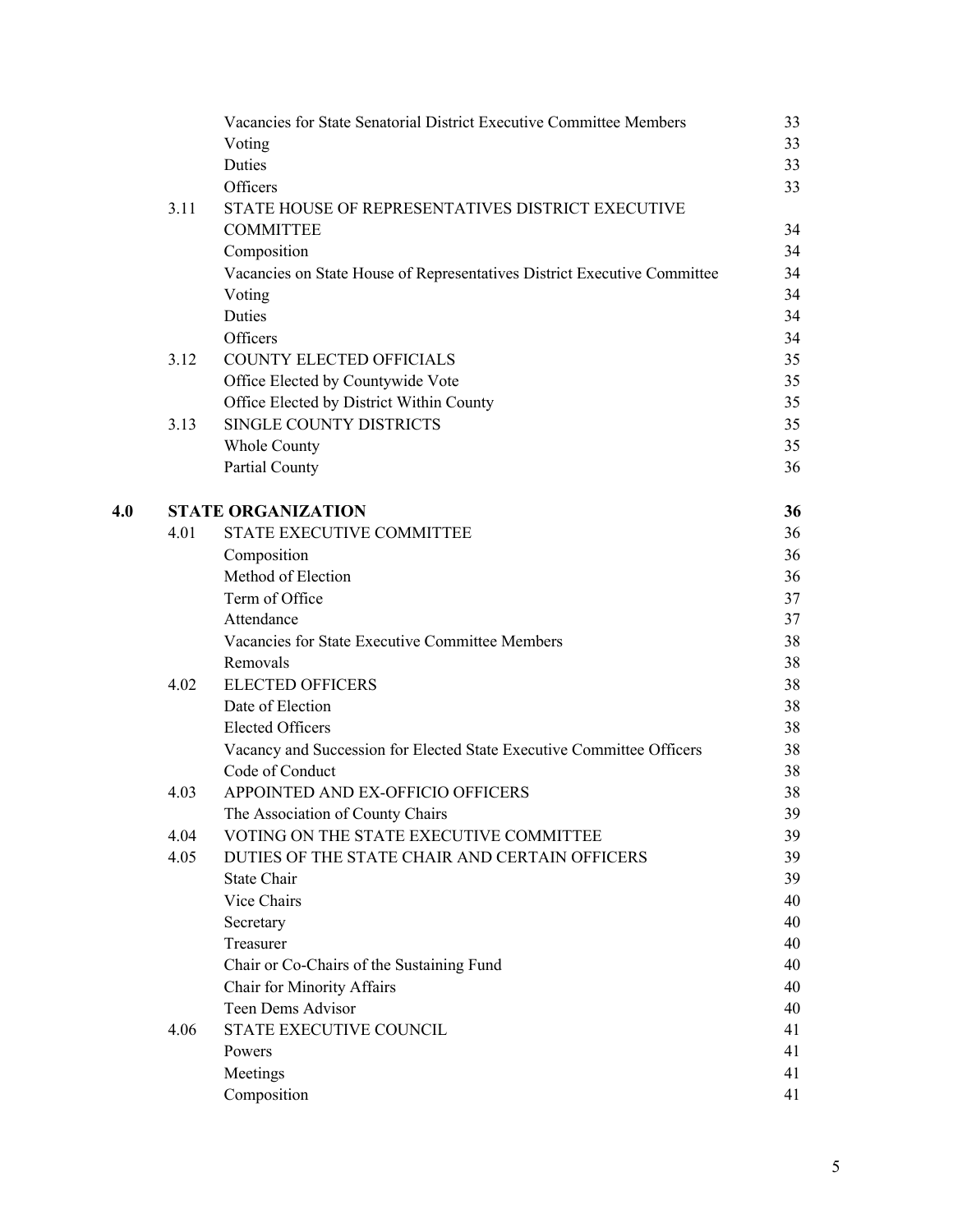| | | | |
|---|---|---|---|
| | | Vacancies for State Senatorial District Executive Committee Members | 33 |
| | | Voting | 33 |
| | | Duties | 33 |
| | | Officers | 33 |
| | 3.11 | STATE HOUSE OF REPRESENTATIVES DISTRICT EXECUTIVE COMMITTEE | 34 |
| | | Composition | 34 |
| | | Vacancies on State House of Representatives District Executive Committee | 34 |
| | | Voting | 34 |
| | | Duties | 34 |
| | | Officers | 34 |
| | 3.12 | COUNTY ELECTED OFFICIALS | 35 |
| | | Office Elected by Countywide Vote | 35 |
| | | Office Elected by District Within County | 35 |
| | 3.13 | SINGLE COUNTY DISTRICTS | 35 |
| | | Whole County | 35 |
| | | Partial County | 36 |
| **4.0** | | **STATE ORGANIZATION** | **36** |
| | 4.01 | STATE EXECUTIVE COMMITTEE | 36 |
| | | Composition | 36 |
| | | Method of Election | 36 |
| | | Term of Office | 37 |
| | | Attendance | 37 |
| | | Vacancies for State Executive Committee Members | 38 |
| | | Removals | 38 |
| | 4.02 | ELECTED OFFICERS | 38 |
| | | Date of Election | 38 |
| | | Elected Officers | 38 |
| | | Vacancy and Succession for Elected State Executive Committee Officers | 38 |
| | | Code of Conduct | 38 |
| | 4.03 | APPOINTED AND EX-OFFICIO OFFICERS | 38 |
| | | The Association of County Chairs | 39 |
| | 4.04 | VOTING ON THE STATE EXECUTIVE COMMITTEE | 39 |
| | 4.05 | DUTIES OF THE STATE CHAIR AND CERTAIN OFFICERS | 39 |
| | | State Chair | 39 |
| | | Vice Chairs | 40 |
| | | Secretary | 40 |
| | | Treasurer | 40 |
| | | Chair or Co-Chairs of the Sustaining Fund | 40 |
| | | Chair for Minority Affairs | 40 |
| | | Teen Dems Advisor | 40 |
| | 4.06 | STATE EXECUTIVE COUNCIL | 41 |
| | | Powers | 41 |
| | | Meetings | 41 |
| | | Composition | 41 |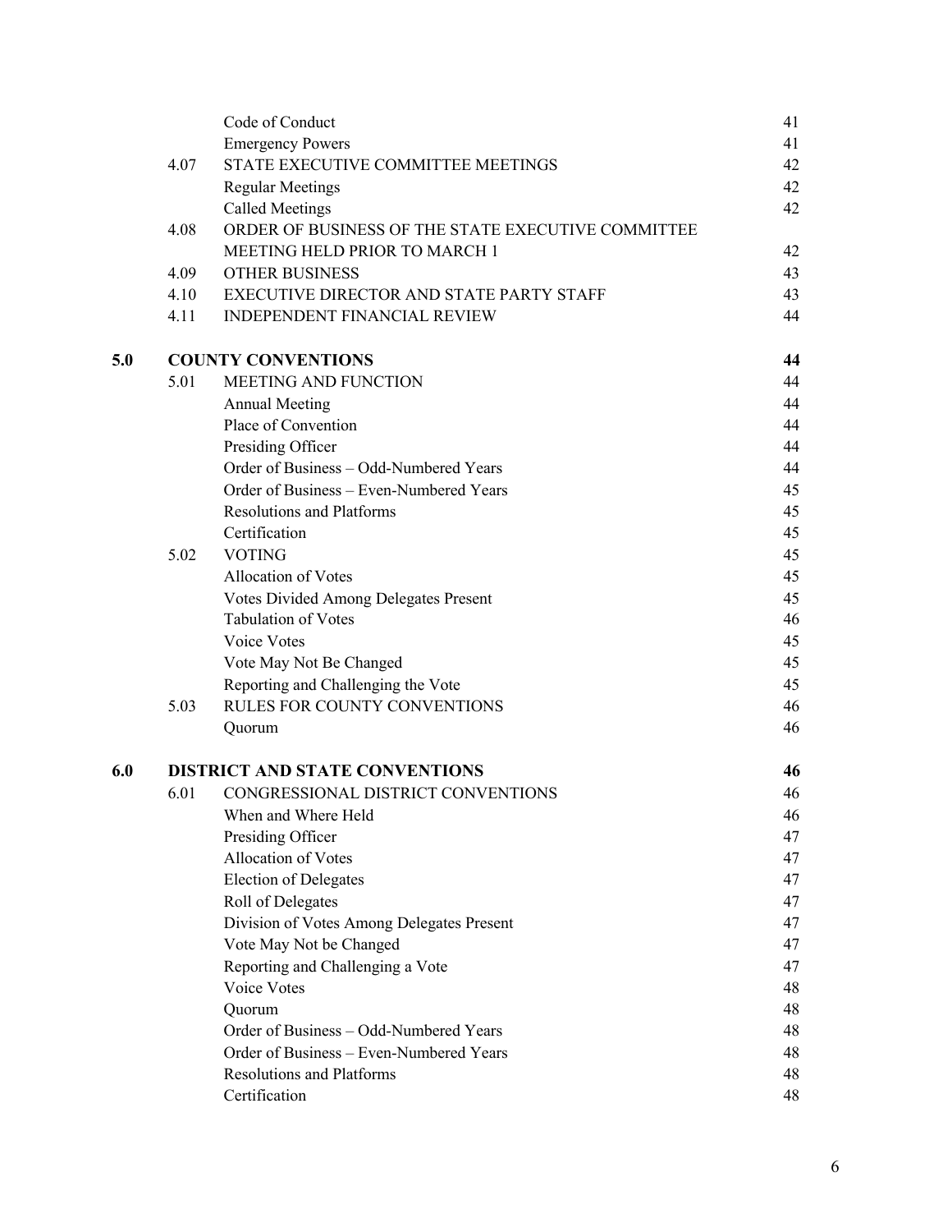| | | | |
|---|---|---|---|
| | | Code of Conduct | 41 |
| | | Emergency Powers | 41 |
| | 4.07 | STATE EXECUTIVE COMMITTEE MEETINGS | 42 |
| | | Regular Meetings | 42 |
| | | Called Meetings | 42 |
| | 4.08 | ORDER OF BUSINESS OF THE STATE EXECUTIVE COMMITTEE MEETING HELD PRIOR TO MARCH 1 | 42 |
| | 4.09 | OTHER BUSINESS | 43 |
| | 4.10 | EXECUTIVE DIRECTOR AND STATE PARTY STAFF | 43 |
| | 4.11 | INDEPENDENT FINANCIAL REVIEW | 44 |
| **5.0** | **COUNTY CONVENTIONS** | | **44** |
| | 5.01 | MEETING AND FUNCTION | 44 |
| | | Annual Meeting | 44 |
| | | Place of Convention | 44 |
| | | Presiding Officer | 44 |
| | | Order of Business – Odd-Numbered Years | 44 |
| | | Order of Business – Even-Numbered Years | 45 |
| | | Resolutions and Platforms | 45 |
| | | Certification | 45 |
| | 5.02 | VOTING | 45 |
| | | Allocation of Votes | 45 |
| | | Votes Divided Among Delegates Present | 45 |
| | | Tabulation of Votes | 46 |
| | | Voice Votes | 45 |
| | | Vote May Not Be Changed | 45 |
| | | Reporting and Challenging the Vote | 45 |
| | 5.03 | RULES FOR COUNTY CONVENTIONS | 46 |
| | | Quorum | 46 |
| **6.0** | **DISTRICT AND STATE CONVENTIONS** | | **46** |
| | 6.01 | CONGRESSIONAL DISTRICT CONVENTIONS | 46 |
| | | When and Where Held | 46 |
| | | Presiding Officer | 47 |
| | | Allocation of Votes | 47 |
| | | Election of Delegates | 47 |
| | | Roll of Delegates | 47 |
| | | Division of Votes Among Delegates Present | 47 |
| | | Vote May Not be Changed | 47 |
| | | Reporting and Challenging a Vote | 47 |
| | | Voice Votes | 48 |
| | | Quorum | 48 |
| | | Order of Business – Odd-Numbered Years | 48 |
| | | Order of Business – Even-Numbered Years | 48 |
| | | Resolutions and Platforms | 48 |
| | | Certification | 48 |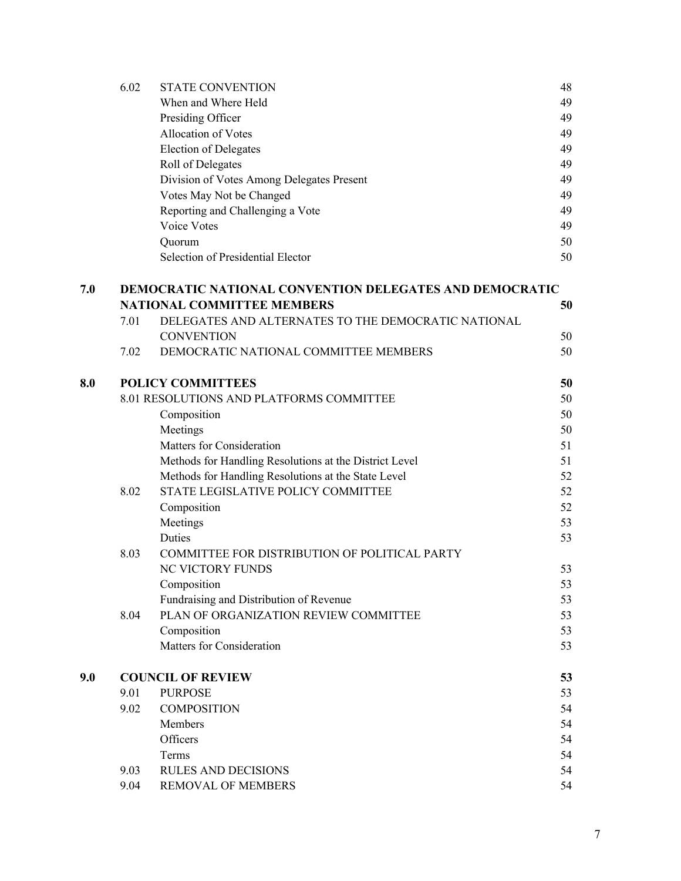| | | | |
|---|---|---|---|
| | 6.02 | STATE CONVENTION | 48 |
| | | When and Where Held | 49 |
| | | Presiding Officer | 49 |
| | | Allocation of Votes | 49 |
| | | Election of Delegates | 49 |
| | | Roll of Delegates | 49 |
| | | Division of Votes Among Delegates Present | 49 |
| | | Votes May Not be Changed | 49 |
| | | Reporting and Challenging a Vote | 49 |
| | | Voice Votes | 49 |
| | | Quorum | 50 |
| | | Selection of Presidential Elector | 50 |
| **7.0** | **DEMOCRATIC NATIONAL CONVENTION DELEGATES AND DEMOCRATIC NATIONAL COMMITTEE MEMBERS** | | **50** |
| | 7.01 | DELEGATES AND ALTERNATES TO THE DEMOCRATIC NATIONAL CONVENTION | 50 |
| | 7.02 | DEMOCRATIC NATIONAL COMMITTEE MEMBERS | 50 |
| **8.0** | **POLICY COMMITTEES** | | **50** |
| | 8.01 RESOLUTIONS AND PLATFORMS COMMITTEE | | 50 |
| | | Composition | 50 |
| | | Meetings | 50 |
| | | Matters for Consideration | 51 |
| | | Methods for Handling Resolutions at the District Level | 51 |
| | | Methods for Handling Resolutions at the State Level | 52 |
| | 8.02 | STATE LEGISLATIVE POLICY COMMITTEE | 52 |
| | | Composition | 52 |
| | | Meetings | 53 |
| | | Duties | 53 |
| | 8.03 | COMMITTEE FOR DISTRIBUTION OF POLITICAL PARTY NC VICTORY FUNDS | 53 |
| | | Composition | 53 |
| | | Fundraising and Distribution of Revenue | 53 |
| | 8.04 | PLAN OF ORGANIZATION REVIEW COMMITTEE | 53 |
| | | Composition | 53 |
| | | Matters for Consideration | 53 |
| **9.0** | **COUNCIL OF REVIEW** | | **53** |
| | 9.01 | PURPOSE | 53 |
| | 9.02 | COMPOSITION | 54 |
| | | Members | 54 |
| | | Officers | 54 |
| | | Terms | 54 |
| | 9.03 | RULES AND DECISIONS | 54 |
| | 9.04 | REMOVAL OF MEMBERS | 54 |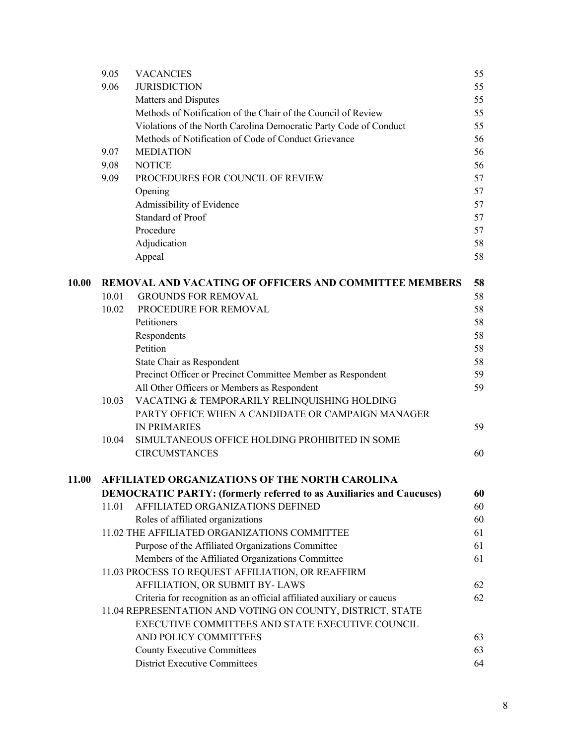| | | | |
|---|---|---|---|
| | 9.05 | VACANCIES | 55 |
| | 9.06 | JURISDICTION | 55 |
| | | Matters and Disputes | 55 |
| | | Methods of Notification of the Chair of the Council of Review | 55 |
| | | Violations of the North Carolina Democratic Party Code of Conduct | 55 |
| | | Methods of Notification of Code of Conduct Grievance | 56 |
| | 9.07 | MEDIATION | 56 |
| | 9.08 | NOTICE | 56 |
| | 9.09 | PROCEDURES FOR COUNCIL OF REVIEW | 57 |
| | | Opening | 57 |
| | | Admissibility of Evidence | 57 |
| | | Standard of Proof | 57 |
| | | Procedure | 57 |
| | | Adjudication | 58 |
| | | Appeal | 58 |
| **10.00** | **REMOVAL AND VACATING OF OFFICERS AND COMMITTEE MEMBERS** | | **58** |
| | 10.01 | GROUNDS FOR REMOVAL | 58 |
| | 10.02 | PROCEDURE FOR REMOVAL | 58 |
| | | Petitioners | 58 |
| | | Respondents | 58 |
| | | Petition | 58 |
| | | State Chair as Respondent | 58 |
| | | Precinct Officer or Precinct Committee Member as Respondent | 59 |
| | | All Other Officers or Members as Respondent | 59 |
| | 10.03 | VACATING & TEMPORARILY RELINQUISHING HOLDING PARTY OFFICE WHEN A CANDIDATE OR CAMPAIGN MANAGER IN PRIMARIES | 59 |
| | 10.04 | SIMULTANEOUS OFFICE HOLDING PROHIBITED IN SOME CIRCUMSTANCES | 60 |
| **11.00** | **AFFILIATED ORGANIZATIONS OF THE NORTH CAROLINA DEMOCRATIC PARTY: (formerly referred to as Auxiliaries and Caucuses)** | | **60** |
| | 11.01 | AFFILIATED ORGANIZATIONS DEFINED | 60 |
| | | Roles of affiliated organizations | 60 |
| | 11.02 | THE AFFILIATED ORGANIZATIONS COMMITTEE | 61 |
| | | Purpose of the Affiliated Organizations Committee | 61 |
| | | Members of the Affiliated Organizations Committee | 61 |
| | 11.03 | PROCESS TO REQUEST AFFILIATION, OR REAFFIRM AFFILIATION, OR SUBMIT BY- LAWS | 62 |
| | | Criteria for recognition as an official affiliated auxiliary or caucus | 62 |
| | 11.04 | REPRESENTATION AND VOTING ON COUNTY, DISTRICT, STATE EXECUTIVE COMMITTEES AND STATE EXECUTIVE COUNCIL AND POLICY COMMITTEES | 63 |
| | | County Executive Committees | 63 |
| | | District Executive Committees | 64 |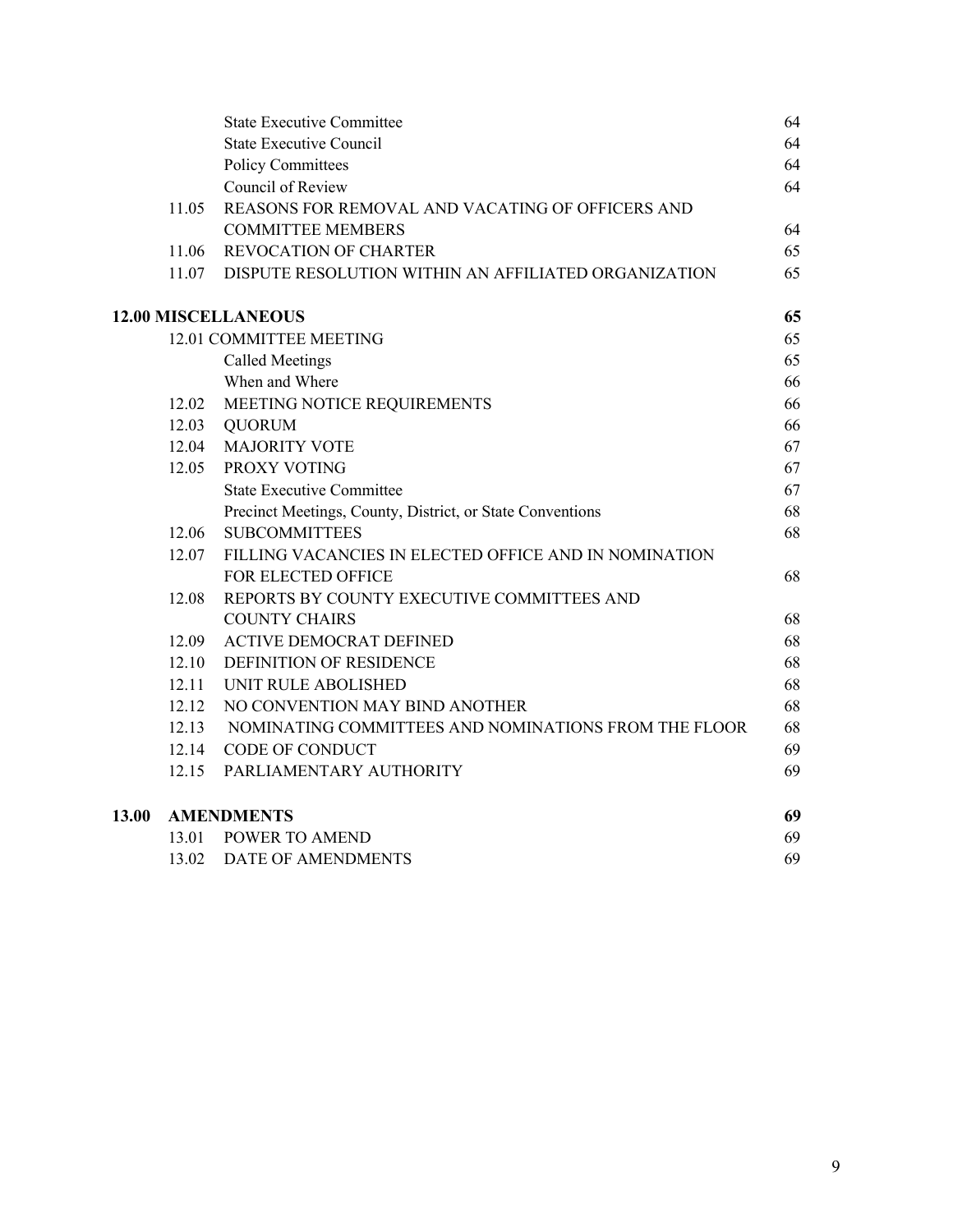| | | |
|---|---|---|
| | State Executive Committee | 64 |
| | State Executive Council | 64 |
| | Policy Committees | 64 |
| | Council of Review | 64 |
| 11.05 | REASONS FOR REMOVAL AND VACATING OF OFFICERS AND COMMITTEE MEMBERS | 64 |
| 11.06 | REVOCATION OF CHARTER | 65 |
| 11.07 | DISPUTE RESOLUTION WITHIN AN AFFILIATED ORGANIZATION | 65 |
| **12.00** | **MISCELLANEOUS** | **65** |
| 12.01 | COMMITTEE MEETING | 65 |
| | Called Meetings | 65 |
| | When and Where | 66 |
| 12.02 | MEETING NOTICE REQUIREMENTS | 66 |
| 12.03 | QUORUM | 66 |
| 12.04 | MAJORITY VOTE | 67 |
| 12.05 | PROXY VOTING | 67 |
| | State Executive Committee | 67 |
| | Precinct Meetings, County, District, or State Conventions | 68 |
| 12.06 | SUBCOMMITTEES | 68 |
| 12.07 | FILLING VACANCIES IN ELECTED OFFICE AND IN NOMINATION FOR ELECTED OFFICE | 68 |
| 12.08 | REPORTS BY COUNTY EXECUTIVE COMMITTEES AND COUNTY CHAIRS | 68 |
| 12.09 | ACTIVE DEMOCRAT DEFINED | 68 |
| 12.10 | DEFINITION OF RESIDENCE | 68 |
| 12.11 | UNIT RULE ABOLISHED | 68 |
| 12.12 | NO CONVENTION MAY BIND ANOTHER | 68 |
| 12.13 | NOMINATING COMMITTEES AND NOMINATIONS FROM THE FLOOR | 68 |
| 12.14 | CODE OF CONDUCT | 69 |
| 12.15 | PARLIAMENTARY AUTHORITY | 69 |
| **13.00** | **AMENDMENTS** | **69** |
| 13.01 | POWER TO AMEND | 69 |
| 13.02 | DATE OF AMENDMENTS | 69 |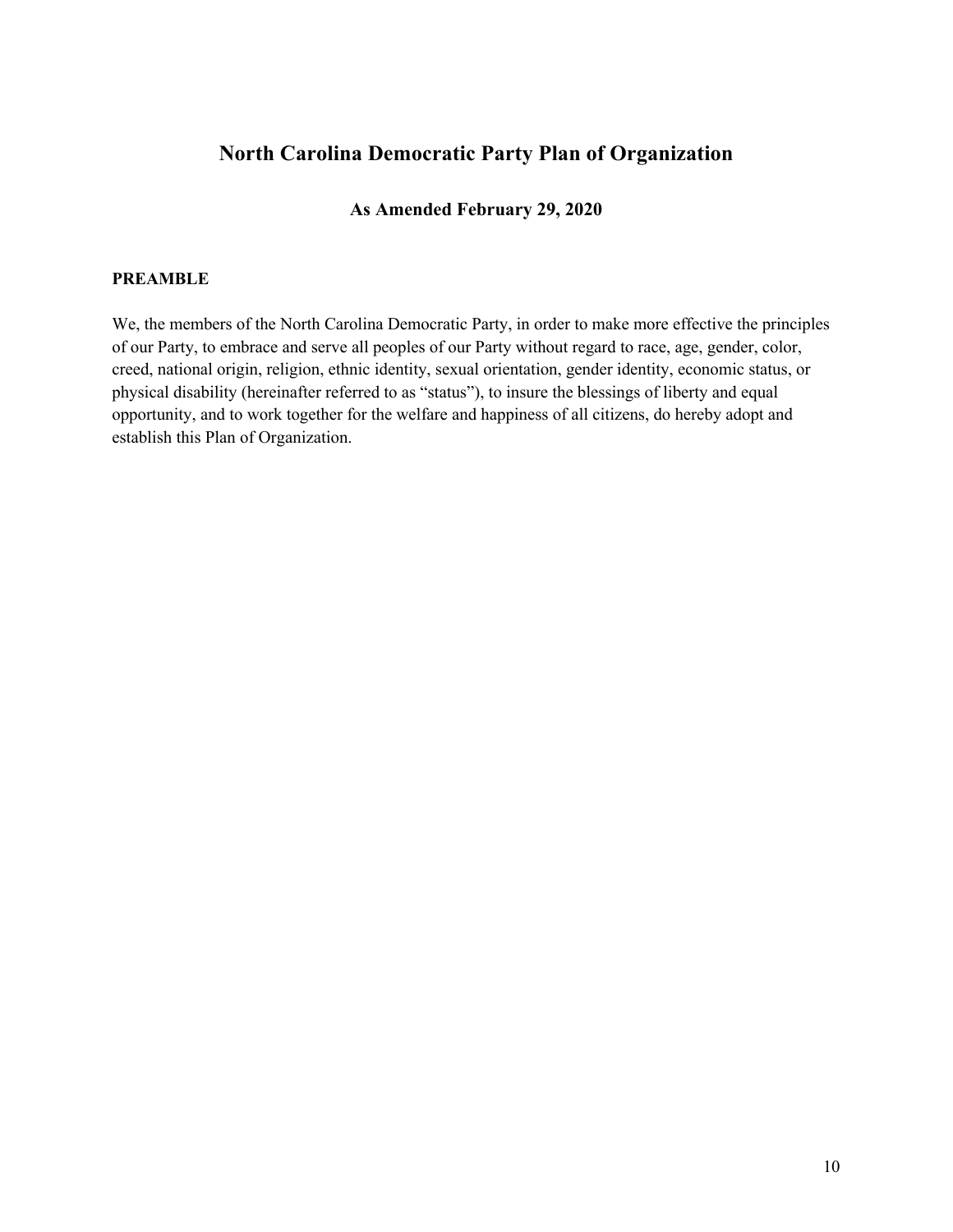# North Carolina Democratic Party Plan of Organization

### As Amended February 29, 2020

**PREAMBLE**

We, the members of the North Carolina Democratic Party, in order to make more effective the principles of our Party, to embrace and serve all peoples of our Party without regard to race, age, gender, color, creed, national origin, religion, ethnic identity, sexual orientation, gender identity, economic status, or physical disability (hereinafter referred to as "status"), to insure the blessings of liberty and equal opportunity, and to work together for the welfare and happiness of all citizens, do hereby adopt and establish this Plan of Organization.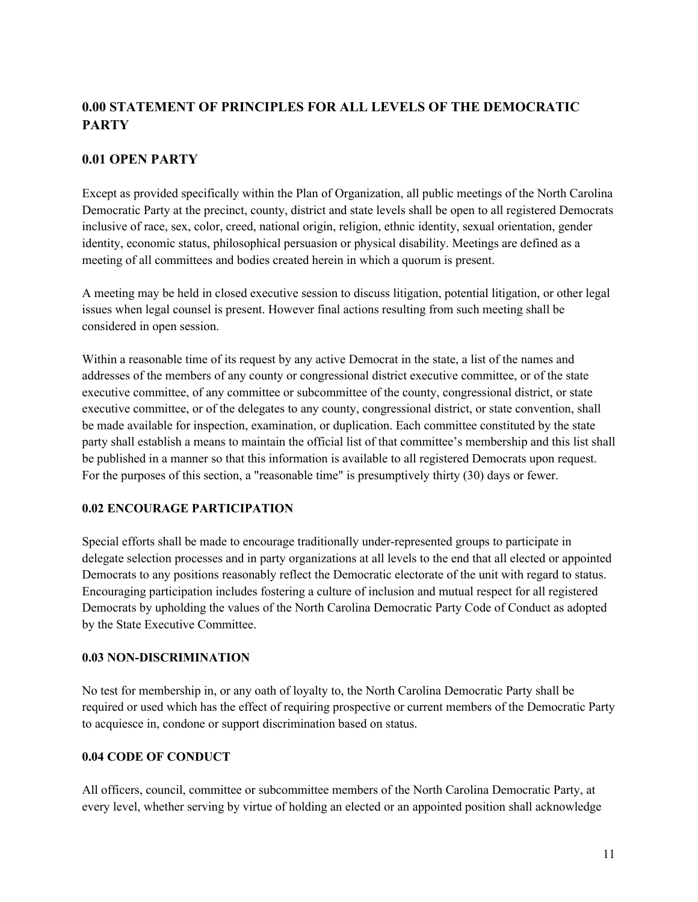## 0.00 STATEMENT OF PRINCIPLES FOR ALL LEVELS OF THE DEMOCRATIC PARTY

## 0.01 OPEN PARTY

Except as provided specifically within the Plan of Organization, all public meetings of the North Carolina Democratic Party at the precinct, county, district and state levels shall be open to all registered Democrats inclusive of race, sex, color, creed, national origin, religion, ethnic identity, sexual orientation, gender identity, economic status, philosophical persuasion or physical disability. Meetings are defined as a meeting of all committees and bodies created herein in which a quorum is present.

A meeting may be held in closed executive session to discuss litigation, potential litigation, or other legal issues when legal counsel is present. However final actions resulting from such meeting shall be considered in open session.

Within a reasonable time of its request by any active Democrat in the state, a list of the names and addresses of the members of any county or congressional district executive committee, or of the state executive committee, of any committee or subcommittee of the county, congressional district, or state executive committee, or of the delegates to any county, congressional district, or state convention, shall be made available for inspection, examination, or duplication. Each committee constituted by the state party shall establish a means to maintain the official list of that committee's membership and this list shall be published in a manner so that this information is available to all registered Democrats upon request. For the purposes of this section, a "reasonable time" is presumptively thirty (30) days or fewer.

### 0.02 ENCOURAGE PARTICIPATION

Special efforts shall be made to encourage traditionally under-represented groups to participate in delegate selection processes and in party organizations at all levels to the end that all elected or appointed Democrats to any positions reasonably reflect the Democratic electorate of the unit with regard to status. Encouraging participation includes fostering a culture of inclusion and mutual respect for all registered Democrats by upholding the values of the North Carolina Democratic Party Code of Conduct as adopted by the State Executive Committee.

### 0.03 NON-DISCRIMINATION

No test for membership in, or any oath of loyalty to, the North Carolina Democratic Party shall be required or used which has the effect of requiring prospective or current members of the Democratic Party to acquiesce in, condone or support discrimination based on status.

### 0.04 CODE OF CONDUCT

All officers, council, committee or subcommittee members of the North Carolina Democratic Party, at every level, whether serving by virtue of holding an elected or an appointed position shall acknowledge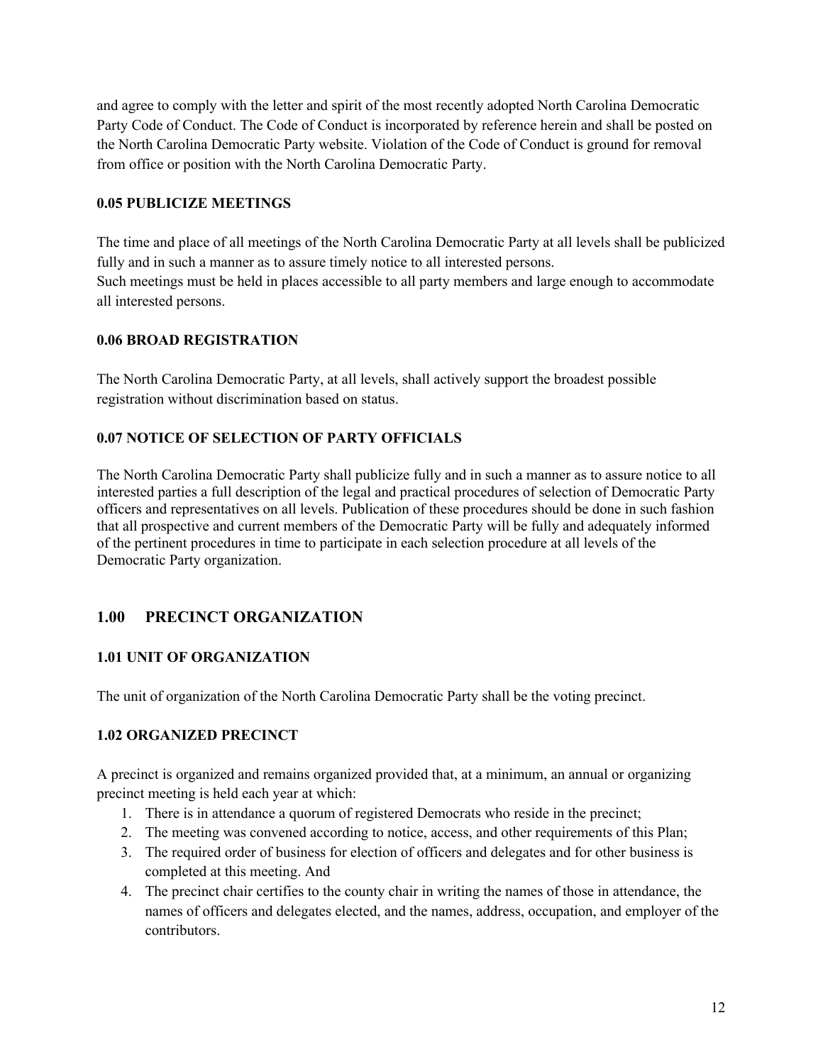and agree to comply with the letter and spirit of the most recently adopted North Carolina Democratic Party Code of Conduct. The Code of Conduct is incorporated by reference herein and shall be posted on the North Carolina Democratic Party website. Violation of the Code of Conduct is ground for removal from office or position with the North Carolina Democratic Party.

### 0.05 PUBLICIZE MEETINGS

The time and place of all meetings of the North Carolina Democratic Party at all levels shall be publicized fully and in such a manner as to assure timely notice to all interested persons.
Such meetings must be held in places accessible to all party members and large enough to accommodate all interested persons.

### 0.06 BROAD REGISTRATION

The North Carolina Democratic Party, at all levels, shall actively support the broadest possible registration without discrimination based on status.

### 0.07 NOTICE OF SELECTION OF PARTY OFFICIALS

The North Carolina Democratic Party shall publicize fully and in such a manner as to assure notice to all interested parties a full description of the legal and practical procedures of selection of Democratic Party officers and representatives on all levels. Publication of these procedures should be done in such fashion that all prospective and current members of the Democratic Party will be fully and adequately informed of the pertinent procedures in time to participate in each selection procedure at all levels of the Democratic Party organization.

## 1.00 PRECINCT ORGANIZATION

### 1.01 UNIT OF ORGANIZATION

The unit of organization of the North Carolina Democratic Party shall be the voting precinct.

### 1.02 ORGANIZED PRECINCT

A precinct is organized and remains organized provided that, at a minimum, an annual or organizing precinct meeting is held each year at which:

1. There is in attendance a quorum of registered Democrats who reside in the precinct;
2. The meeting was convened according to notice, access, and other requirements of this Plan;
3. The required order of business for election of officers and delegates and for other business is completed at this meeting. And
4. The precinct chair certifies to the county chair in writing the names of those in attendance, the names of officers and delegates elected, and the names, address, occupation, and employer of the contributors.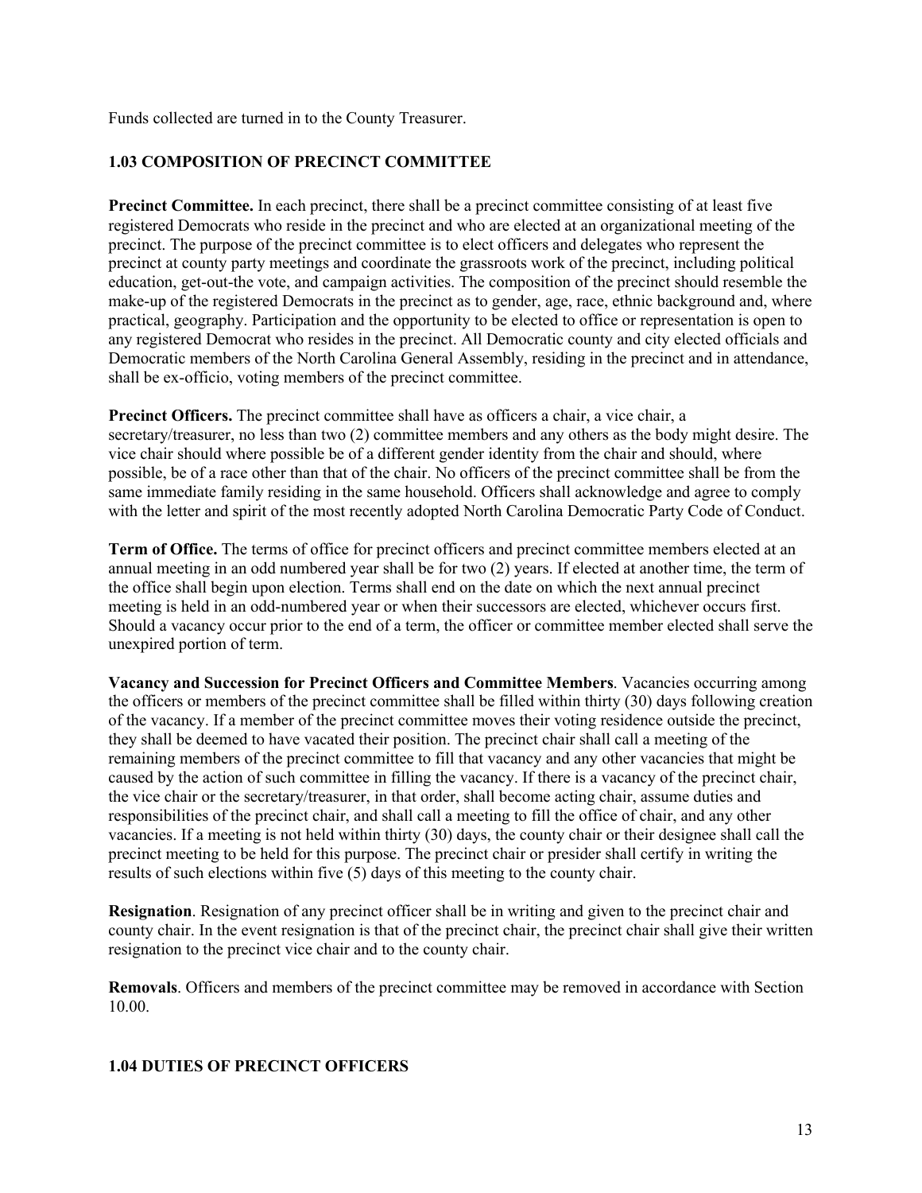Funds collected are turned in to the County Treasurer.

### 1.03 COMPOSITION OF PRECINCT COMMITTEE

**Precinct Committee.** In each precinct, there shall be a precinct committee consisting of at least five registered Democrats who reside in the precinct and who are elected at an organizational meeting of the precinct. The purpose of the precinct committee is to elect officers and delegates who represent the precinct at county party meetings and coordinate the grassroots work of the precinct, including political education, get-out-the vote, and campaign activities. The composition of the precinct should resemble the make-up of the registered Democrats in the precinct as to gender, age, race, ethnic background and, where practical, geography. Participation and the opportunity to be elected to office or representation is open to any registered Democrat who resides in the precinct. All Democratic county and city elected officials and Democratic members of the North Carolina General Assembly, residing in the precinct and in attendance, shall be ex-officio, voting members of the precinct committee.

**Precinct Officers.** The precinct committee shall have as officers a chair, a vice chair, a secretary/treasurer, no less than two (2) committee members and any others as the body might desire. The vice chair should where possible be of a different gender identity from the chair and should, where possible, be of a race other than that of the chair. No officers of the precinct committee shall be from the same immediate family residing in the same household. Officers shall acknowledge and agree to comply with the letter and spirit of the most recently adopted North Carolina Democratic Party Code of Conduct.

**Term of Office.** The terms of office for precinct officers and precinct committee members elected at an annual meeting in an odd numbered year shall be for two (2) years. If elected at another time, the term of the office shall begin upon election. Terms shall end on the date on which the next annual precinct meeting is held in an odd-numbered year or when their successors are elected, whichever occurs first. Should a vacancy occur prior to the end of a term, the officer or committee member elected shall serve the unexpired portion of term.

**Vacancy and Succession for Precinct Officers and Committee Members**. Vacancies occurring among the officers or members of the precinct committee shall be filled within thirty (30) days following creation of the vacancy. If a member of the precinct committee moves their voting residence outside the precinct, they shall be deemed to have vacated their position. The precinct chair shall call a meeting of the remaining members of the precinct committee to fill that vacancy and any other vacancies that might be caused by the action of such committee in filling the vacancy. If there is a vacancy of the precinct chair, the vice chair or the secretary/treasurer, in that order, shall become acting chair, assume duties and responsibilities of the precinct chair, and shall call a meeting to fill the office of chair, and any other vacancies. If a meeting is not held within thirty (30) days, the county chair or their designee shall call the precinct meeting to be held for this purpose. The precinct chair or presider shall certify in writing the results of such elections within five (5) days of this meeting to the county chair.

**Resignation**. Resignation of any precinct officer shall be in writing and given to the precinct chair and county chair. In the event resignation is that of the precinct chair, the precinct chair shall give their written resignation to the precinct vice chair and to the county chair.

**Removals**. Officers and members of the precinct committee may be removed in accordance with Section 10.00.

### 1.04 DUTIES OF PRECINCT OFFICERS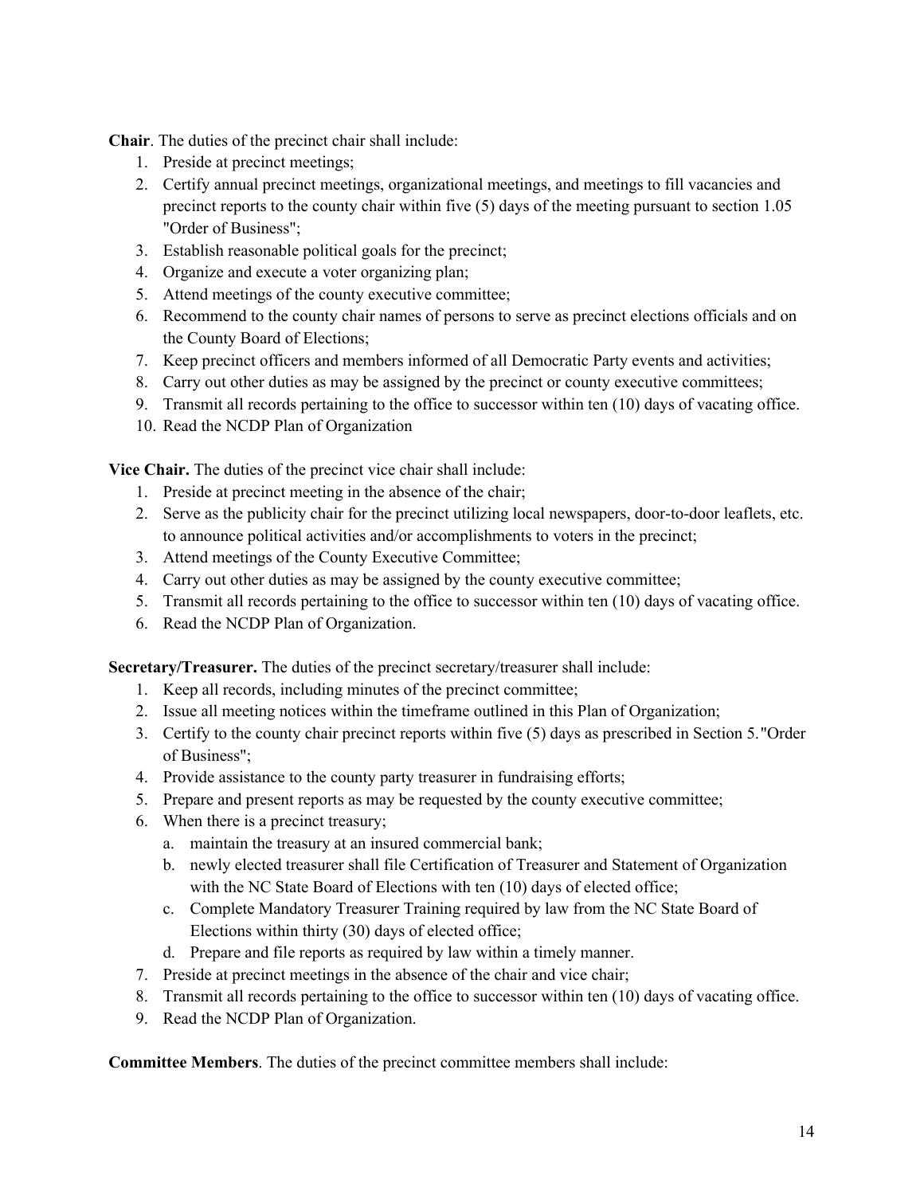**Chair**. The duties of the precinct chair shall include:

1. Preside at precinct meetings;
2. Certify annual precinct meetings, organizational meetings, and meetings to fill vacancies and precinct reports to the county chair within five (5) days of the meeting pursuant to section 1.05 "Order of Business";
3. Establish reasonable political goals for the precinct;
4. Organize and execute a voter organizing plan;
5. Attend meetings of the county executive committee;
6. Recommend to the county chair names of persons to serve as precinct elections officials and on the County Board of Elections;
7. Keep precinct officers and members informed of all Democratic Party events and activities;
8. Carry out other duties as may be assigned by the precinct or county executive committees;
9. Transmit all records pertaining to the office to successor within ten (10) days of vacating office.
10. Read the NCDP Plan of Organization

**Vice Chair.** The duties of the precinct vice chair shall include:

1. Preside at precinct meeting in the absence of the chair;
2. Serve as the publicity chair for the precinct utilizing local newspapers, door-to-door leaflets, etc. to announce political activities and/or accomplishments to voters in the precinct;
3. Attend meetings of the County Executive Committee;
4. Carry out other duties as may be assigned by the county executive committee;
5. Transmit all records pertaining to the office to successor within ten (10) days of vacating office.
6. Read the NCDP Plan of Organization.

**Secretary/Treasurer.** The duties of the precinct secretary/treasurer shall include:

1. Keep all records, including minutes of the precinct committee;
2. Issue all meeting notices within the timeframe outlined in this Plan of Organization;
3. Certify to the county chair precinct reports within five (5) days as prescribed in Section 5."Order of Business";
4. Provide assistance to the county party treasurer in fundraising efforts;
5. Prepare and present reports as may be requested by the county executive committee;
6. When there is a precinct treasury;
   a. maintain the treasury at an insured commercial bank;
   b. newly elected treasurer shall file Certification of Treasurer and Statement of Organization with the NC State Board of Elections with ten (10) days of elected office;
   c. Complete Mandatory Treasurer Training required by law from the NC State Board of Elections within thirty (30) days of elected office;
   d. Prepare and file reports as required by law within a timely manner.
7. Preside at precinct meetings in the absence of the chair and vice chair;
8. Transmit all records pertaining to the office to successor within ten (10) days of vacating office.
9. Read the NCDP Plan of Organization.

**Committee Members**. The duties of the precinct committee members shall include: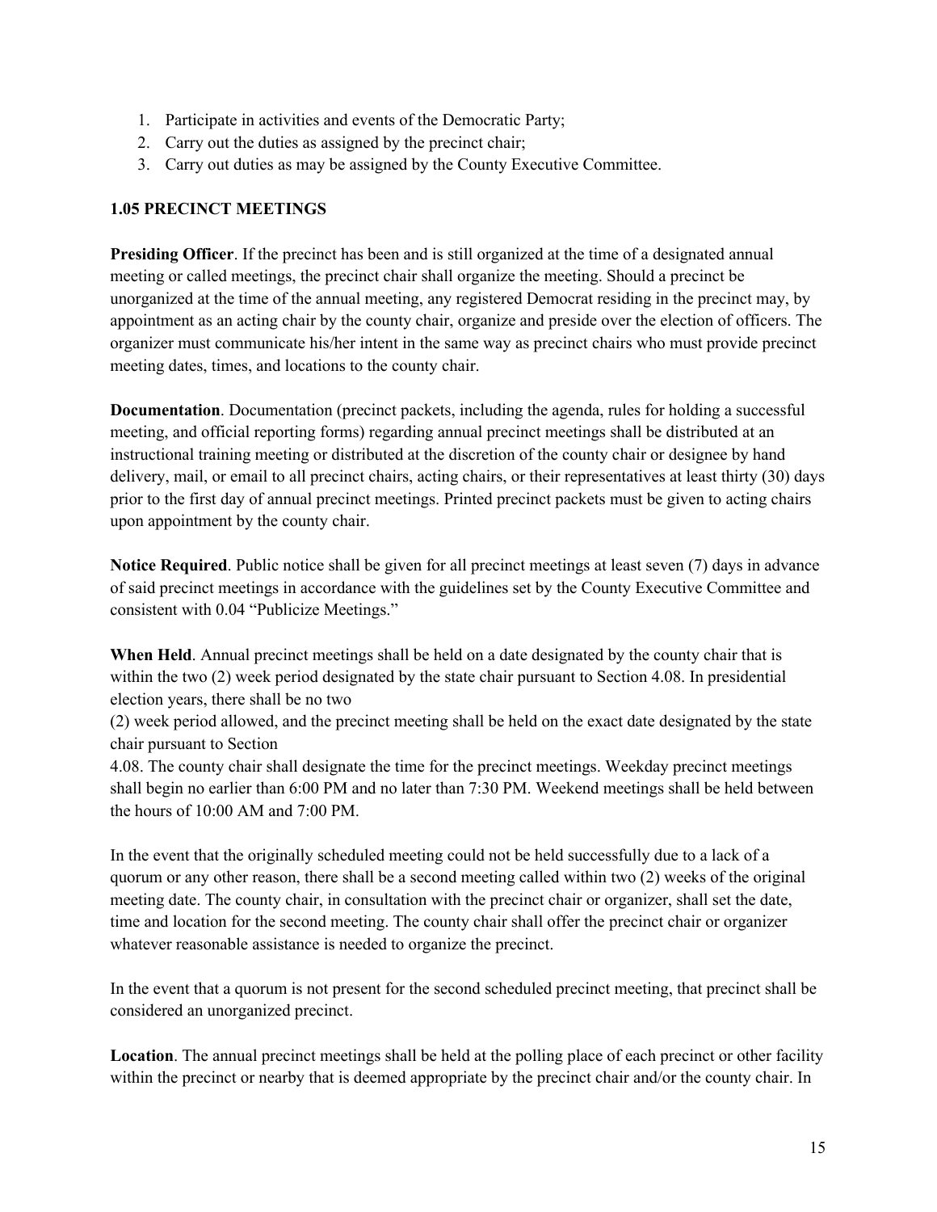1. Participate in activities and events of the Democratic Party;
2. Carry out the duties as assigned by the precinct chair;
3. Carry out duties as may be assigned by the County Executive Committee.

### 1.05 PRECINCT MEETINGS

**Presiding Officer**. If the precinct has been and is still organized at the time of a designated annual meeting or called meetings, the precinct chair shall organize the meeting. Should a precinct be unorganized at the time of the annual meeting, any registered Democrat residing in the precinct may, by appointment as an acting chair by the county chair, organize and preside over the election of officers. The organizer must communicate his/her intent in the same way as precinct chairs who must provide precinct meeting dates, times, and locations to the county chair.

**Documentation**. Documentation (precinct packets, including the agenda, rules for holding a successful meeting, and official reporting forms) regarding annual precinct meetings shall be distributed at an instructional training meeting or distributed at the discretion of the county chair or designee by hand delivery, mail, or email to all precinct chairs, acting chairs, or their representatives at least thirty (30) days prior to the first day of annual precinct meetings. Printed precinct packets must be given to acting chairs upon appointment by the county chair.

**Notice Required**. Public notice shall be given for all precinct meetings at least seven (7) days in advance of said precinct meetings in accordance with the guidelines set by the County Executive Committee and consistent with 0.04 "Publicize Meetings."

**When Held**. Annual precinct meetings shall be held on a date designated by the county chair that is within the two (2) week period designated by the state chair pursuant to Section 4.08. In presidential election years, there shall be no two (2) week period allowed, and the precinct meeting shall be held on the exact date designated by the state chair pursuant to Section 4.08. The county chair shall designate the time for the precinct meetings. Weekday precinct meetings shall begin no earlier than 6:00 PM and no later than 7:30 PM. Weekend meetings shall be held between the hours of 10:00 AM and 7:00 PM.

In the event that the originally scheduled meeting could not be held successfully due to a lack of a quorum or any other reason, there shall be a second meeting called within two (2) weeks of the original meeting date. The county chair, in consultation with the precinct chair or organizer, shall set the date, time and location for the second meeting. The county chair shall offer the precinct chair or organizer whatever reasonable assistance is needed to organize the precinct.

In the event that a quorum is not present for the second scheduled precinct meeting, that precinct shall be considered an unorganized precinct.

**Location**. The annual precinct meetings shall be held at the polling place of each precinct or other facility within the precinct or nearby that is deemed appropriate by the precinct chair and/or the county chair. In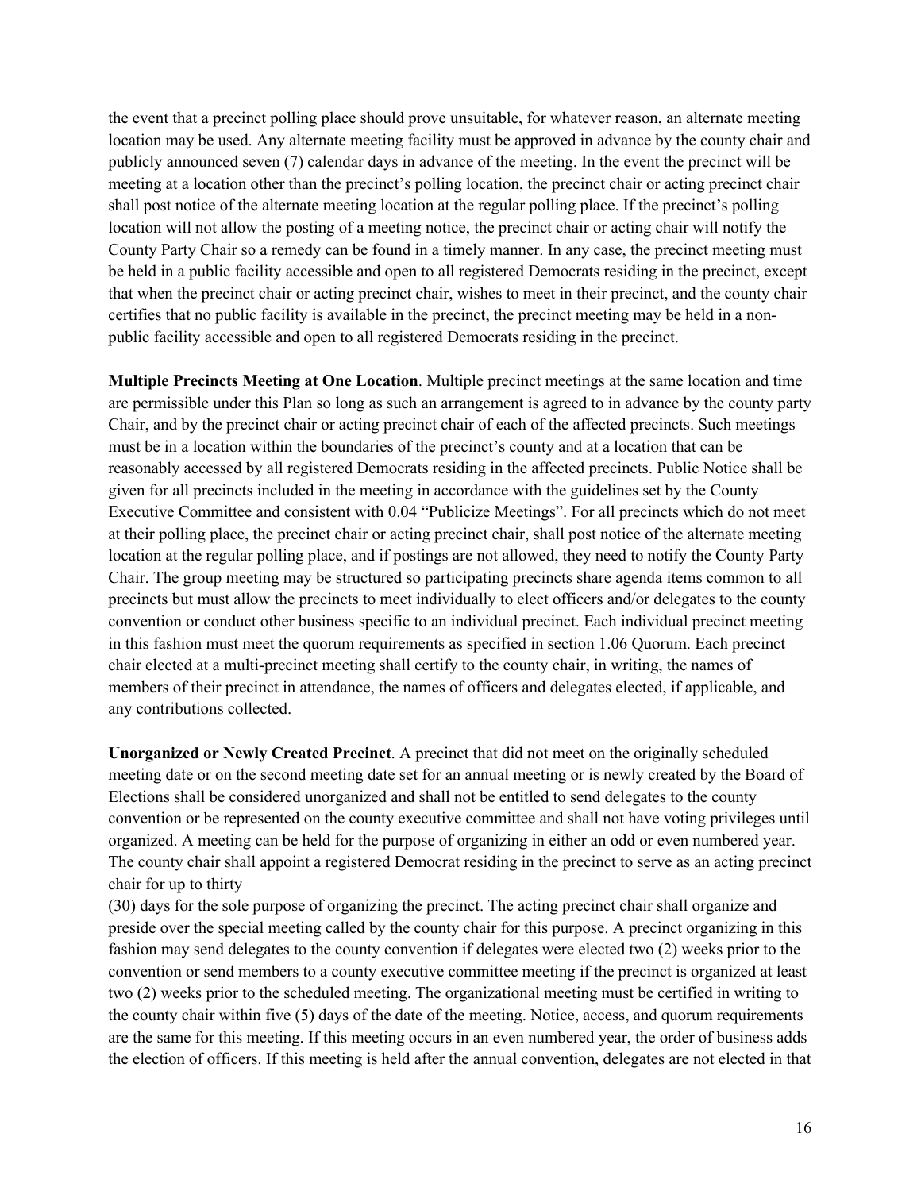the event that a precinct polling place should prove unsuitable, for whatever reason, an alternate meeting location may be used. Any alternate meeting facility must be approved in advance by the county chair and publicly announced seven (7) calendar days in advance of the meeting. In the event the precinct will be meeting at a location other than the precinct's polling location, the precinct chair or acting precinct chair shall post notice of the alternate meeting location at the regular polling place. If the precinct's polling location will not allow the posting of a meeting notice, the precinct chair or acting chair will notify the County Party Chair so a remedy can be found in a timely manner. In any case, the precinct meeting must be held in a public facility accessible and open to all registered Democrats residing in the precinct, except that when the precinct chair or acting precinct chair, wishes to meet in their precinct, and the county chair certifies that no public facility is available in the precinct, the precinct meeting may be held in a non-public facility accessible and open to all registered Democrats residing in the precinct.

**Multiple Precincts Meeting at One Location**. Multiple precinct meetings at the same location and time are permissible under this Plan so long as such an arrangement is agreed to in advance by the county party Chair, and by the precinct chair or acting precinct chair of each of the affected precincts. Such meetings must be in a location within the boundaries of the precinct's county and at a location that can be reasonably accessed by all registered Democrats residing in the affected precincts. Public Notice shall be given for all precincts included in the meeting in accordance with the guidelines set by the County Executive Committee and consistent with 0.04 "Publicize Meetings". For all precincts which do not meet at their polling place, the precinct chair or acting precinct chair, shall post notice of the alternate meeting location at the regular polling place, and if postings are not allowed, they need to notify the County Party Chair. The group meeting may be structured so participating precincts share agenda items common to all precincts but must allow the precincts to meet individually to elect officers and/or delegates to the county convention or conduct other business specific to an individual precinct. Each individual precinct meeting in this fashion must meet the quorum requirements as specified in section 1.06 Quorum. Each precinct chair elected at a multi-precinct meeting shall certify to the county chair, in writing, the names of members of their precinct in attendance, the names of officers and delegates elected, if applicable, and any contributions collected.

**Unorganized or Newly Created Precinct**. A precinct that did not meet on the originally scheduled meeting date or on the second meeting date set for an annual meeting or is newly created by the Board of Elections shall be considered unorganized and shall not be entitled to send delegates to the county convention or be represented on the county executive committee and shall not have voting privileges until organized. A meeting can be held for the purpose of organizing in either an odd or even numbered year. The county chair shall appoint a registered Democrat residing in the precinct to serve as an acting precinct chair for up to thirty (30) days for the sole purpose of organizing the precinct. The acting precinct chair shall organize and preside over the special meeting called by the county chair for this purpose. A precinct organizing in this fashion may send delegates to the county convention if delegates were elected two (2) weeks prior to the convention or send members to a county executive committee meeting if the precinct is organized at least two (2) weeks prior to the scheduled meeting. The organizational meeting must be certified in writing to the county chair within five (5) days of the date of the meeting. Notice, access, and quorum requirements are the same for this meeting. If this meeting occurs in an even numbered year, the order of business adds the election of officers. If this meeting is held after the annual convention, delegates are not elected in that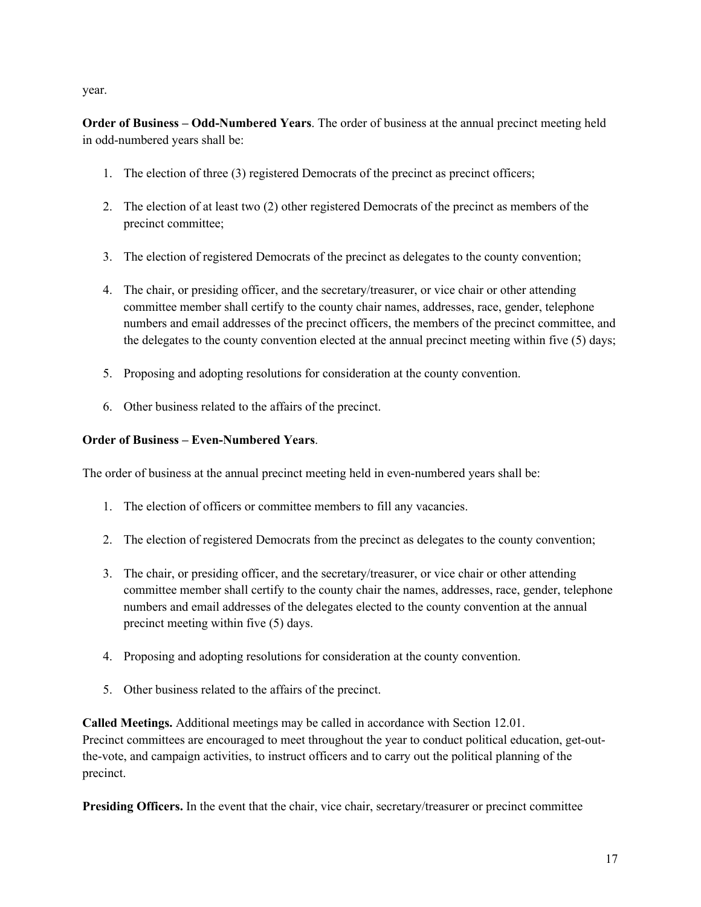year.

**Order of Business – Odd-Numbered Years**. The order of business at the annual precinct meeting held in odd-numbered years shall be:

1. The election of three (3) registered Democrats of the precinct as precinct officers;
2. The election of at least two (2) other registered Democrats of the precinct as members of the precinct committee;
3. The election of registered Democrats of the precinct as delegates to the county convention;
4. The chair, or presiding officer, and the secretary/treasurer, or vice chair or other attending committee member shall certify to the county chair names, addresses, race, gender, telephone numbers and email addresses of the precinct officers, the members of the precinct committee, and the delegates to the county convention elected at the annual precinct meeting within five (5) days;
5. Proposing and adopting resolutions for consideration at the county convention.
6. Other business related to the affairs of the precinct.

**Order of Business – Even-Numbered Years**.

The order of business at the annual precinct meeting held in even-numbered years shall be:

1. The election of officers or committee members to fill any vacancies.
2. The election of registered Democrats from the precinct as delegates to the county convention;
3. The chair, or presiding officer, and the secretary/treasurer, or vice chair or other attending committee member shall certify to the county chair the names, addresses, race, gender, telephone numbers and email addresses of the delegates elected to the county convention at the annual precinct meeting within five (5) days.
4. Proposing and adopting resolutions for consideration at the county convention.
5. Other business related to the affairs of the precinct.

**Called Meetings.** Additional meetings may be called in accordance with Section 12.01. Precinct committees are encouraged to meet throughout the year to conduct political education, get-out-the-vote, and campaign activities, to instruct officers and to carry out the political planning of the precinct.

**Presiding Officers.** In the event that the chair, vice chair, secretary/treasurer or precinct committee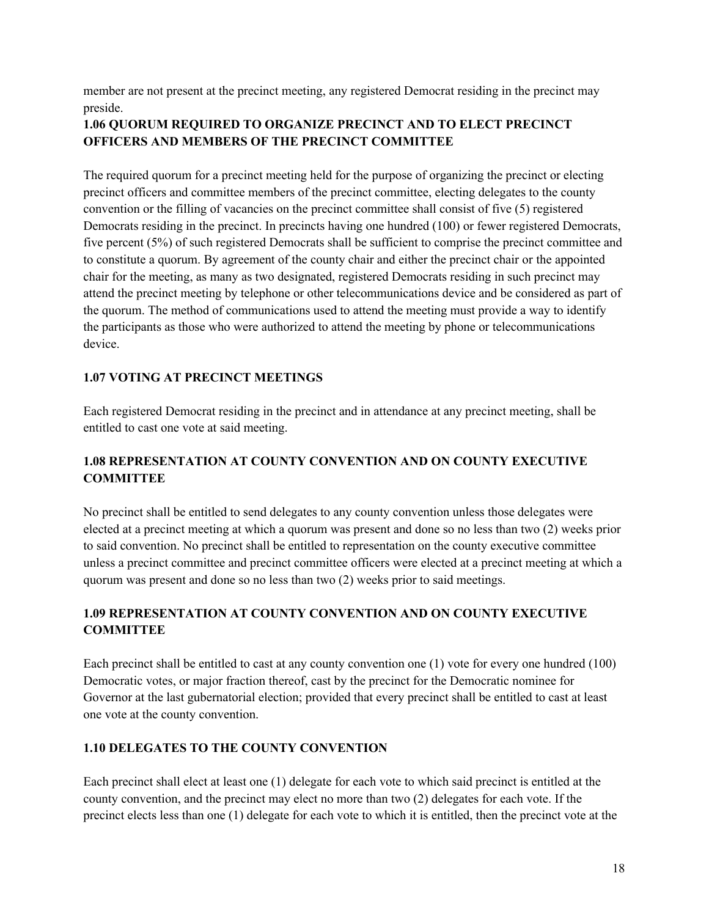member are not present at the precinct meeting, any registered Democrat residing in the precinct may preside.

### 1.06 QUORUM REQUIRED TO ORGANIZE PRECINCT AND TO ELECT PRECINCT OFFICERS AND MEMBERS OF THE PRECINCT COMMITTEE

The required quorum for a precinct meeting held for the purpose of organizing the precinct or electing precinct officers and committee members of the precinct committee, electing delegates to the county convention or the filling of vacancies on the precinct committee shall consist of five (5) registered Democrats residing in the precinct. In precincts having one hundred (100) or fewer registered Democrats, five percent (5%) of such registered Democrats shall be sufficient to comprise the precinct committee and to constitute a quorum. By agreement of the county chair and either the precinct chair or the appointed chair for the meeting, as many as two designated, registered Democrats residing in such precinct may attend the precinct meeting by telephone or other telecommunications device and be considered as part of the quorum. The method of communications used to attend the meeting must provide a way to identify the participants as those who were authorized to attend the meeting by phone or telecommunications device.

### 1.07 VOTING AT PRECINCT MEETINGS

Each registered Democrat residing in the precinct and in attendance at any precinct meeting, shall be entitled to cast one vote at said meeting.

### 1.08 REPRESENTATION AT COUNTY CONVENTION AND ON COUNTY EXECUTIVE COMMITTEE

No precinct shall be entitled to send delegates to any county convention unless those delegates were elected at a precinct meeting at which a quorum was present and done so no less than two (2) weeks prior to said convention. No precinct shall be entitled to representation on the county executive committee unless a precinct committee and precinct committee officers were elected at a precinct meeting at which a quorum was present and done so no less than two (2) weeks prior to said meetings.

### 1.09 REPRESENTATION AT COUNTY CONVENTION AND ON COUNTY EXECUTIVE COMMITTEE

Each precinct shall be entitled to cast at any county convention one (1) vote for every one hundred (100) Democratic votes, or major fraction thereof, cast by the precinct for the Democratic nominee for Governor at the last gubernatorial election; provided that every precinct shall be entitled to cast at least one vote at the county convention.

### 1.10 DELEGATES TO THE COUNTY CONVENTION

Each precinct shall elect at least one (1) delegate for each vote to which said precinct is entitled at the county convention, and the precinct may elect no more than two (2) delegates for each vote. If the precinct elects less than one (1) delegate for each vote to which it is entitled, then the precinct vote at the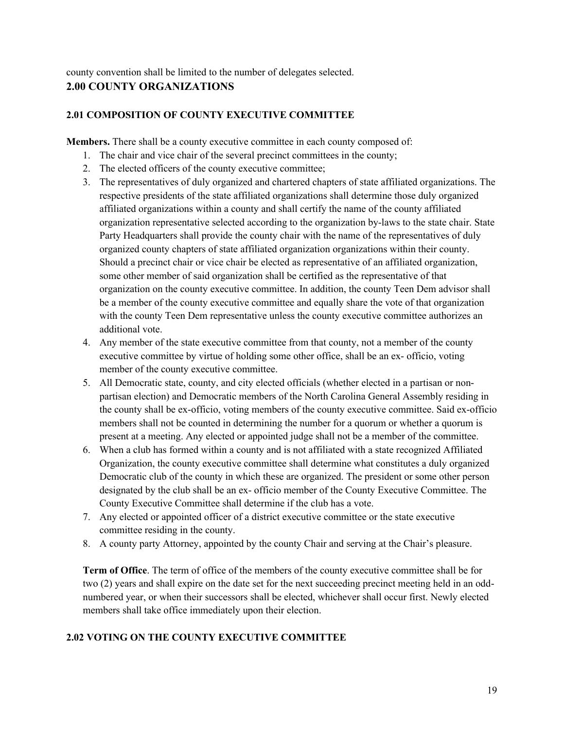county convention shall be limited to the number of delegates selected.

## 2.00 COUNTY ORGANIZATIONS

### 2.01 COMPOSITION OF COUNTY EXECUTIVE COMMITTEE

**Members.** There shall be a county executive committee in each county composed of:

1. The chair and vice chair of the several precinct committees in the county;
2. The elected officers of the county executive committee;
3. The representatives of duly organized and chartered chapters of state affiliated organizations. The respective presidents of the state affiliated organizations shall determine those duly organized affiliated organizations within a county and shall certify the name of the county affiliated organization representative selected according to the organization by-laws to the state chair. State Party Headquarters shall provide the county chair with the name of the representatives of duly organized county chapters of state affiliated organization organizations within their county. Should a precinct chair or vice chair be elected as representative of an affiliated organization, some other member of said organization shall be certified as the representative of that organization on the county executive committee. In addition, the county Teen Dem advisor shall be a member of the county executive committee and equally share the vote of that organization with the county Teen Dem representative unless the county executive committee authorizes an additional vote.
4. Any member of the state executive committee from that county, not a member of the county executive committee by virtue of holding some other office, shall be an ex- officio, voting member of the county executive committee.
5. All Democratic state, county, and city elected officials (whether elected in a partisan or non-partisan election) and Democratic members of the North Carolina General Assembly residing in the county shall be ex-officio, voting members of the county executive committee. Said ex-officio members shall not be counted in determining the number for a quorum or whether a quorum is present at a meeting. Any elected or appointed judge shall not be a member of the committee.
6. When a club has formed within a county and is not affiliated with a state recognized Affiliated Organization, the county executive committee shall determine what constitutes a duly organized Democratic club of the county in which these are organized. The president or some other person designated by the club shall be an ex- officio member of the County Executive Committee. The County Executive Committee shall determine if the club has a vote.
7. Any elected or appointed officer of a district executive committee or the state executive committee residing in the county.
8. A county party Attorney, appointed by the county Chair and serving at the Chair's pleasure.

**Term of Office**. The term of office of the members of the county executive committee shall be for two (2) years and shall expire on the date set for the next succeeding precinct meeting held in an odd-numbered year, or when their successors shall be elected, whichever shall occur first. Newly elected members shall take office immediately upon their election.

### 2.02 VOTING ON THE COUNTY EXECUTIVE COMMITTEE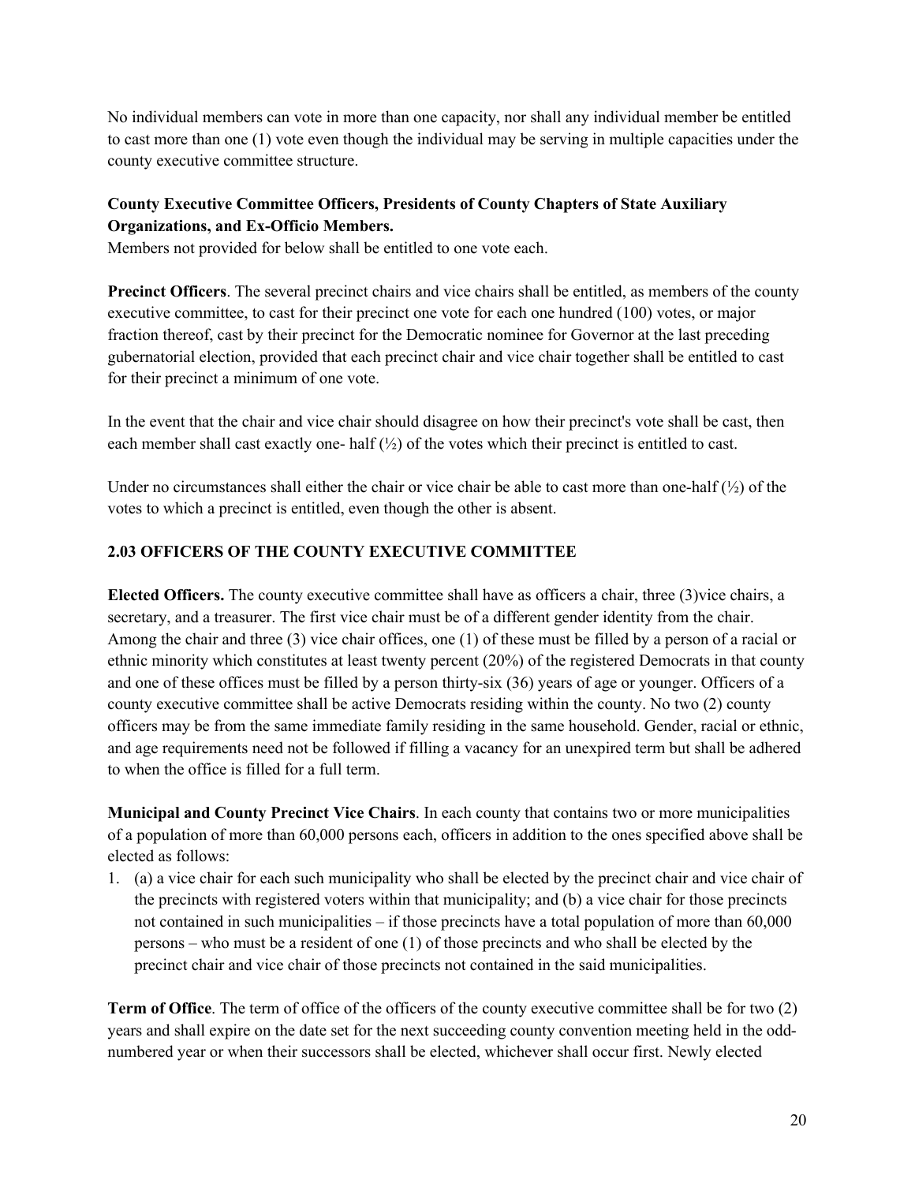No individual members can vote in more than one capacity, nor shall any individual member be entitled to cast more than one (1) vote even though the individual may be serving in multiple capacities under the county executive committee structure.

**County Executive Committee Officers, Presidents of County Chapters of State Auxiliary Organizations, and Ex-Officio Members.**
Members not provided for below shall be entitled to one vote each.

**Precinct Officers**. The several precinct chairs and vice chairs shall be entitled, as members of the county executive committee, to cast for their precinct one vote for each one hundred (100) votes, or major fraction thereof, cast by their precinct for the Democratic nominee for Governor at the last preceding gubernatorial election, provided that each precinct chair and vice chair together shall be entitled to cast for their precinct a minimum of one vote.

In the event that the chair and vice chair should disagree on how their precinct's vote shall be cast, then each member shall cast exactly one- half (½) of the votes which their precinct is entitled to cast.

Under no circumstances shall either the chair or vice chair be able to cast more than one-half (½) of the votes to which a precinct is entitled, even though the other is absent.

## 2.03 OFFICERS OF THE COUNTY EXECUTIVE COMMITTEE

**Elected Officers.** The county executive committee shall have as officers a chair, three (3)vice chairs, a secretary, and a treasurer. The first vice chair must be of a different gender identity from the chair. Among the chair and three (3) vice chair offices, one (1) of these must be filled by a person of a racial or ethnic minority which constitutes at least twenty percent (20%) of the registered Democrats in that county and one of these offices must be filled by a person thirty-six (36) years of age or younger. Officers of a county executive committee shall be active Democrats residing within the county. No two (2) county officers may be from the same immediate family residing in the same household. Gender, racial or ethnic, and age requirements need not be followed if filling a vacancy for an unexpired term but shall be adhered to when the office is filled for a full term.

**Municipal and County Precinct Vice Chairs**. In each county that contains two or more municipalities of a population of more than 60,000 persons each, officers in addition to the ones specified above shall be elected as follows:

1. (a) a vice chair for each such municipality who shall be elected by the precinct chair and vice chair of the precincts with registered voters within that municipality; and (b) a vice chair for those precincts not contained in such municipalities – if those precincts have a total population of more than 60,000 persons – who must be a resident of one (1) of those precincts and who shall be elected by the precinct chair and vice chair of those precincts not contained in the said municipalities.

**Term of Office**. The term of office of the officers of the county executive committee shall be for two (2) years and shall expire on the date set for the next succeeding county convention meeting held in the odd-numbered year or when their successors shall be elected, whichever shall occur first. Newly elected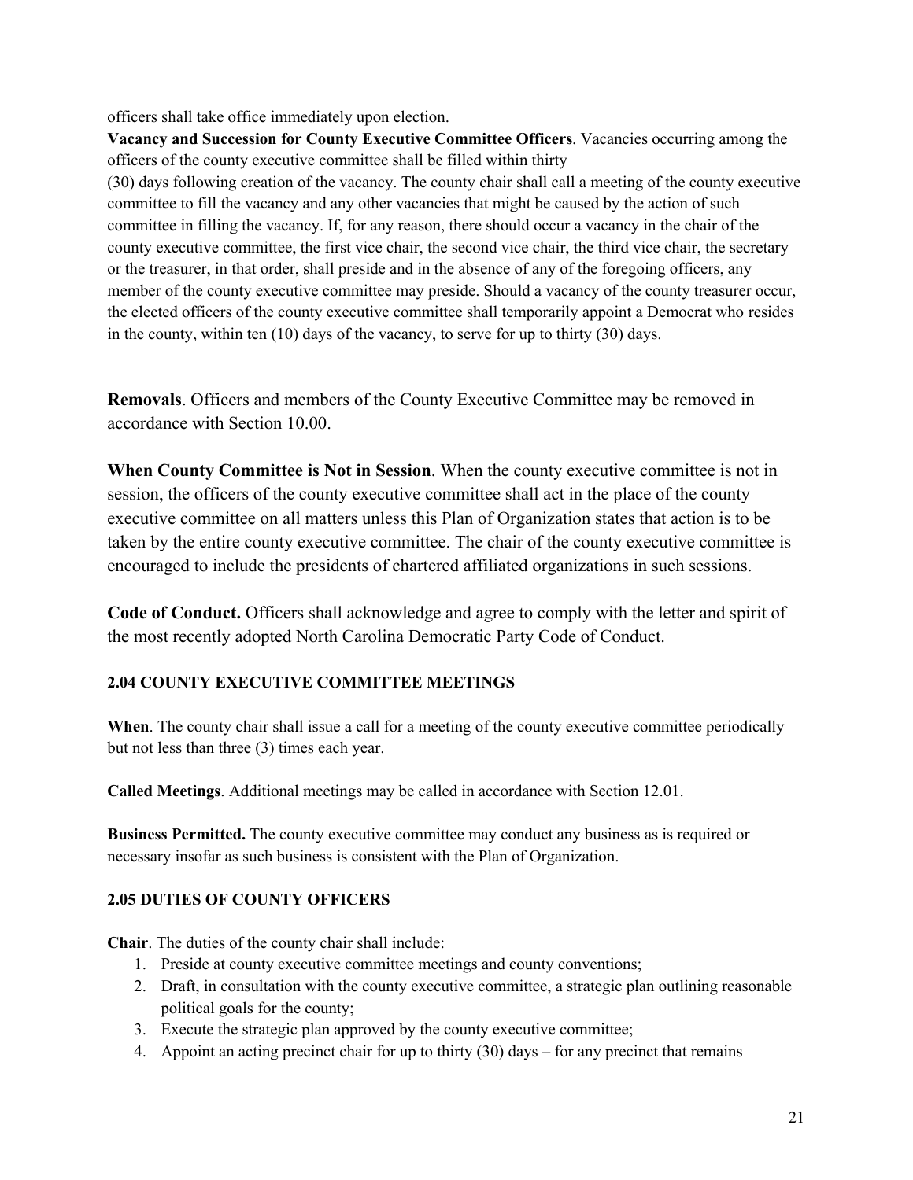officers shall take office immediately upon election.

**Vacancy and Succession for County Executive Committee Officers**. Vacancies occurring among the officers of the county executive committee shall be filled within thirty (30) days following creation of the vacancy. The county chair shall call a meeting of the county executive committee to fill the vacancy and any other vacancies that might be caused by the action of such committee in filling the vacancy. If, for any reason, there should occur a vacancy in the chair of the county executive committee, the first vice chair, the second vice chair, the third vice chair, the secretary or the treasurer, in that order, shall preside and in the absence of any of the foregoing officers, any member of the county executive committee may preside. Should a vacancy of the county treasurer occur, the elected officers of the county executive committee shall temporarily appoint a Democrat who resides in the county, within ten (10) days of the vacancy, to serve for up to thirty (30) days.

**Removals**. Officers and members of the County Executive Committee may be removed in accordance with Section 10.00.

**When County Committee is Not in Session**. When the county executive committee is not in session, the officers of the county executive committee shall act in the place of the county executive committee on all matters unless this Plan of Organization states that action is to be taken by the entire county executive committee. The chair of the county executive committee is encouraged to include the presidents of chartered affiliated organizations in such sessions.

**Code of Conduct.** Officers shall acknowledge and agree to comply with the letter and spirit of the most recently adopted North Carolina Democratic Party Code of Conduct.

### 2.04 COUNTY EXECUTIVE COMMITTEE MEETINGS

**When**. The county chair shall issue a call for a meeting of the county executive committee periodically but not less than three (3) times each year.

**Called Meetings**. Additional meetings may be called in accordance with Section 12.01.

**Business Permitted.** The county executive committee may conduct any business as is required or necessary insofar as such business is consistent with the Plan of Organization.

### 2.05 DUTIES OF COUNTY OFFICERS

**Chair**. The duties of the county chair shall include:

1. Preside at county executive committee meetings and county conventions;
2. Draft, in consultation with the county executive committee, a strategic plan outlining reasonable political goals for the county;
3. Execute the strategic plan approved by the county executive committee;
4. Appoint an acting precinct chair for up to thirty (30) days – for any precinct that remains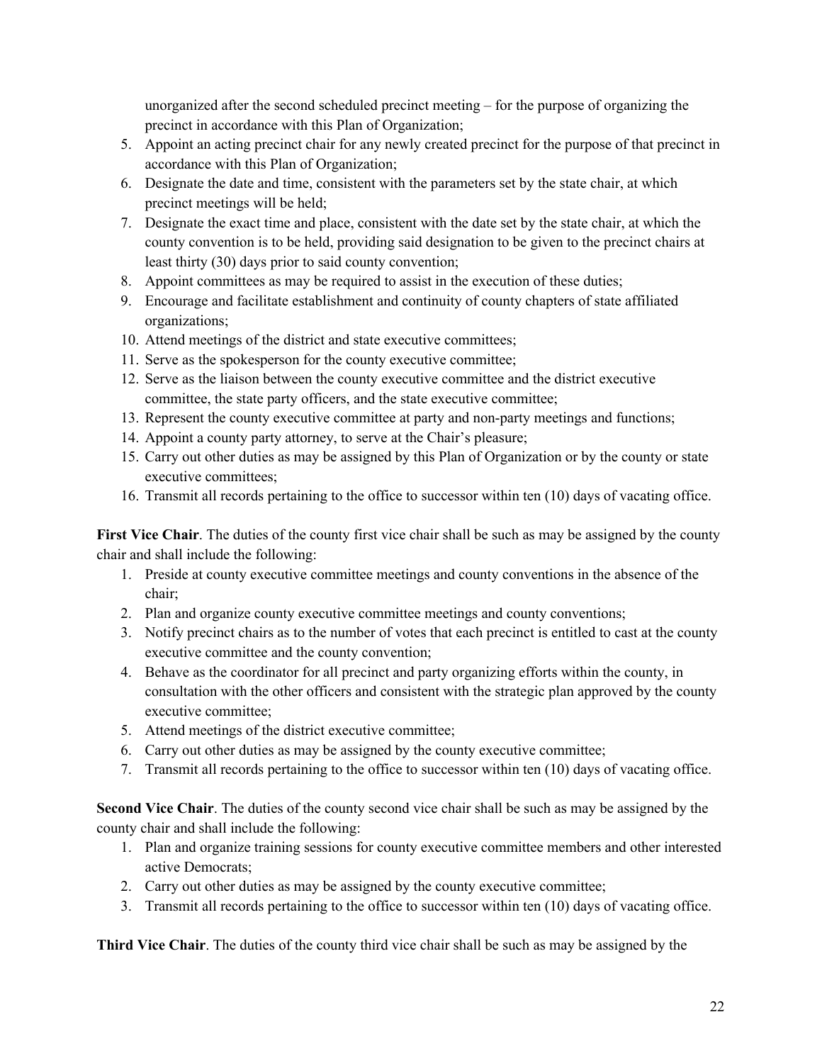unorganized after the second scheduled precinct meeting – for the purpose of organizing the precinct in accordance with this Plan of Organization;

5. Appoint an acting precinct chair for any newly created precinct for the purpose of that precinct in accordance with this Plan of Organization;
6. Designate the date and time, consistent with the parameters set by the state chair, at which precinct meetings will be held;
7. Designate the exact time and place, consistent with the date set by the state chair, at which the county convention is to be held, providing said designation to be given to the precinct chairs at least thirty (30) days prior to said county convention;
8. Appoint committees as may be required to assist in the execution of these duties;
9. Encourage and facilitate establishment and continuity of county chapters of state affiliated organizations;
10. Attend meetings of the district and state executive committees;
11. Serve as the spokesperson for the county executive committee;
12. Serve as the liaison between the county executive committee and the district executive committee, the state party officers, and the state executive committee;
13. Represent the county executive committee at party and non-party meetings and functions;
14. Appoint a county party attorney, to serve at the Chair's pleasure;
15. Carry out other duties as may be assigned by this Plan of Organization or by the county or state executive committees;
16. Transmit all records pertaining to the office to successor within ten (10) days of vacating office.

**First Vice Chair**. The duties of the county first vice chair shall be such as may be assigned by the county chair and shall include the following:

1. Preside at county executive committee meetings and county conventions in the absence of the chair;
2. Plan and organize county executive committee meetings and county conventions;
3. Notify precinct chairs as to the number of votes that each precinct is entitled to cast at the county executive committee and the county convention;
4. Behave as the coordinator for all precinct and party organizing efforts within the county, in consultation with the other officers and consistent with the strategic plan approved by the county executive committee;
5. Attend meetings of the district executive committee;
6. Carry out other duties as may be assigned by the county executive committee;
7. Transmit all records pertaining to the office to successor within ten (10) days of vacating office.

**Second Vice Chair**. The duties of the county second vice chair shall be such as may be assigned by the county chair and shall include the following:

1. Plan and organize training sessions for county executive committee members and other interested active Democrats;
2. Carry out other duties as may be assigned by the county executive committee;
3. Transmit all records pertaining to the office to successor within ten (10) days of vacating office.

**Third Vice Chair**. The duties of the county third vice chair shall be such as may be assigned by the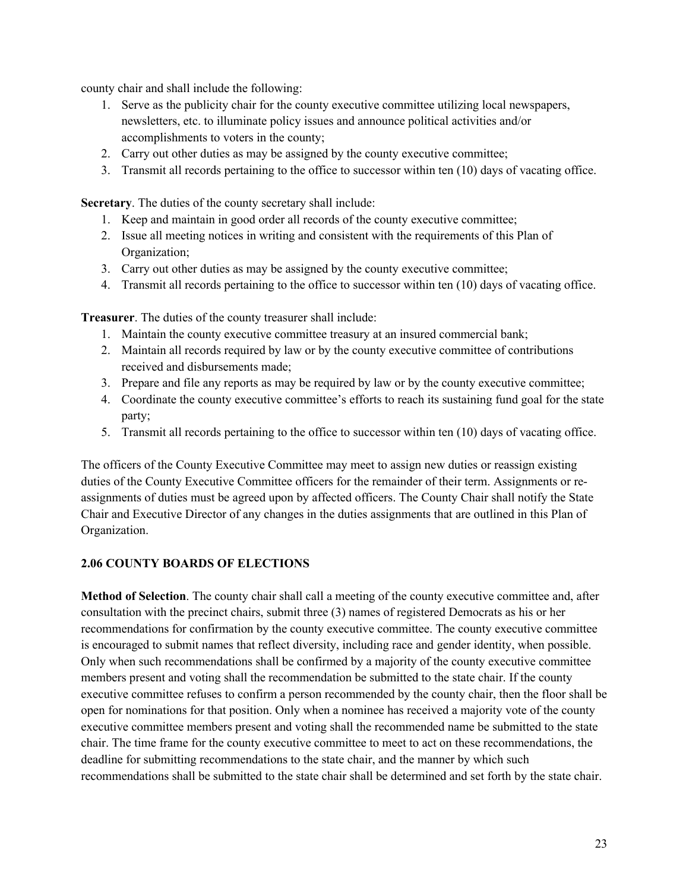county chair and shall include the following:

1. Serve as the publicity chair for the county executive committee utilizing local newspapers, newsletters, etc. to illuminate policy issues and announce political activities and/or accomplishments to voters in the county;
2. Carry out other duties as may be assigned by the county executive committee;
3. Transmit all records pertaining to the office to successor within ten (10) days of vacating office.

**Secretary**. The duties of the county secretary shall include:

1. Keep and maintain in good order all records of the county executive committee;
2. Issue all meeting notices in writing and consistent with the requirements of this Plan of Organization;
3. Carry out other duties as may be assigned by the county executive committee;
4. Transmit all records pertaining to the office to successor within ten (10) days of vacating office.

**Treasurer**. The duties of the county treasurer shall include:

1. Maintain the county executive committee treasury at an insured commercial bank;
2. Maintain all records required by law or by the county executive committee of contributions received and disbursements made;
3. Prepare and file any reports as may be required by law or by the county executive committee;
4. Coordinate the county executive committee's efforts to reach its sustaining fund goal for the state party;
5. Transmit all records pertaining to the office to successor within ten (10) days of vacating office.

The officers of the County Executive Committee may meet to assign new duties or reassign existing duties of the County Executive Committee officers for the remainder of their term. Assignments or re-assignments of duties must be agreed upon by affected officers. The County Chair shall notify the State Chair and Executive Director of any changes in the duties assignments that are outlined in this Plan of Organization.

### 2.06 COUNTY BOARDS OF ELECTIONS

**Method of Selection**. The county chair shall call a meeting of the county executive committee and, after consultation with the precinct chairs, submit three (3) names of registered Democrats as his or her recommendations for confirmation by the county executive committee. The county executive committee is encouraged to submit names that reflect diversity, including race and gender identity, when possible. Only when such recommendations shall be confirmed by a majority of the county executive committee members present and voting shall the recommendation be submitted to the state chair. If the county executive committee refuses to confirm a person recommended by the county chair, then the floor shall be open for nominations for that position. Only when a nominee has received a majority vote of the county executive committee members present and voting shall the recommended name be submitted to the state chair. The time frame for the county executive committee to meet to act on these recommendations, the deadline for submitting recommendations to the state chair, and the manner by which such recommendations shall be submitted to the state chair shall be determined and set forth by the state chair.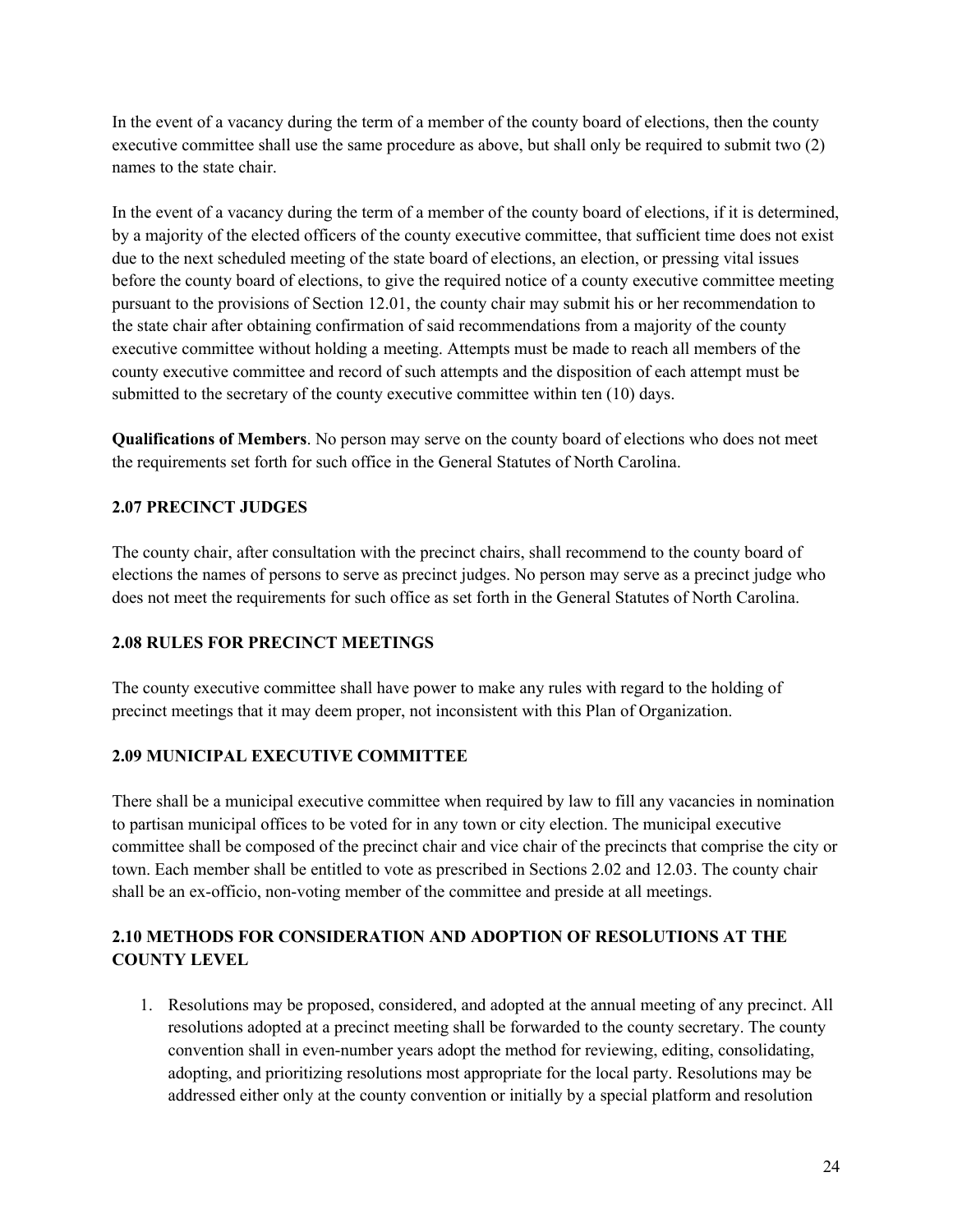In the event of a vacancy during the term of a member of the county board of elections, then the county executive committee shall use the same procedure as above, but shall only be required to submit two (2) names to the state chair.

In the event of a vacancy during the term of a member of the county board of elections, if it is determined, by a majority of the elected officers of the county executive committee, that sufficient time does not exist due to the next scheduled meeting of the state board of elections, an election, or pressing vital issues before the county board of elections, to give the required notice of a county executive committee meeting pursuant to the provisions of Section 12.01, the county chair may submit his or her recommendation to the state chair after obtaining confirmation of said recommendations from a majority of the county executive committee without holding a meeting. Attempts must be made to reach all members of the county executive committee and record of such attempts and the disposition of each attempt must be submitted to the secretary of the county executive committee within ten (10) days.

**Qualifications of Members**. No person may serve on the county board of elections who does not meet the requirements set forth for such office in the General Statutes of North Carolina.

### 2.07 PRECINCT JUDGES

The county chair, after consultation with the precinct chairs, shall recommend to the county board of elections the names of persons to serve as precinct judges. No person may serve as a precinct judge who does not meet the requirements for such office as set forth in the General Statutes of North Carolina.

### 2.08 RULES FOR PRECINCT MEETINGS

The county executive committee shall have power to make any rules with regard to the holding of precinct meetings that it may deem proper, not inconsistent with this Plan of Organization.

### 2.09 MUNICIPAL EXECUTIVE COMMITTEE

There shall be a municipal executive committee when required by law to fill any vacancies in nomination to partisan municipal offices to be voted for in any town or city election. The municipal executive committee shall be composed of the precinct chair and vice chair of the precincts that comprise the city or town. Each member shall be entitled to vote as prescribed in Sections 2.02 and 12.03. The county chair shall be an ex-officio, non-voting member of the committee and preside at all meetings.

### 2.10 METHODS FOR CONSIDERATION AND ADOPTION OF RESOLUTIONS AT THE COUNTY LEVEL

1. Resolutions may be proposed, considered, and adopted at the annual meeting of any precinct. All resolutions adopted at a precinct meeting shall be forwarded to the county secretary. The county convention shall in even-number years adopt the method for reviewing, editing, consolidating, adopting, and prioritizing resolutions most appropriate for the local party. Resolutions may be addressed either only at the county convention or initially by a special platform and resolution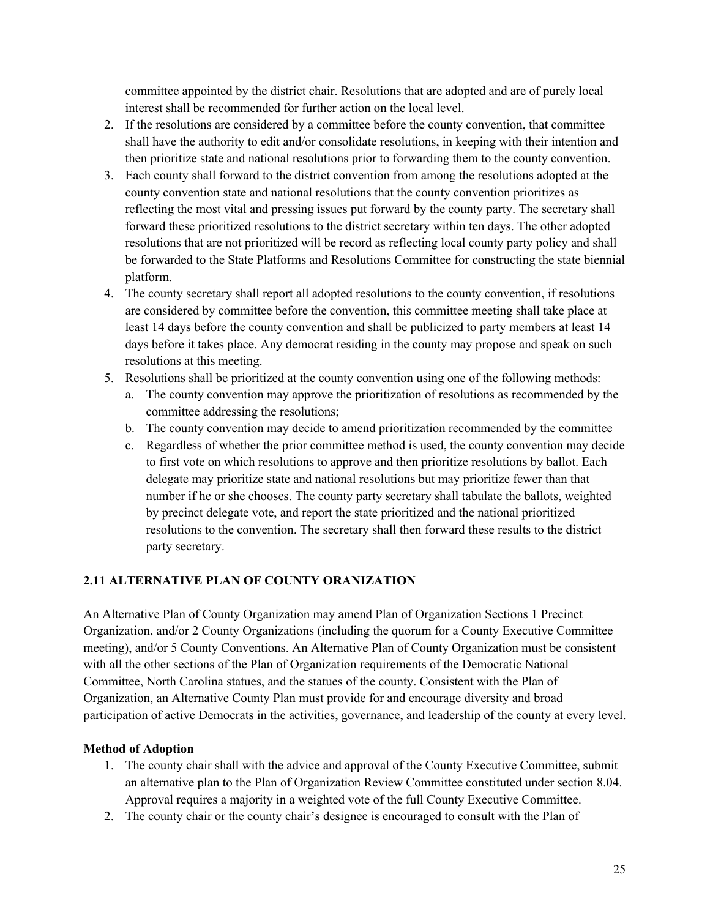committee appointed by the district chair. Resolutions that are adopted and are of purely local interest shall be recommended for further action on the local level.

2. If the resolutions are considered by a committee before the county convention, that committee shall have the authority to edit and/or consolidate resolutions, in keeping with their intention and then prioritize state and national resolutions prior to forwarding them to the county convention.
3. Each county shall forward to the district convention from among the resolutions adopted at the county convention state and national resolutions that the county convention prioritizes as reflecting the most vital and pressing issues put forward by the county party. The secretary shall forward these prioritized resolutions to the district secretary within ten days. The other adopted resolutions that are not prioritized will be record as reflecting local county party policy and shall be forwarded to the State Platforms and Resolutions Committee for constructing the state biennial platform.
4. The county secretary shall report all adopted resolutions to the county convention, if resolutions are considered by committee before the convention, this committee meeting shall take place at least 14 days before the county convention and shall be publicized to party members at least 14 days before it takes place. Any democrat residing in the county may propose and speak on such resolutions at this meeting.
5. Resolutions shall be prioritized at the county convention using one of the following methods:
   a. The county convention may approve the prioritization of resolutions as recommended by the committee addressing the resolutions;
   b. The county convention may decide to amend prioritization recommended by the committee
   c. Regardless of whether the prior committee method is used, the county convention may decide to first vote on which resolutions to approve and then prioritize resolutions by ballot. Each delegate may prioritize state and national resolutions but may prioritize fewer than that number if he or she chooses. The county party secretary shall tabulate the ballots, weighted by precinct delegate vote, and report the state prioritized and the national prioritized resolutions to the convention. The secretary shall then forward these results to the district party secretary.

## 2.11 ALTERNATIVE PLAN OF COUNTY ORANIZATION

An Alternative Plan of County Organization may amend Plan of Organization Sections 1 Precinct Organization, and/or 2 County Organizations (including the quorum for a County Executive Committee meeting), and/or 5 County Conventions. An Alternative Plan of County Organization must be consistent with all the other sections of the Plan of Organization requirements of the Democratic National Committee, North Carolina statues, and the statues of the county. Consistent with the Plan of Organization, an Alternative County Plan must provide for and encourage diversity and broad participation of active Democrats in the activities, governance, and leadership of the county at every level.

**Method of Adoption**

1. The county chair shall with the advice and approval of the County Executive Committee, submit an alternative plan to the Plan of Organization Review Committee constituted under section 8.04. Approval requires a majority in a weighted vote of the full County Executive Committee.
2. The county chair or the county chair's designee is encouraged to consult with the Plan of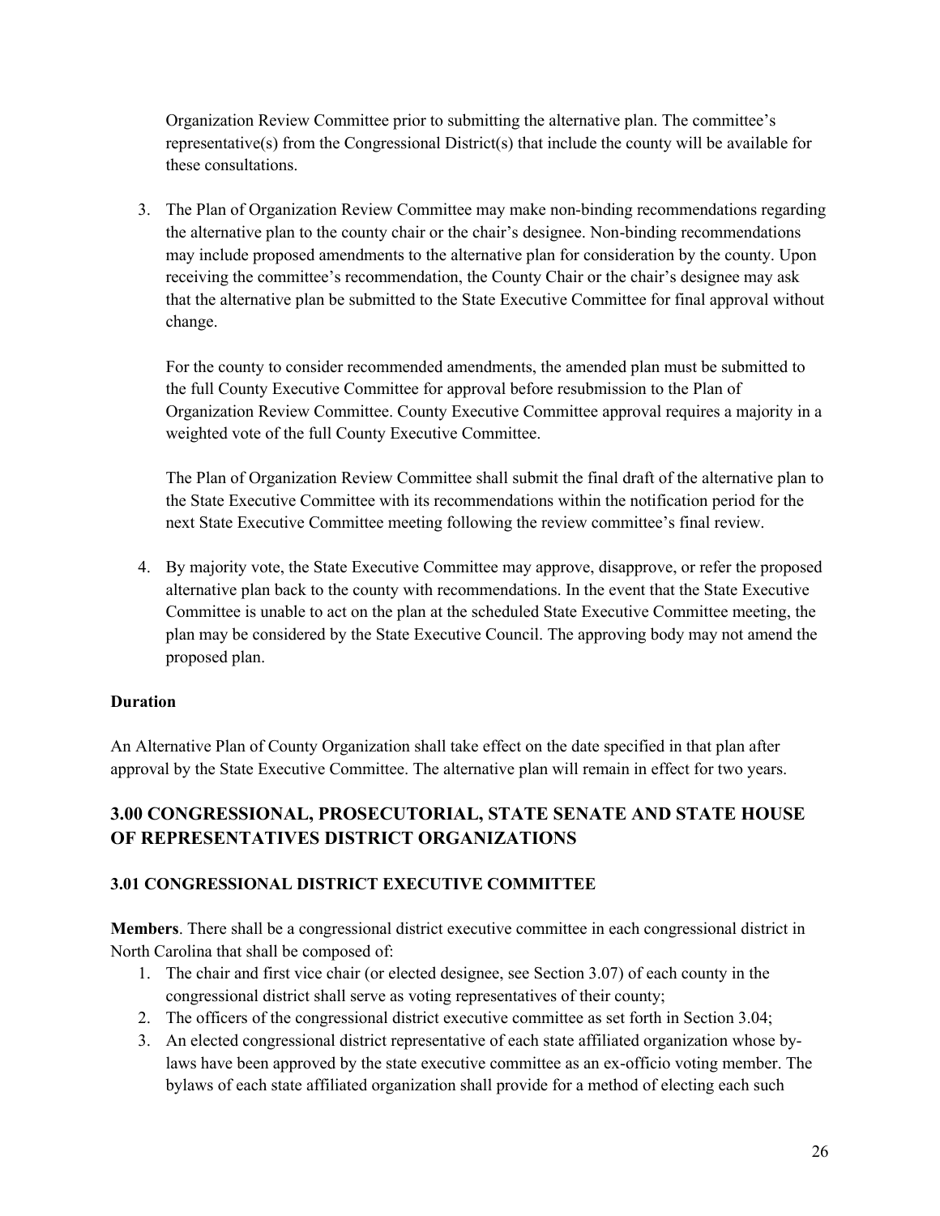Organization Review Committee prior to submitting the alternative plan. The committee's representative(s) from the Congressional District(s) that include the county will be available for these consultations.

3. The Plan of Organization Review Committee may make non-binding recommendations regarding the alternative plan to the county chair or the chair's designee. Non-binding recommendations may include proposed amendments to the alternative plan for consideration by the county. Upon receiving the committee's recommendation, the County Chair or the chair's designee may ask that the alternative plan be submitted to the State Executive Committee for final approval without change.

   For the county to consider recommended amendments, the amended plan must be submitted to the full County Executive Committee for approval before resubmission to the Plan of Organization Review Committee. County Executive Committee approval requires a majority in a weighted vote of the full County Executive Committee.

   The Plan of Organization Review Committee shall submit the final draft of the alternative plan to the State Executive Committee with its recommendations within the notification period for the next State Executive Committee meeting following the review committee's final review.

4. By majority vote, the State Executive Committee may approve, disapprove, or refer the proposed alternative plan back to the county with recommendations. In the event that the State Executive Committee is unable to act on the plan at the scheduled State Executive Committee meeting, the plan may be considered by the State Executive Council. The approving body may not amend the proposed plan.

**Duration**

An Alternative Plan of County Organization shall take effect on the date specified in that plan after approval by the State Executive Committee. The alternative plan will remain in effect for two years.

## 3.00 CONGRESSIONAL, PROSECUTORIAL, STATE SENATE AND STATE HOUSE OF REPRESENTATIVES DISTRICT ORGANIZATIONS

### 3.01 CONGRESSIONAL DISTRICT EXECUTIVE COMMITTEE

**Members**. There shall be a congressional district executive committee in each congressional district in North Carolina that shall be composed of:

1. The chair and first vice chair (or elected designee, see Section 3.07) of each county in the congressional district shall serve as voting representatives of their county;
2. The officers of the congressional district executive committee as set forth in Section 3.04;
3. An elected congressional district representative of each state affiliated organization whose by-laws have been approved by the state executive committee as an ex-officio voting member. The bylaws of each state affiliated organization shall provide for a method of electing each such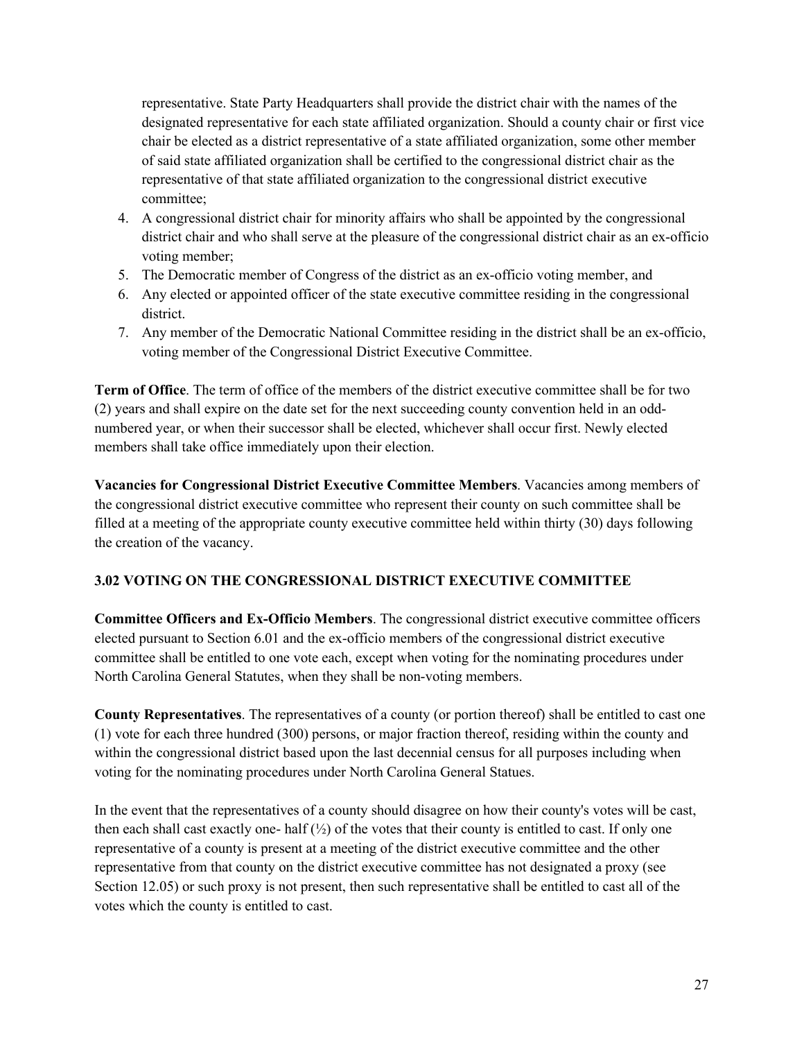representative. State Party Headquarters shall provide the district chair with the names of the designated representative for each state affiliated organization. Should a county chair or first vice chair be elected as a district representative of a state affiliated organization, some other member of said state affiliated organization shall be certified to the congressional district chair as the representative of that state affiliated organization to the congressional district executive committee;

4. A congressional district chair for minority affairs who shall be appointed by the congressional district chair and who shall serve at the pleasure of the congressional district chair as an ex-officio voting member;
5. The Democratic member of Congress of the district as an ex-officio voting member, and
6. Any elected or appointed officer of the state executive committee residing in the congressional district.
7. Any member of the Democratic National Committee residing in the district shall be an ex-officio, voting member of the Congressional District Executive Committee.

**Term of Office**. The term of office of the members of the district executive committee shall be for two (2) years and shall expire on the date set for the next succeeding county convention held in an odd-numbered year, or when their successor shall be elected, whichever shall occur first. Newly elected members shall take office immediately upon their election.

**Vacancies for Congressional District Executive Committee Members**. Vacancies among members of the congressional district executive committee who represent their county on such committee shall be filled at a meeting of the appropriate county executive committee held within thirty (30) days following the creation of the vacancy.

### 3.02 VOTING ON THE CONGRESSIONAL DISTRICT EXECUTIVE COMMITTEE

**Committee Officers and Ex-Officio Members**. The congressional district executive committee officers elected pursuant to Section 6.01 and the ex-officio members of the congressional district executive committee shall be entitled to one vote each, except when voting for the nominating procedures under North Carolina General Statutes, when they shall be non-voting members.

**County Representatives**. The representatives of a county (or portion thereof) shall be entitled to cast one (1) vote for each three hundred (300) persons, or major fraction thereof, residing within the county and within the congressional district based upon the last decennial census for all purposes including when voting for the nominating procedures under North Carolina General Statues.

In the event that the representatives of a county should disagree on how their county's votes will be cast, then each shall cast exactly one- half (½) of the votes that their county is entitled to cast. If only one representative of a county is present at a meeting of the district executive committee and the other representative from that county on the district executive committee has not designated a proxy (see Section 12.05) or such proxy is not present, then such representative shall be entitled to cast all of the votes which the county is entitled to cast.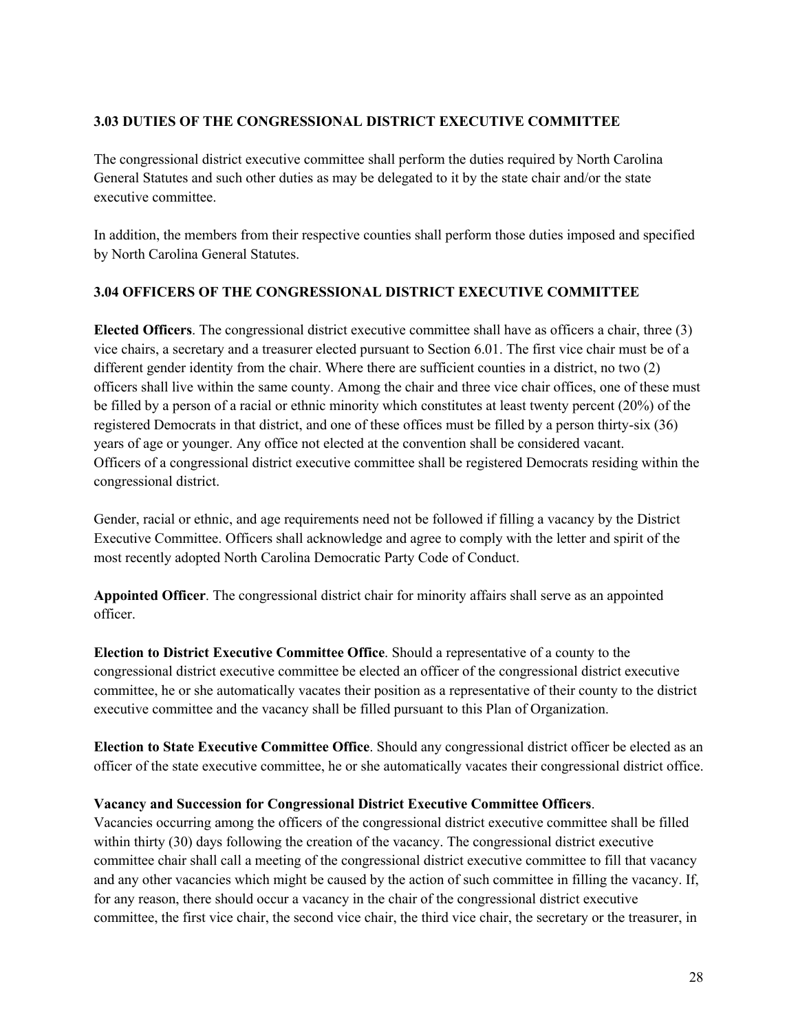### 3.03 DUTIES OF THE CONGRESSIONAL DISTRICT EXECUTIVE COMMITTEE

The congressional district executive committee shall perform the duties required by North Carolina General Statutes and such other duties as may be delegated to it by the state chair and/or the state executive committee.

In addition, the members from their respective counties shall perform those duties imposed and specified by North Carolina General Statutes.

### 3.04 OFFICERS OF THE CONGRESSIONAL DISTRICT EXECUTIVE COMMITTEE

**Elected Officers**. The congressional district executive committee shall have as officers a chair, three (3) vice chairs, a secretary and a treasurer elected pursuant to Section 6.01. The first vice chair must be of a different gender identity from the chair. Where there are sufficient counties in a district, no two (2) officers shall live within the same county. Among the chair and three vice chair offices, one of these must be filled by a person of a racial or ethnic minority which constitutes at least twenty percent (20%) of the registered Democrats in that district, and one of these offices must be filled by a person thirty-six (36) years of age or younger. Any office not elected at the convention shall be considered vacant. Officers of a congressional district executive committee shall be registered Democrats residing within the congressional district.

Gender, racial or ethnic, and age requirements need not be followed if filling a vacancy by the District Executive Committee. Officers shall acknowledge and agree to comply with the letter and spirit of the most recently adopted North Carolina Democratic Party Code of Conduct.

**Appointed Officer**. The congressional district chair for minority affairs shall serve as an appointed officer.

**Election to District Executive Committee Office**. Should a representative of a county to the congressional district executive committee be elected an officer of the congressional district executive committee, he or she automatically vacates their position as a representative of their county to the district executive committee and the vacancy shall be filled pursuant to this Plan of Organization.

**Election to State Executive Committee Office**. Should any congressional district officer be elected as an officer of the state executive committee, he or she automatically vacates their congressional district office.

**Vacancy and Succession for Congressional District Executive Committee Officers**.
Vacancies occurring among the officers of the congressional district executive committee shall be filled within thirty (30) days following the creation of the vacancy. The congressional district executive committee chair shall call a meeting of the congressional district executive committee to fill that vacancy and any other vacancies which might be caused by the action of such committee in filling the vacancy. If, for any reason, there should occur a vacancy in the chair of the congressional district executive committee, the first vice chair, the second vice chair, the third vice chair, the secretary or the treasurer, in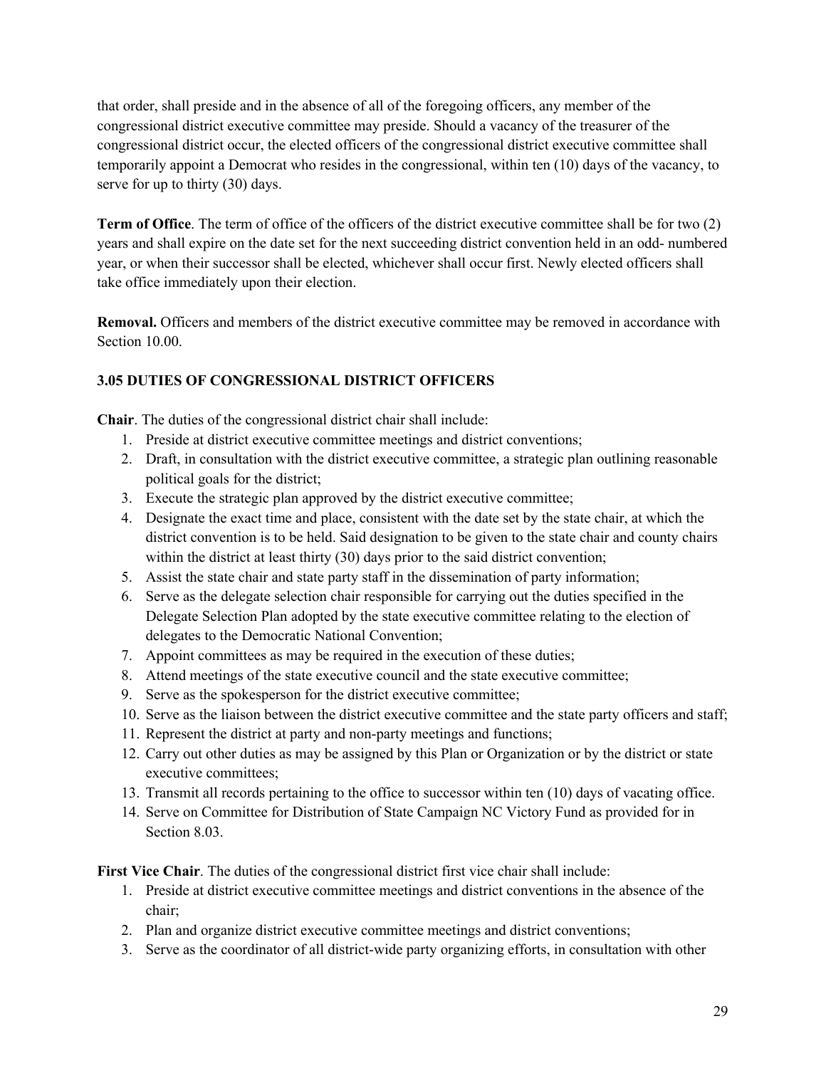that order, shall preside and in the absence of all of the foregoing officers, any member of the congressional district executive committee may preside. Should a vacancy of the treasurer of the congressional district occur, the elected officers of the congressional district executive committee shall temporarily appoint a Democrat who resides in the congressional, within ten (10) days of the vacancy, to serve for up to thirty (30) days.

**Term of Office**. The term of office of the officers of the district executive committee shall be for two (2) years and shall expire on the date set for the next succeeding district convention held in an odd- numbered year, or when their successor shall be elected, whichever shall occur first. Newly elected officers shall take office immediately upon their election.

**Removal.** Officers and members of the district executive committee may be removed in accordance with Section 10.00.

### 3.05 DUTIES OF CONGRESSIONAL DISTRICT OFFICERS

**Chair**. The duties of the congressional district chair shall include:

1. Preside at district executive committee meetings and district conventions;
2. Draft, in consultation with the district executive committee, a strategic plan outlining reasonable political goals for the district;
3. Execute the strategic plan approved by the district executive committee;
4. Designate the exact time and place, consistent with the date set by the state chair, at which the district convention is to be held. Said designation to be given to the state chair and county chairs within the district at least thirty (30) days prior to the said district convention;
5. Assist the state chair and state party staff in the dissemination of party information;
6. Serve as the delegate selection chair responsible for carrying out the duties specified in the Delegate Selection Plan adopted by the state executive committee relating to the election of delegates to the Democratic National Convention;
7. Appoint committees as may be required in the execution of these duties;
8. Attend meetings of the state executive council and the state executive committee;
9. Serve as the spokesperson for the district executive committee;
10. Serve as the liaison between the district executive committee and the state party officers and staff;
11. Represent the district at party and non-party meetings and functions;
12. Carry out other duties as may be assigned by this Plan or Organization or by the district or state executive committees;
13. Transmit all records pertaining to the office to successor within ten (10) days of vacating office.
14. Serve on Committee for Distribution of State Campaign NC Victory Fund as provided for in Section 8.03.

**First Vice Chair**. The duties of the congressional district first vice chair shall include:

1. Preside at district executive committee meetings and district conventions in the absence of the chair;
2. Plan and organize district executive committee meetings and district conventions;
3. Serve as the coordinator of all district-wide party organizing efforts, in consultation with other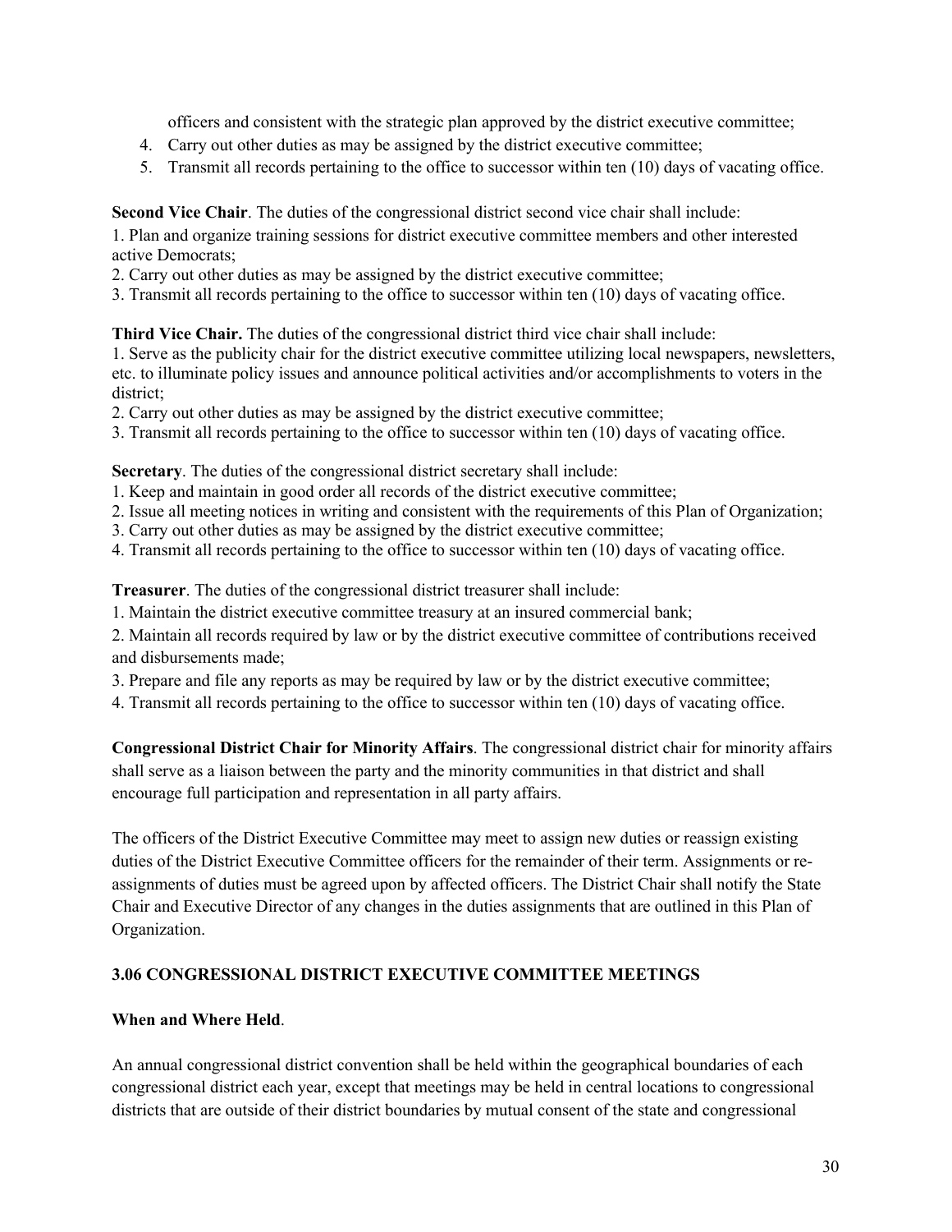officers and consistent with the strategic plan approved by the district executive committee;

4. Carry out other duties as may be assigned by the district executive committee;
5. Transmit all records pertaining to the office to successor within ten (10) days of vacating office.

**Second Vice Chair**. The duties of the congressional district second vice chair shall include:

1. Plan and organize training sessions for district executive committee members and other interested active Democrats;
2. Carry out other duties as may be assigned by the district executive committee;
3. Transmit all records pertaining to the office to successor within ten (10) days of vacating office.

**Third Vice Chair.** The duties of the congressional district third vice chair shall include:

1. Serve as the publicity chair for the district executive committee utilizing local newspapers, newsletters, etc. to illuminate policy issues and announce political activities and/or accomplishments to voters in the district;
2. Carry out other duties as may be assigned by the district executive committee;
3. Transmit all records pertaining to the office to successor within ten (10) days of vacating office.

**Secretary**. The duties of the congressional district secretary shall include:

1. Keep and maintain in good order all records of the district executive committee;
2. Issue all meeting notices in writing and consistent with the requirements of this Plan of Organization;
3. Carry out other duties as may be assigned by the district executive committee;
4. Transmit all records pertaining to the office to successor within ten (10) days of vacating office.

**Treasurer**. The duties of the congressional district treasurer shall include:

1. Maintain the district executive committee treasury at an insured commercial bank;
2. Maintain all records required by law or by the district executive committee of contributions received and disbursements made;
3. Prepare and file any reports as may be required by law or by the district executive committee;
4. Transmit all records pertaining to the office to successor within ten (10) days of vacating office.

**Congressional District Chair for Minority Affairs**. The congressional district chair for minority affairs shall serve as a liaison between the party and the minority communities in that district and shall encourage full participation and representation in all party affairs.

The officers of the District Executive Committee may meet to assign new duties or reassign existing duties of the District Executive Committee officers for the remainder of their term. Assignments or re-assignments of duties must be agreed upon by affected officers. The District Chair shall notify the State Chair and Executive Director of any changes in the duties assignments that are outlined in this Plan of Organization.

### 3.06 CONGRESSIONAL DISTRICT EXECUTIVE COMMITTEE MEETINGS

**When and Where Held**.

An annual congressional district convention shall be held within the geographical boundaries of each congressional district each year, except that meetings may be held in central locations to congressional districts that are outside of their district boundaries by mutual consent of the state and congressional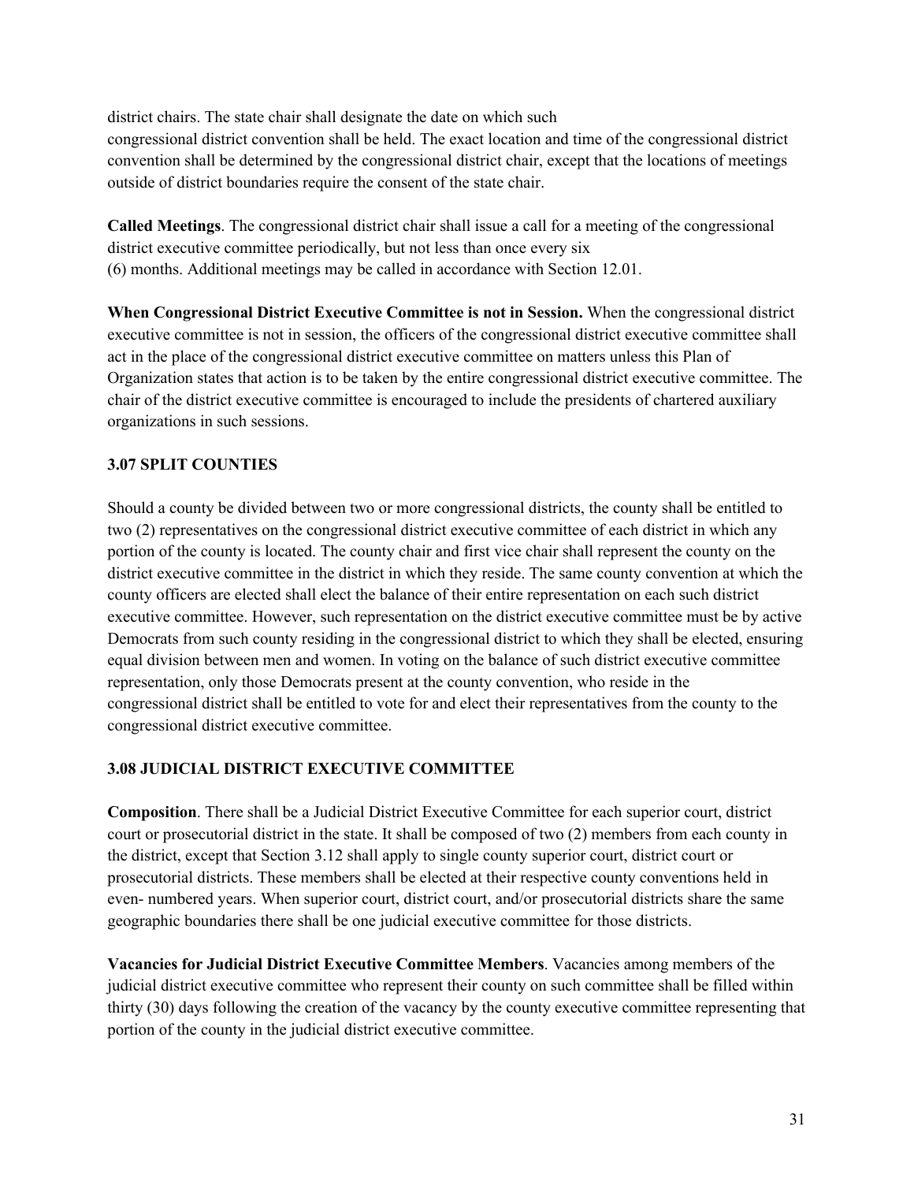district chairs. The state chair shall designate the date on which such congressional district convention shall be held. The exact location and time of the congressional district convention shall be determined by the congressional district chair, except that the locations of meetings outside of district boundaries require the consent of the state chair.

**Called Meetings**. The congressional district chair shall issue a call for a meeting of the congressional district executive committee periodically, but not less than once every six (6) months. Additional meetings may be called in accordance with Section 12.01.

**When Congressional District Executive Committee is not in Session.** When the congressional district executive committee is not in session, the officers of the congressional district executive committee shall act in the place of the congressional district executive committee on matters unless this Plan of Organization states that action is to be taken by the entire congressional district executive committee. The chair of the district executive committee is encouraged to include the presidents of chartered auxiliary organizations in such sessions.

### 3.07 SPLIT COUNTIES

Should a county be divided between two or more congressional districts, the county shall be entitled to two (2) representatives on the congressional district executive committee of each district in which any portion of the county is located. The county chair and first vice chair shall represent the county on the district executive committee in the district in which they reside. The same county convention at which the county officers are elected shall elect the balance of their entire representation on each such district executive committee. However, such representation on the district executive committee must be by active Democrats from such county residing in the congressional district to which they shall be elected, ensuring equal division between men and women. In voting on the balance of such district executive committee representation, only those Democrats present at the county convention, who reside in the congressional district shall be entitled to vote for and elect their representatives from the county to the congressional district executive committee.

### 3.08 JUDICIAL DISTRICT EXECUTIVE COMMITTEE

**Composition**. There shall be a Judicial District Executive Committee for each superior court, district court or prosecutorial district in the state. It shall be composed of two (2) members from each county in the district, except that Section 3.12 shall apply to single county superior court, district court or prosecutorial districts. These members shall be elected at their respective county conventions held in even- numbered years. When superior court, district court, and/or prosecutorial districts share the same geographic boundaries there shall be one judicial executive committee for those districts.

**Vacancies for Judicial District Executive Committee Members**. Vacancies among members of the judicial district executive committee who represent their county on such committee shall be filled within thirty (30) days following the creation of the vacancy by the county executive committee representing that portion of the county in the judicial district executive committee.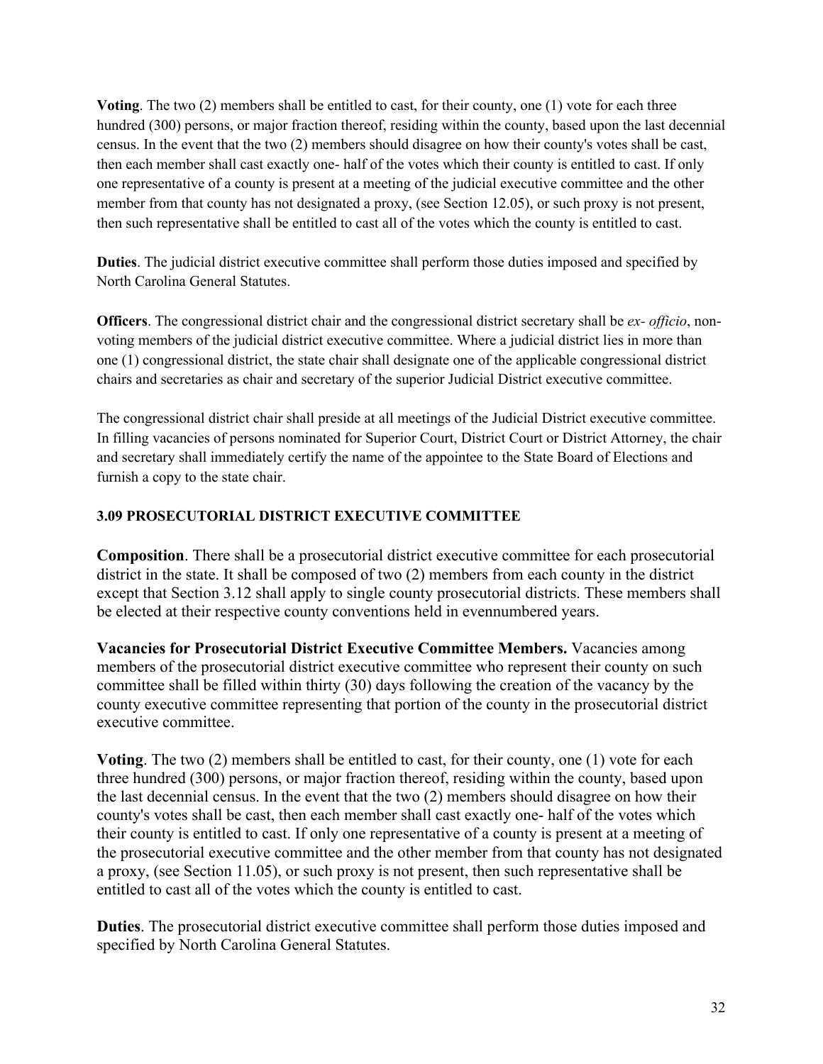**Voting**. The two (2) members shall be entitled to cast, for their county, one (1) vote for each three hundred (300) persons, or major fraction thereof, residing within the county, based upon the last decennial census. In the event that the two (2) members should disagree on how their county's votes shall be cast, then each member shall cast exactly one- half of the votes which their county is entitled to cast. If only one representative of a county is present at a meeting of the judicial executive committee and the other member from that county has not designated a proxy, (see Section 12.05), or such proxy is not present, then such representative shall be entitled to cast all of the votes which the county is entitled to cast.

**Duties**. The judicial district executive committee shall perform those duties imposed and specified by North Carolina General Statutes.

**Officers**. The congressional district chair and the congressional district secretary shall be *ex- officio*, non-voting members of the judicial district executive committee. Where a judicial district lies in more than one (1) congressional district, the state chair shall designate one of the applicable congressional district chairs and secretaries as chair and secretary of the superior Judicial District executive committee.

The congressional district chair shall preside at all meetings of the Judicial District executive committee. In filling vacancies of persons nominated for Superior Court, District Court or District Attorney, the chair and secretary shall immediately certify the name of the appointee to the State Board of Elections and furnish a copy to the state chair.

### 3.09 PROSECUTORIAL DISTRICT EXECUTIVE COMMITTEE

**Composition**. There shall be a prosecutorial district executive committee for each prosecutorial district in the state. It shall be composed of two (2) members from each county in the district except that Section 3.12 shall apply to single county prosecutorial districts. These members shall be elected at their respective county conventions held in evennumbered years.

**Vacancies for Prosecutorial District Executive Committee Members.** Vacancies among members of the prosecutorial district executive committee who represent their county on such committee shall be filled within thirty (30) days following the creation of the vacancy by the county executive committee representing that portion of the county in the prosecutorial district executive committee.

**Voting**. The two (2) members shall be entitled to cast, for their county, one (1) vote for each three hundred (300) persons, or major fraction thereof, residing within the county, based upon the last decennial census. In the event that the two (2) members should disagree on how their county's votes shall be cast, then each member shall cast exactly one- half of the votes which their county is entitled to cast. If only one representative of a county is present at a meeting of the prosecutorial executive committee and the other member from that county has not designated a proxy, (see Section 11.05), or such proxy is not present, then such representative shall be entitled to cast all of the votes which the county is entitled to cast.

**Duties**. The prosecutorial district executive committee shall perform those duties imposed and specified by North Carolina General Statutes.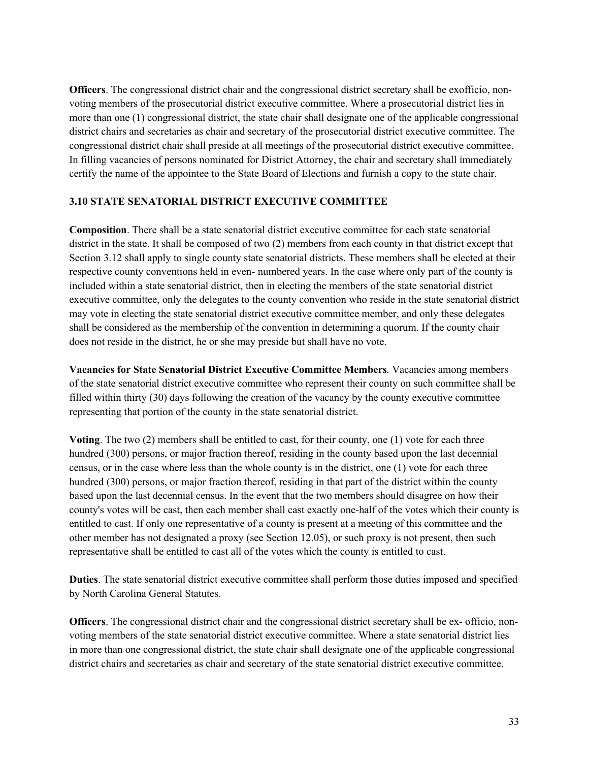**Officers**. The congressional district chair and the congressional district secretary shall be exofficio, non-voting members of the prosecutorial district executive committee. Where a prosecutorial district lies in more than one (1) congressional district, the state chair shall designate one of the applicable congressional district chairs and secretaries as chair and secretary of the prosecutorial district executive committee. The congressional district chair shall preside at all meetings of the prosecutorial district executive committee. In filling vacancies of persons nominated for District Attorney, the chair and secretary shall immediately certify the name of the appointee to the State Board of Elections and furnish a copy to the state chair.

### 3.10 STATE SENATORIAL DISTRICT EXECUTIVE COMMITTEE

**Composition**. There shall be a state senatorial district executive committee for each state senatorial district in the state. It shall be composed of two (2) members from each county in that district except that Section 3.12 shall apply to single county state senatorial districts. These members shall be elected at their respective county conventions held in even- numbered years. In the case where only part of the county is included within a state senatorial district, then in electing the members of the state senatorial district executive committee, only the delegates to the county convention who reside in the state senatorial district may vote in electing the state senatorial district executive committee member, and only these delegates shall be considered as the membership of the convention in determining a quorum. If the county chair does not reside in the district, he or she may preside but shall have no vote.

**Vacancies for State Senatorial District Executive Committee Members**. Vacancies among members of the state senatorial district executive committee who represent their county on such committee shall be filled within thirty (30) days following the creation of the vacancy by the county executive committee representing that portion of the county in the state senatorial district.

**Voting**. The two (2) members shall be entitled to cast, for their county, one (1) vote for each three hundred (300) persons, or major fraction thereof, residing in the county based upon the last decennial census, or in the case where less than the whole county is in the district, one (1) vote for each three hundred (300) persons, or major fraction thereof, residing in that part of the district within the county based upon the last decennial census. In the event that the two members should disagree on how their county's votes will be cast, then each member shall cast exactly one-half of the votes which their county is entitled to cast. If only one representative of a county is present at a meeting of this committee and the other member has not designated a proxy (see Section 12.05), or such proxy is not present, then such representative shall be entitled to cast all of the votes which the county is entitled to cast.

**Duties**. The state senatorial district executive committee shall perform those duties imposed and specified by North Carolina General Statutes.

**Officers**. The congressional district chair and the congressional district secretary shall be ex- officio, non-voting members of the state senatorial district executive committee. Where a state senatorial district lies in more than one congressional district, the state chair shall designate one of the applicable congressional district chairs and secretaries as chair and secretary of the state senatorial district executive committee.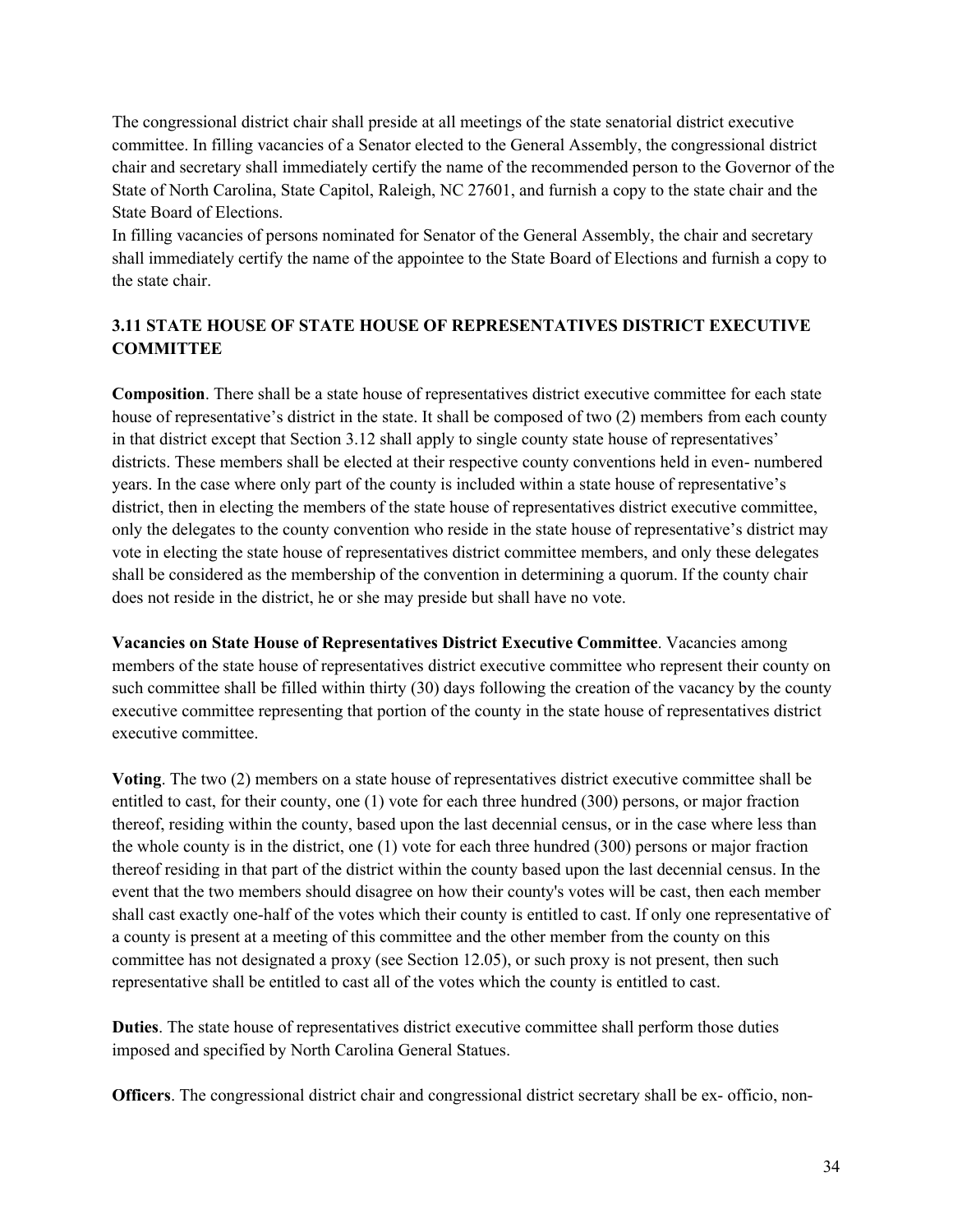The congressional district chair shall preside at all meetings of the state senatorial district executive committee. In filling vacancies of a Senator elected to the General Assembly, the congressional district chair and secretary shall immediately certify the name of the recommended person to the Governor of the State of North Carolina, State Capitol, Raleigh, NC 27601, and furnish a copy to the state chair and the State Board of Elections.

In filling vacancies of persons nominated for Senator of the General Assembly, the chair and secretary shall immediately certify the name of the appointee to the State Board of Elections and furnish a copy to the state chair.

### 3.11 STATE HOUSE OF STATE HOUSE OF REPRESENTATIVES DISTRICT EXECUTIVE COMMITTEE

**Composition**. There shall be a state house of representatives district executive committee for each state house of representative's district in the state. It shall be composed of two (2) members from each county in that district except that Section 3.12 shall apply to single county state house of representatives' districts. These members shall be elected at their respective county conventions held in even- numbered years. In the case where only part of the county is included within a state house of representative's district, then in electing the members of the state house of representatives district executive committee, only the delegates to the county convention who reside in the state house of representative's district may vote in electing the state house of representatives district committee members, and only these delegates shall be considered as the membership of the convention in determining a quorum. If the county chair does not reside in the district, he or she may preside but shall have no vote.

**Vacancies on State House of Representatives District Executive Committee**. Vacancies among members of the state house of representatives district executive committee who represent their county on such committee shall be filled within thirty (30) days following the creation of the vacancy by the county executive committee representing that portion of the county in the state house of representatives district executive committee.

**Voting**. The two (2) members on a state house of representatives district executive committee shall be entitled to cast, for their county, one (1) vote for each three hundred (300) persons, or major fraction thereof, residing within the county, based upon the last decennial census, or in the case where less than the whole county is in the district, one (1) vote for each three hundred (300) persons or major fraction thereof residing in that part of the district within the county based upon the last decennial census. In the event that the two members should disagree on how their county's votes will be cast, then each member shall cast exactly one-half of the votes which their county is entitled to cast. If only one representative of a county is present at a meeting of this committee and the other member from the county on this committee has not designated a proxy (see Section 12.05), or such proxy is not present, then such representative shall be entitled to cast all of the votes which the county is entitled to cast.

**Duties**. The state house of representatives district executive committee shall perform those duties imposed and specified by North Carolina General Statues.

**Officers**. The congressional district chair and congressional district secretary shall be ex- officio, non-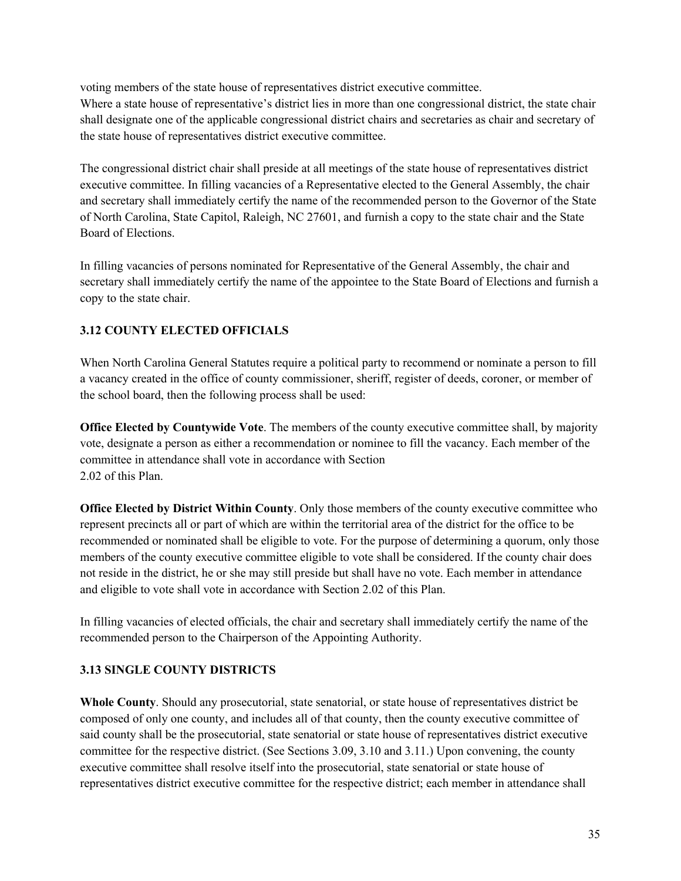voting members of the state house of representatives district executive committee.
Where a state house of representative's district lies in more than one congressional district, the state chair shall designate one of the applicable congressional district chairs and secretaries as chair and secretary of the state house of representatives district executive committee.

The congressional district chair shall preside at all meetings of the state house of representatives district executive committee. In filling vacancies of a Representative elected to the General Assembly, the chair and secretary shall immediately certify the name of the recommended person to the Governor of the State of North Carolina, State Capitol, Raleigh, NC 27601, and furnish a copy to the state chair and the State Board of Elections.

In filling vacancies of persons nominated for Representative of the General Assembly, the chair and secretary shall immediately certify the name of the appointee to the State Board of Elections and furnish a copy to the state chair.

### 3.12 COUNTY ELECTED OFFICIALS

When North Carolina General Statutes require a political party to recommend or nominate a person to fill a vacancy created in the office of county commissioner, sheriff, register of deeds, coroner, or member of the school board, then the following process shall be used:

**Office Elected by Countywide Vote**. The members of the county executive committee shall, by majority vote, designate a person as either a recommendation or nominee to fill the vacancy. Each member of the committee in attendance shall vote in accordance with Section 2.02 of this Plan.

**Office Elected by District Within County**. Only those members of the county executive committee who represent precincts all or part of which are within the territorial area of the district for the office to be recommended or nominated shall be eligible to vote. For the purpose of determining a quorum, only those members of the county executive committee eligible to vote shall be considered. If the county chair does not reside in the district, he or she may still preside but shall have no vote. Each member in attendance and eligible to vote shall vote in accordance with Section 2.02 of this Plan.

In filling vacancies of elected officials, the chair and secretary shall immediately certify the name of the recommended person to the Chairperson of the Appointing Authority.

### 3.13 SINGLE COUNTY DISTRICTS

**Whole County**. Should any prosecutorial, state senatorial, or state house of representatives district be composed of only one county, and includes all of that county, then the county executive committee of said county shall be the prosecutorial, state senatorial or state house of representatives district executive committee for the respective district. (See Sections 3.09, 3.10 and 3.11.) Upon convening, the county executive committee shall resolve itself into the prosecutorial, state senatorial or state house of representatives district executive committee for the respective district; each member in attendance shall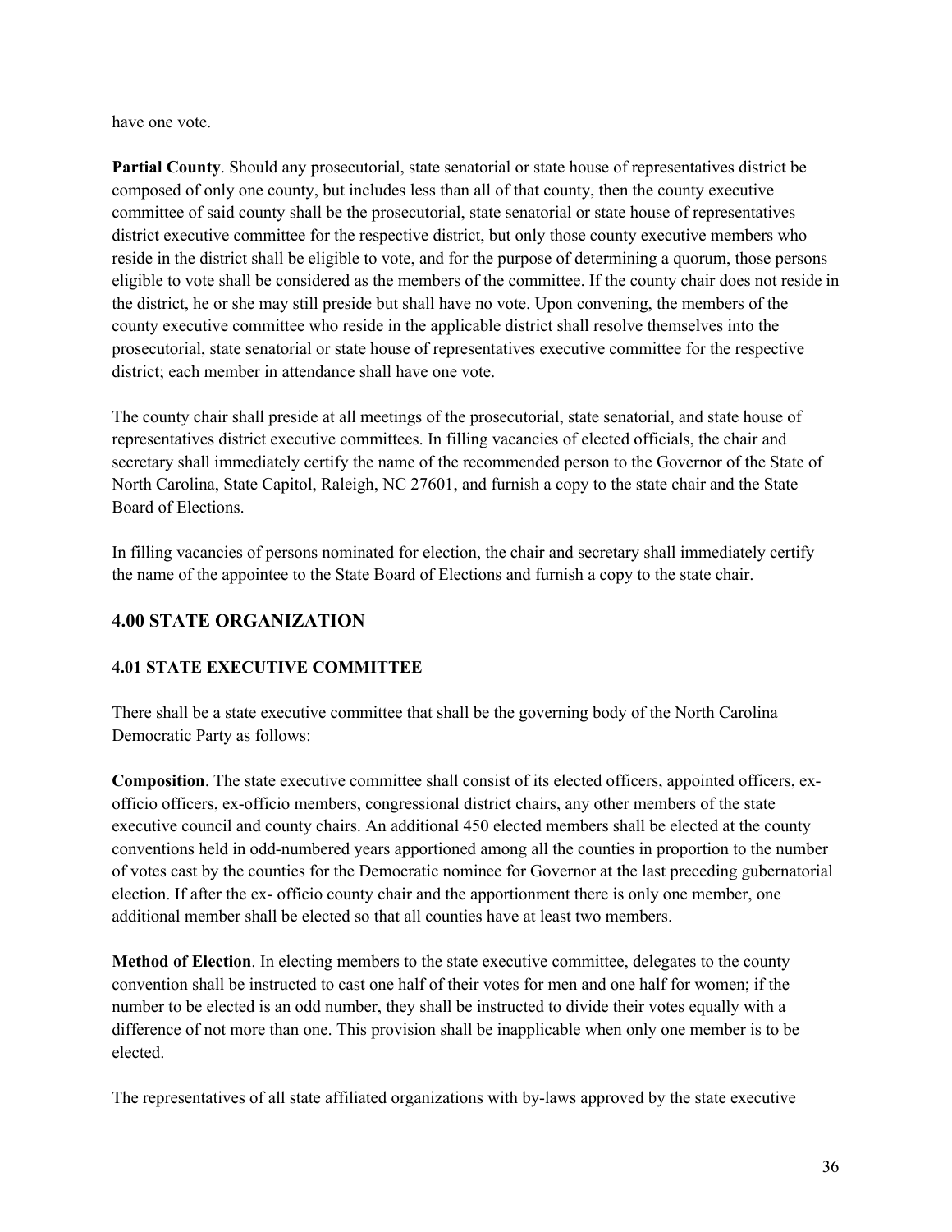have one vote.

**Partial County**. Should any prosecutorial, state senatorial or state house of representatives district be composed of only one county, but includes less than all of that county, then the county executive committee of said county shall be the prosecutorial, state senatorial or state house of representatives district executive committee for the respective district, but only those county executive members who reside in the district shall be eligible to vote, and for the purpose of determining a quorum, those persons eligible to vote shall be considered as the members of the committee. If the county chair does not reside in the district, he or she may still preside but shall have no vote. Upon convening, the members of the county executive committee who reside in the applicable district shall resolve themselves into the prosecutorial, state senatorial or state house of representatives executive committee for the respective district; each member in attendance shall have one vote.

The county chair shall preside at all meetings of the prosecutorial, state senatorial, and state house of representatives district executive committees. In filling vacancies of elected officials, the chair and secretary shall immediately certify the name of the recommended person to the Governor of the State of North Carolina, State Capitol, Raleigh, NC 27601, and furnish a copy to the state chair and the State Board of Elections.

In filling vacancies of persons nominated for election, the chair and secretary shall immediately certify the name of the appointee to the State Board of Elections and furnish a copy to the state chair.

## 4.00 STATE ORGANIZATION

### 4.01 STATE EXECUTIVE COMMITTEE

There shall be a state executive committee that shall be the governing body of the North Carolina Democratic Party as follows:

**Composition**. The state executive committee shall consist of its elected officers, appointed officers, ex-officio officers, ex-officio members, congressional district chairs, any other members of the state executive council and county chairs. An additional 450 elected members shall be elected at the county conventions held in odd-numbered years apportioned among all the counties in proportion to the number of votes cast by the counties for the Democratic nominee for Governor at the last preceding gubernatorial election. If after the ex- officio county chair and the apportionment there is only one member, one additional member shall be elected so that all counties have at least two members.

**Method of Election**. In electing members to the state executive committee, delegates to the county convention shall be instructed to cast one half of their votes for men and one half for women; if the number to be elected is an odd number, they shall be instructed to divide their votes equally with a difference of not more than one. This provision shall be inapplicable when only one member is to be elected.

The representatives of all state affiliated organizations with by-laws approved by the state executive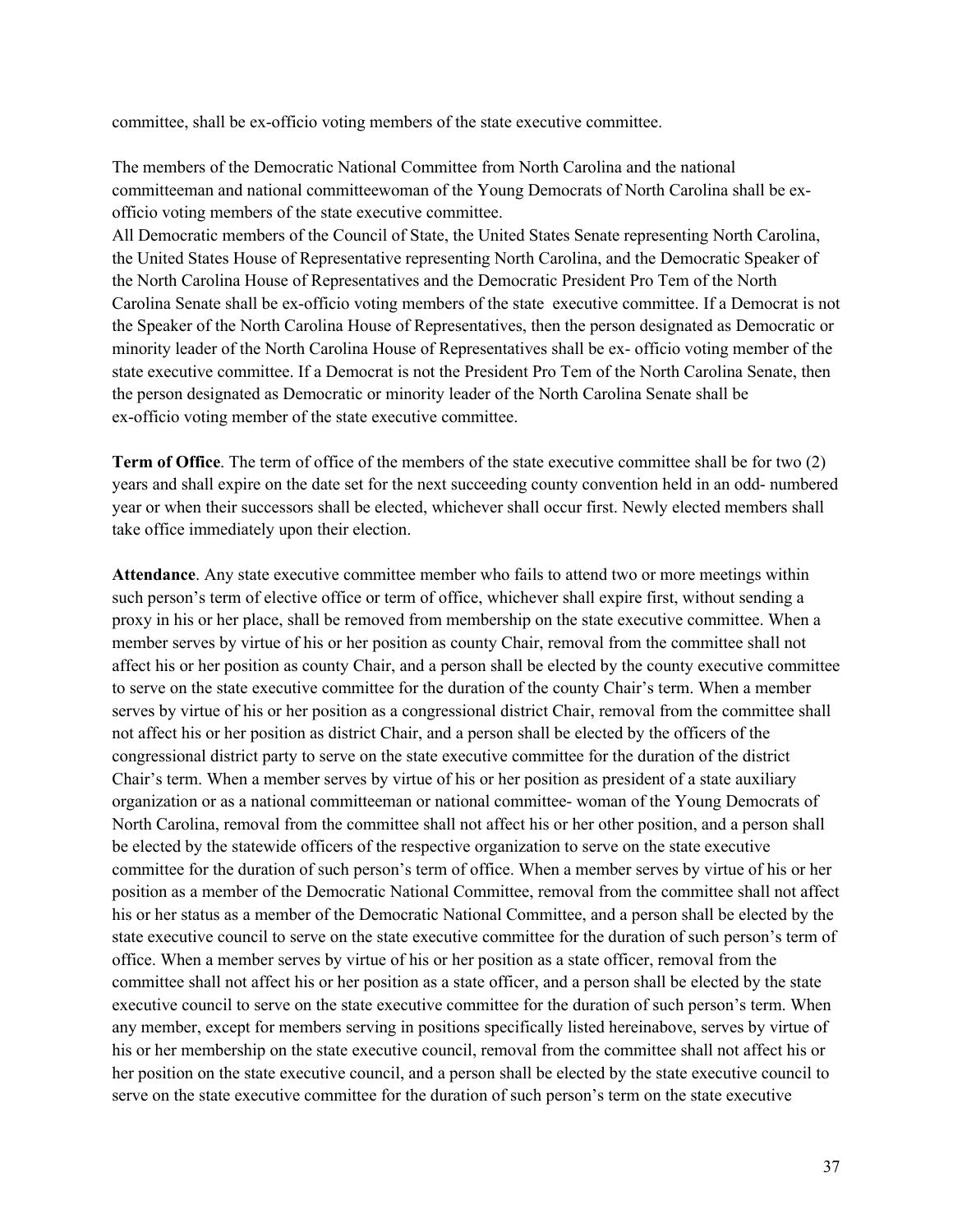committee, shall be ex-officio voting members of the state executive committee.

The members of the Democratic National Committee from North Carolina and the national committeeman and national committeewoman of the Young Democrats of North Carolina shall be ex-officio voting members of the state executive committee.
All Democratic members of the Council of State, the United States Senate representing North Carolina, the United States House of Representative representing North Carolina, and the Democratic Speaker of the North Carolina House of Representatives and the Democratic President Pro Tem of the North Carolina Senate shall be ex-officio voting members of the state executive committee. If a Democrat is not the Speaker of the North Carolina House of Representatives, then the person designated as Democratic or minority leader of the North Carolina House of Representatives shall be ex- officio voting member of the state executive committee. If a Democrat is not the President Pro Tem of the North Carolina Senate, then the person designated as Democratic or minority leader of the North Carolina Senate shall be ex-officio voting member of the state executive committee.

**Term of Office**. The term of office of the members of the state executive committee shall be for two (2) years and shall expire on the date set for the next succeeding county convention held in an odd- numbered year or when their successors shall be elected, whichever shall occur first. Newly elected members shall take office immediately upon their election.

**Attendance**. Any state executive committee member who fails to attend two or more meetings within such person's term of elective office or term of office, whichever shall expire first, without sending a proxy in his or her place, shall be removed from membership on the state executive committee. When a member serves by virtue of his or her position as county Chair, removal from the committee shall not affect his or her position as county Chair, and a person shall be elected by the county executive committee to serve on the state executive committee for the duration of the county Chair's term. When a member serves by virtue of his or her position as a congressional district Chair, removal from the committee shall not affect his or her position as district Chair, and a person shall be elected by the officers of the congressional district party to serve on the state executive committee for the duration of the district Chair's term. When a member serves by virtue of his or her position as president of a state auxiliary organization or as a national committeeman or national committee- woman of the Young Democrats of North Carolina, removal from the committee shall not affect his or her other position, and a person shall be elected by the statewide officers of the respective organization to serve on the state executive committee for the duration of such person's term of office. When a member serves by virtue of his or her position as a member of the Democratic National Committee, removal from the committee shall not affect his or her status as a member of the Democratic National Committee, and a person shall be elected by the state executive council to serve on the state executive committee for the duration of such person's term of office. When a member serves by virtue of his or her position as a state officer, removal from the committee shall not affect his or her position as a state officer, and a person shall be elected by the state executive council to serve on the state executive committee for the duration of such person's term. When any member, except for members serving in positions specifically listed hereinabove, serves by virtue of his or her membership on the state executive council, removal from the committee shall not affect his or her position on the state executive council, and a person shall be elected by the state executive council to serve on the state executive committee for the duration of such person's term on the state executive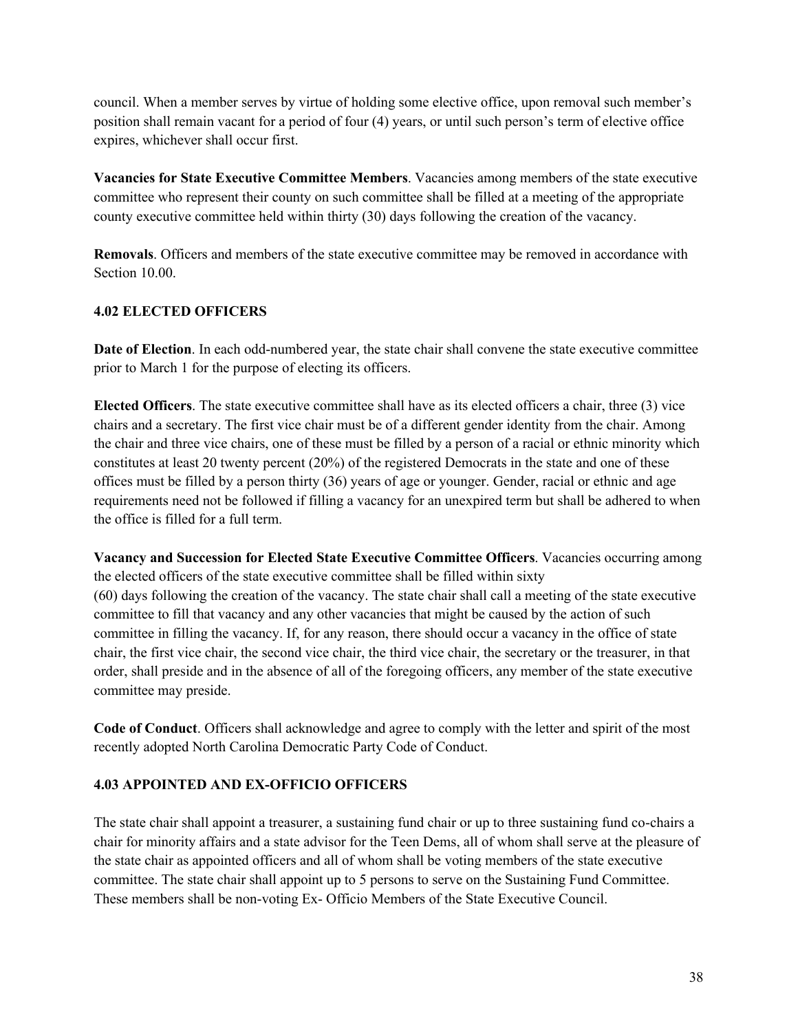council. When a member serves by virtue of holding some elective office, upon removal such member's position shall remain vacant for a period of four (4) years, or until such person's term of elective office expires, whichever shall occur first.

**Vacancies for State Executive Committee Members**. Vacancies among members of the state executive committee who represent their county on such committee shall be filled at a meeting of the appropriate county executive committee held within thirty (30) days following the creation of the vacancy.

**Removals**. Officers and members of the state executive committee may be removed in accordance with Section 10.00.

### 4.02 ELECTED OFFICERS

**Date of Election**. In each odd-numbered year, the state chair shall convene the state executive committee prior to March 1 for the purpose of electing its officers.

**Elected Officers**. The state executive committee shall have as its elected officers a chair, three (3) vice chairs and a secretary. The first vice chair must be of a different gender identity from the chair. Among the chair and three vice chairs, one of these must be filled by a person of a racial or ethnic minority which constitutes at least 20 twenty percent (20%) of the registered Democrats in the state and one of these offices must be filled by a person thirty (36) years of age or younger. Gender, racial or ethnic and age requirements need not be followed if filling a vacancy for an unexpired term but shall be adhered to when the office is filled for a full term.

**Vacancy and Succession for Elected State Executive Committee Officers**. Vacancies occurring among the elected officers of the state executive committee shall be filled within sixty (60) days following the creation of the vacancy. The state chair shall call a meeting of the state executive committee to fill that vacancy and any other vacancies that might be caused by the action of such committee in filling the vacancy. If, for any reason, there should occur a vacancy in the office of state chair, the first vice chair, the second vice chair, the third vice chair, the secretary or the treasurer, in that order, shall preside and in the absence of all of the foregoing officers, any member of the state executive committee may preside.

**Code of Conduct**. Officers shall acknowledge and agree to comply with the letter and spirit of the most recently adopted North Carolina Democratic Party Code of Conduct.

### 4.03 APPOINTED AND EX-OFFICIO OFFICERS

The state chair shall appoint a treasurer, a sustaining fund chair or up to three sustaining fund co-chairs a chair for minority affairs and a state advisor for the Teen Dems, all of whom shall serve at the pleasure of the state chair as appointed officers and all of whom shall be voting members of the state executive committee. The state chair shall appoint up to 5 persons to serve on the Sustaining Fund Committee. These members shall be non-voting Ex- Officio Members of the State Executive Council.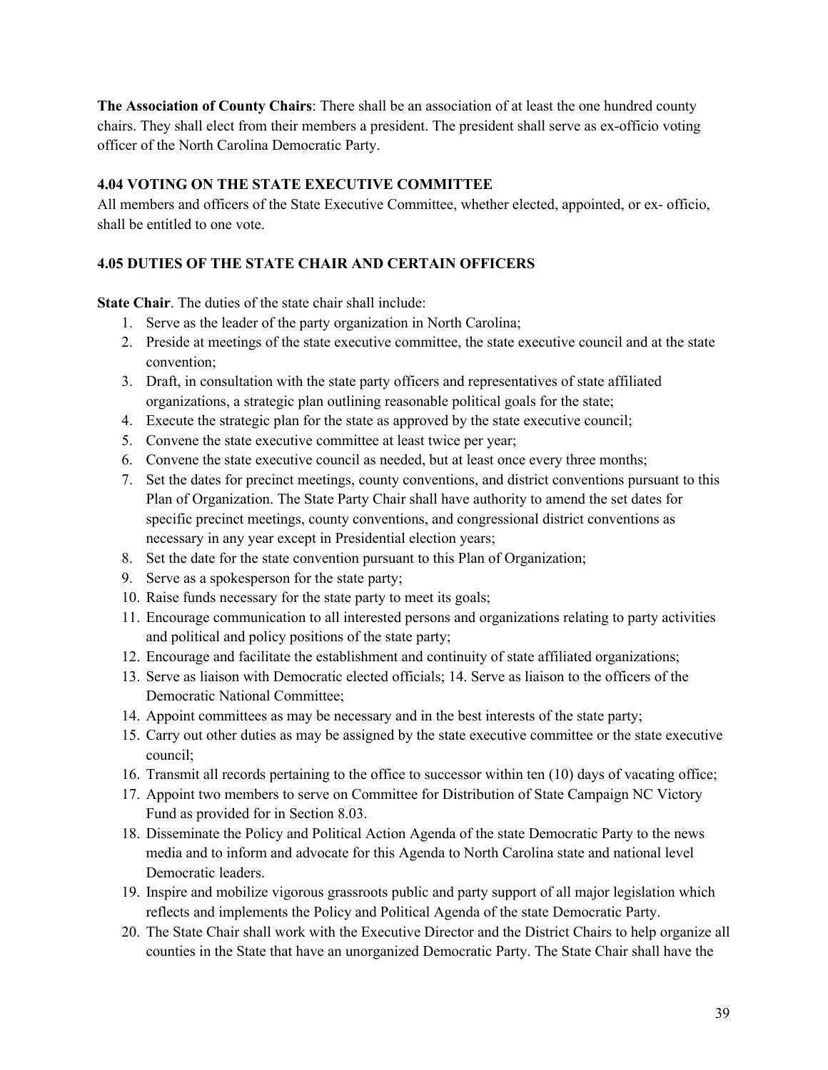**The Association of County Chairs**: There shall be an association of at least the one hundred county chairs. They shall elect from their members a president. The president shall serve as ex-officio voting officer of the North Carolina Democratic Party.

### 4.04 VOTING ON THE STATE EXECUTIVE COMMITTEE

All members and officers of the State Executive Committee, whether elected, appointed, or ex- officio, shall be entitled to one vote.

### 4.05 DUTIES OF THE STATE CHAIR AND CERTAIN OFFICERS

**State Chair**. The duties of the state chair shall include:

1. Serve as the leader of the party organization in North Carolina;
2. Preside at meetings of the state executive committee, the state executive council and at the state convention;
3. Draft, in consultation with the state party officers and representatives of state affiliated organizations, a strategic plan outlining reasonable political goals for the state;
4. Execute the strategic plan for the state as approved by the state executive council;
5. Convene the state executive committee at least twice per year;
6. Convene the state executive council as needed, but at least once every three months;
7. Set the dates for precinct meetings, county conventions, and district conventions pursuant to this Plan of Organization. The State Party Chair shall have authority to amend the set dates for specific precinct meetings, county conventions, and congressional district conventions as necessary in any year except in Presidential election years;
8. Set the date for the state convention pursuant to this Plan of Organization;
9. Serve as a spokesperson for the state party;
10. Raise funds necessary for the state party to meet its goals;
11. Encourage communication to all interested persons and organizations relating to party activities and political and policy positions of the state party;
12. Encourage and facilitate the establishment and continuity of state affiliated organizations;
13. Serve as liaison with Democratic elected officials; 14. Serve as liaison to the officers of the Democratic National Committee;
14. Appoint committees as may be necessary and in the best interests of the state party;
15. Carry out other duties as may be assigned by the state executive committee or the state executive council;
16. Transmit all records pertaining to the office to successor within ten (10) days of vacating office;
17. Appoint two members to serve on Committee for Distribution of State Campaign NC Victory Fund as provided for in Section 8.03.
18. Disseminate the Policy and Political Action Agenda of the state Democratic Party to the news media and to inform and advocate for this Agenda to North Carolina state and national level Democratic leaders.
19. Inspire and mobilize vigorous grassroots public and party support of all major legislation which reflects and implements the Policy and Political Agenda of the state Democratic Party.
20. The State Chair shall work with the Executive Director and the District Chairs to help organize all counties in the State that have an unorganized Democratic Party. The State Chair shall have the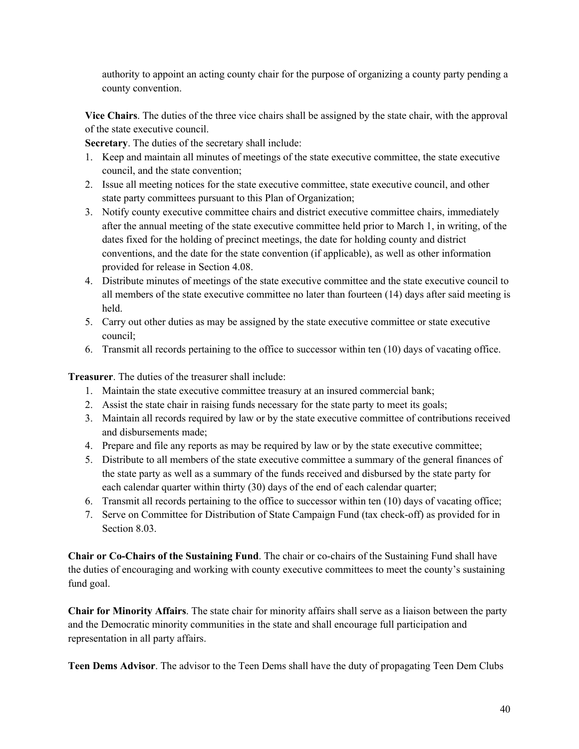authority to appoint an acting county chair for the purpose of organizing a county party pending a county convention.

**Vice Chairs**. The duties of the three vice chairs shall be assigned by the state chair, with the approval of the state executive council.

**Secretary**. The duties of the secretary shall include:

1. Keep and maintain all minutes of meetings of the state executive committee, the state executive council, and the state convention;
2. Issue all meeting notices for the state executive committee, state executive council, and other state party committees pursuant to this Plan of Organization;
3. Notify county executive committee chairs and district executive committee chairs, immediately after the annual meeting of the state executive committee held prior to March 1, in writing, of the dates fixed for the holding of precinct meetings, the date for holding county and district conventions, and the date for the state convention (if applicable), as well as other information provided for release in Section 4.08.
4. Distribute minutes of meetings of the state executive committee and the state executive council to all members of the state executive committee no later than fourteen (14) days after said meeting is held.
5. Carry out other duties as may be assigned by the state executive committee or state executive council;
6. Transmit all records pertaining to the office to successor within ten (10) days of vacating office.

**Treasurer**. The duties of the treasurer shall include:

1. Maintain the state executive committee treasury at an insured commercial bank;
2. Assist the state chair in raising funds necessary for the state party to meet its goals;
3. Maintain all records required by law or by the state executive committee of contributions received and disbursements made;
4. Prepare and file any reports as may be required by law or by the state executive committee;
5. Distribute to all members of the state executive committee a summary of the general finances of the state party as well as a summary of the funds received and disbursed by the state party for each calendar quarter within thirty (30) days of the end of each calendar quarter;
6. Transmit all records pertaining to the office to successor within ten (10) days of vacating office;
7. Serve on Committee for Distribution of State Campaign Fund (tax check-off) as provided for in Section 8.03.

**Chair or Co-Chairs of the Sustaining Fund**. The chair or co-chairs of the Sustaining Fund shall have the duties of encouraging and working with county executive committees to meet the county's sustaining fund goal.

**Chair for Minority Affairs**. The state chair for minority affairs shall serve as a liaison between the party and the Democratic minority communities in the state and shall encourage full participation and representation in all party affairs.

**Teen Dems Advisor**. The advisor to the Teen Dems shall have the duty of propagating Teen Dem Clubs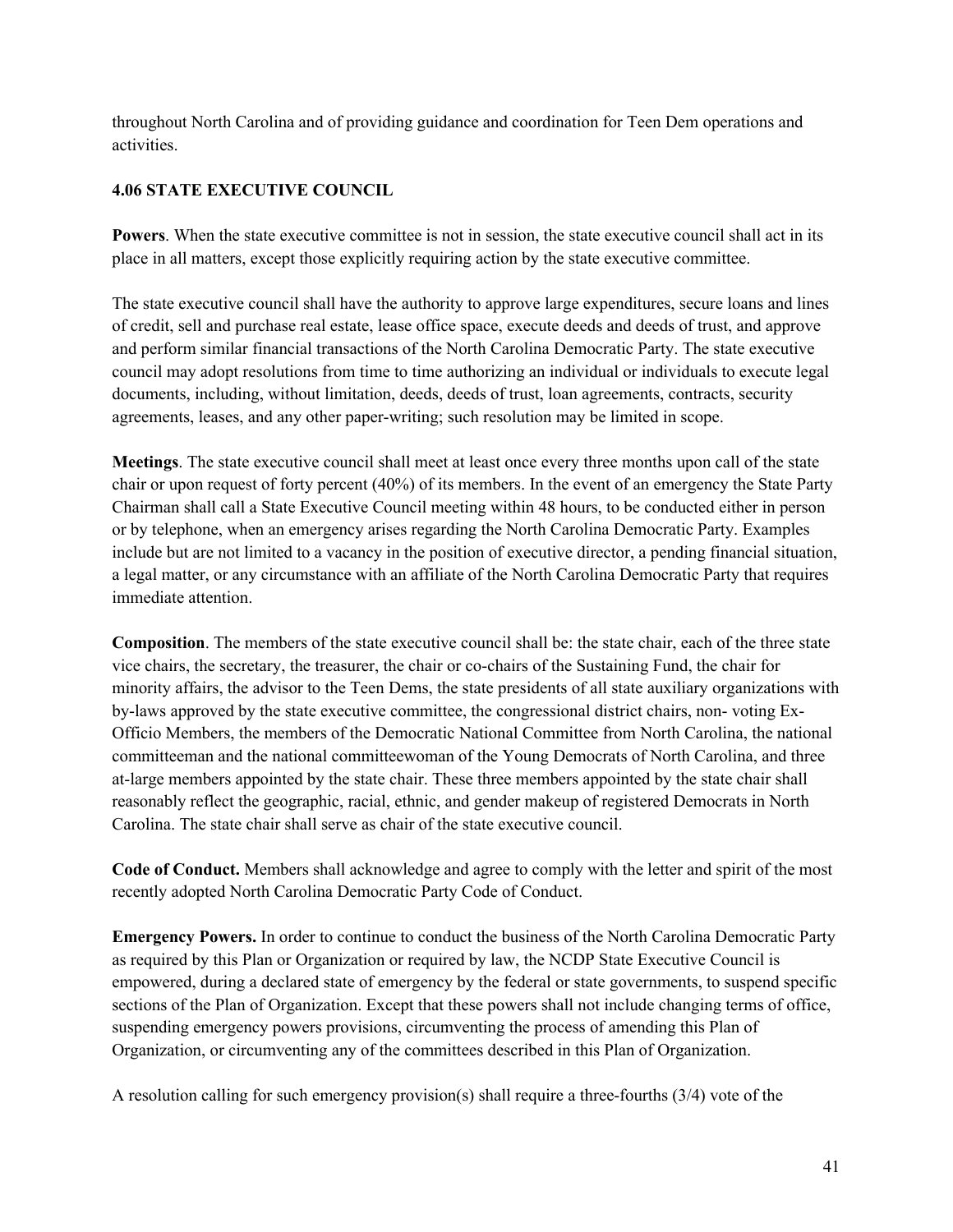throughout North Carolina and of providing guidance and coordination for Teen Dem operations and activities.

### 4.06 STATE EXECUTIVE COUNCIL

**Powers**. When the state executive committee is not in session, the state executive council shall act in its place in all matters, except those explicitly requiring action by the state executive committee.

The state executive council shall have the authority to approve large expenditures, secure loans and lines of credit, sell and purchase real estate, lease office space, execute deeds and deeds of trust, and approve and perform similar financial transactions of the North Carolina Democratic Party. The state executive council may adopt resolutions from time to time authorizing an individual or individuals to execute legal documents, including, without limitation, deeds, deeds of trust, loan agreements, contracts, security agreements, leases, and any other paper-writing; such resolution may be limited in scope.

**Meetings**. The state executive council shall meet at least once every three months upon call of the state chair or upon request of forty percent (40%) of its members. In the event of an emergency the State Party Chairman shall call a State Executive Council meeting within 48 hours, to be conducted either in person or by telephone, when an emergency arises regarding the North Carolina Democratic Party. Examples include but are not limited to a vacancy in the position of executive director, a pending financial situation, a legal matter, or any circumstance with an affiliate of the North Carolina Democratic Party that requires immediate attention.

**Composition**. The members of the state executive council shall be: the state chair, each of the three state vice chairs, the secretary, the treasurer, the chair or co-chairs of the Sustaining Fund, the chair for minority affairs, the advisor to the Teen Dems, the state presidents of all state auxiliary organizations with by-laws approved by the state executive committee, the congressional district chairs, non- voting Ex-Officio Members, the members of the Democratic National Committee from North Carolina, the national committeeman and the national committeewoman of the Young Democrats of North Carolina, and three at-large members appointed by the state chair. These three members appointed by the state chair shall reasonably reflect the geographic, racial, ethnic, and gender makeup of registered Democrats in North Carolina. The state chair shall serve as chair of the state executive council.

**Code of Conduct.** Members shall acknowledge and agree to comply with the letter and spirit of the most recently adopted North Carolina Democratic Party Code of Conduct.

**Emergency Powers.** In order to continue to conduct the business of the North Carolina Democratic Party as required by this Plan or Organization or required by law, the NCDP State Executive Council is empowered, during a declared state of emergency by the federal or state governments, to suspend specific sections of the Plan of Organization. Except that these powers shall not include changing terms of office, suspending emergency powers provisions, circumventing the process of amending this Plan of Organization, or circumventing any of the committees described in this Plan of Organization.

A resolution calling for such emergency provision(s) shall require a three-fourths (3/4) vote of the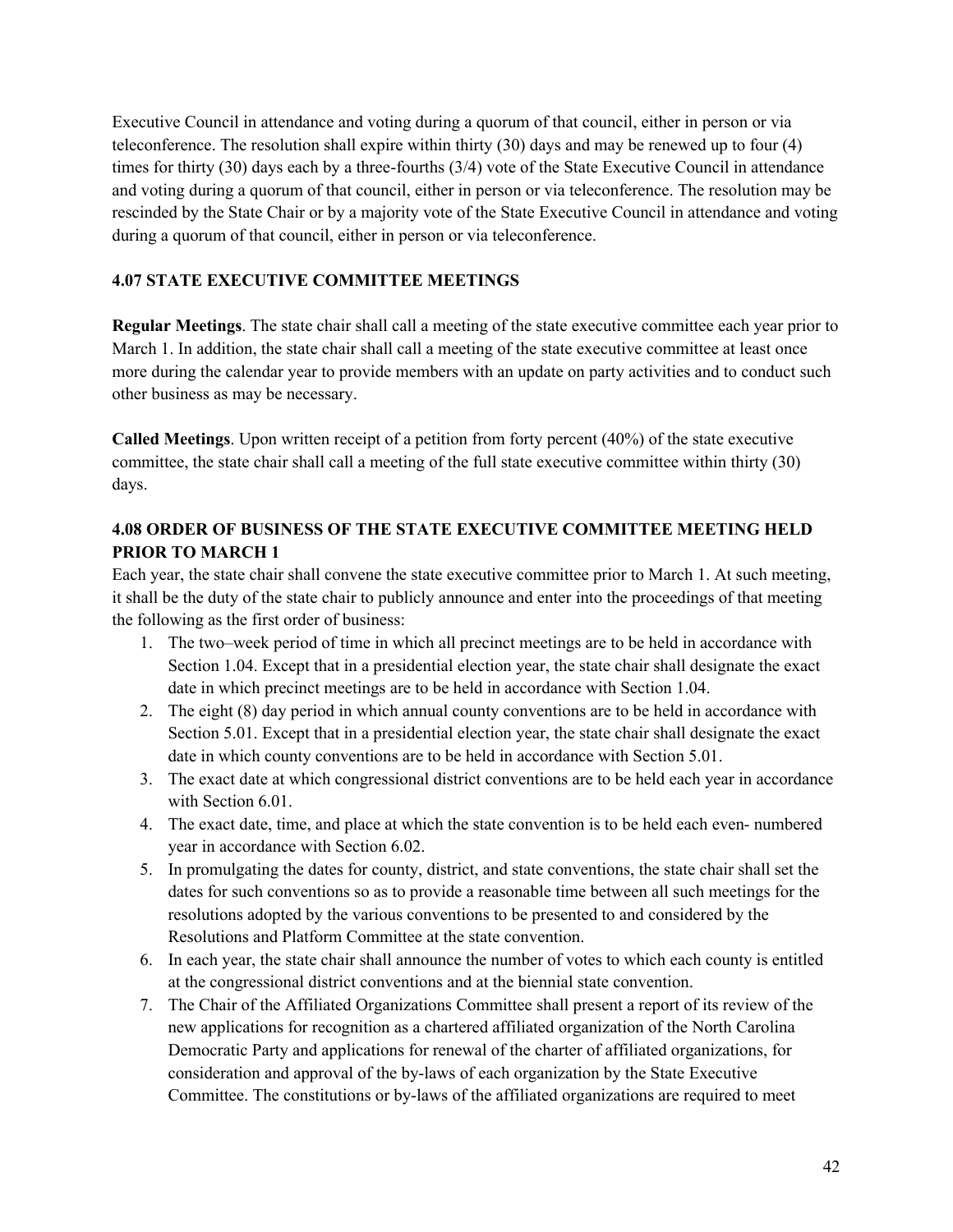Executive Council in attendance and voting during a quorum of that council, either in person or via teleconference. The resolution shall expire within thirty (30) days and may be renewed up to four (4) times for thirty (30) days each by a three-fourths (3/4) vote of the State Executive Council in attendance and voting during a quorum of that council, either in person or via teleconference. The resolution may be rescinded by the State Chair or by a majority vote of the State Executive Council in attendance and voting during a quorum of that council, either in person or via teleconference.

### 4.07 STATE EXECUTIVE COMMITTEE MEETINGS

**Regular Meetings**. The state chair shall call a meeting of the state executive committee each year prior to March 1. In addition, the state chair shall call a meeting of the state executive committee at least once more during the calendar year to provide members with an update on party activities and to conduct such other business as may be necessary.

**Called Meetings**. Upon written receipt of a petition from forty percent (40%) of the state executive committee, the state chair shall call a meeting of the full state executive committee within thirty (30) days.

### 4.08 ORDER OF BUSINESS OF THE STATE EXECUTIVE COMMITTEE MEETING HELD PRIOR TO MARCH 1

Each year, the state chair shall convene the state executive committee prior to March 1. At such meeting, it shall be the duty of the state chair to publicly announce and enter into the proceedings of that meeting the following as the first order of business:

1. The two–week period of time in which all precinct meetings are to be held in accordance with Section 1.04. Except that in a presidential election year, the state chair shall designate the exact date in which precinct meetings are to be held in accordance with Section 1.04.
2. The eight (8) day period in which annual county conventions are to be held in accordance with Section 5.01. Except that in a presidential election year, the state chair shall designate the exact date in which county conventions are to be held in accordance with Section 5.01.
3. The exact date at which congressional district conventions are to be held each year in accordance with Section 6.01.
4. The exact date, time, and place at which the state convention is to be held each even- numbered year in accordance with Section 6.02.
5. In promulgating the dates for county, district, and state conventions, the state chair shall set the dates for such conventions so as to provide a reasonable time between all such meetings for the resolutions adopted by the various conventions to be presented to and considered by the Resolutions and Platform Committee at the state convention.
6. In each year, the state chair shall announce the number of votes to which each county is entitled at the congressional district conventions and at the biennial state convention.
7. The Chair of the Affiliated Organizations Committee shall present a report of its review of the new applications for recognition as a chartered affiliated organization of the North Carolina Democratic Party and applications for renewal of the charter of affiliated organizations, for consideration and approval of the by-laws of each organization by the State Executive Committee. The constitutions or by-laws of the affiliated organizations are required to meet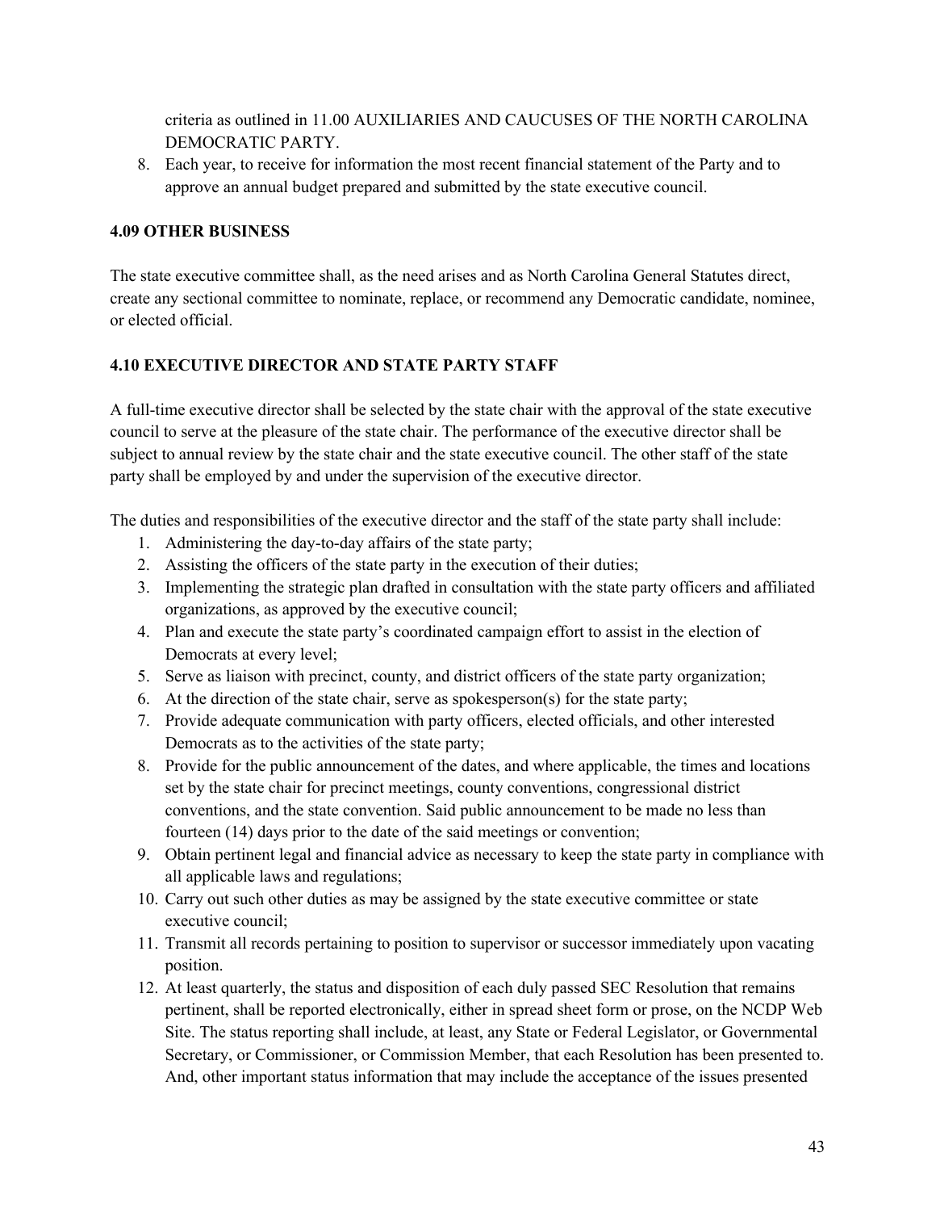criteria as outlined in 11.00 AUXILIARIES AND CAUCUSES OF THE NORTH CAROLINA DEMOCRATIC PARTY.

8. Each year, to receive for information the most recent financial statement of the Party and to approve an annual budget prepared and submitted by the state executive council.

**4.09 OTHER BUSINESS**

The state executive committee shall, as the need arises and as North Carolina General Statutes direct, create any sectional committee to nominate, replace, or recommend any Democratic candidate, nominee, or elected official.

**4.10 EXECUTIVE DIRECTOR AND STATE PARTY STAFF**

A full-time executive director shall be selected by the state chair with the approval of the state executive council to serve at the pleasure of the state chair. The performance of the executive director shall be subject to annual review by the state chair and the state executive council. The other staff of the state party shall be employed by and under the supervision of the executive director.

The duties and responsibilities of the executive director and the staff of the state party shall include:

1. Administering the day-to-day affairs of the state party;
2. Assisting the officers of the state party in the execution of their duties;
3. Implementing the strategic plan drafted in consultation with the state party officers and affiliated organizations, as approved by the executive council;
4. Plan and execute the state party's coordinated campaign effort to assist in the election of Democrats at every level;
5. Serve as liaison with precinct, county, and district officers of the state party organization;
6. At the direction of the state chair, serve as spokesperson(s) for the state party;
7. Provide adequate communication with party officers, elected officials, and other interested Democrats as to the activities of the state party;
8. Provide for the public announcement of the dates, and where applicable, the times and locations set by the state chair for precinct meetings, county conventions, congressional district conventions, and the state convention. Said public announcement to be made no less than fourteen (14) days prior to the date of the said meetings or convention;
9. Obtain pertinent legal and financial advice as necessary to keep the state party in compliance with all applicable laws and regulations;
10. Carry out such other duties as may be assigned by the state executive committee or state executive council;
11. Transmit all records pertaining to position to supervisor or successor immediately upon vacating position.
12. At least quarterly, the status and disposition of each duly passed SEC Resolution that remains pertinent, shall be reported electronically, either in spread sheet form or prose, on the NCDP Web Site. The status reporting shall include, at least, any State or Federal Legislator, or Governmental Secretary, or Commissioner, or Commission Member, that each Resolution has been presented to. And, other important status information that may include the acceptance of the issues presented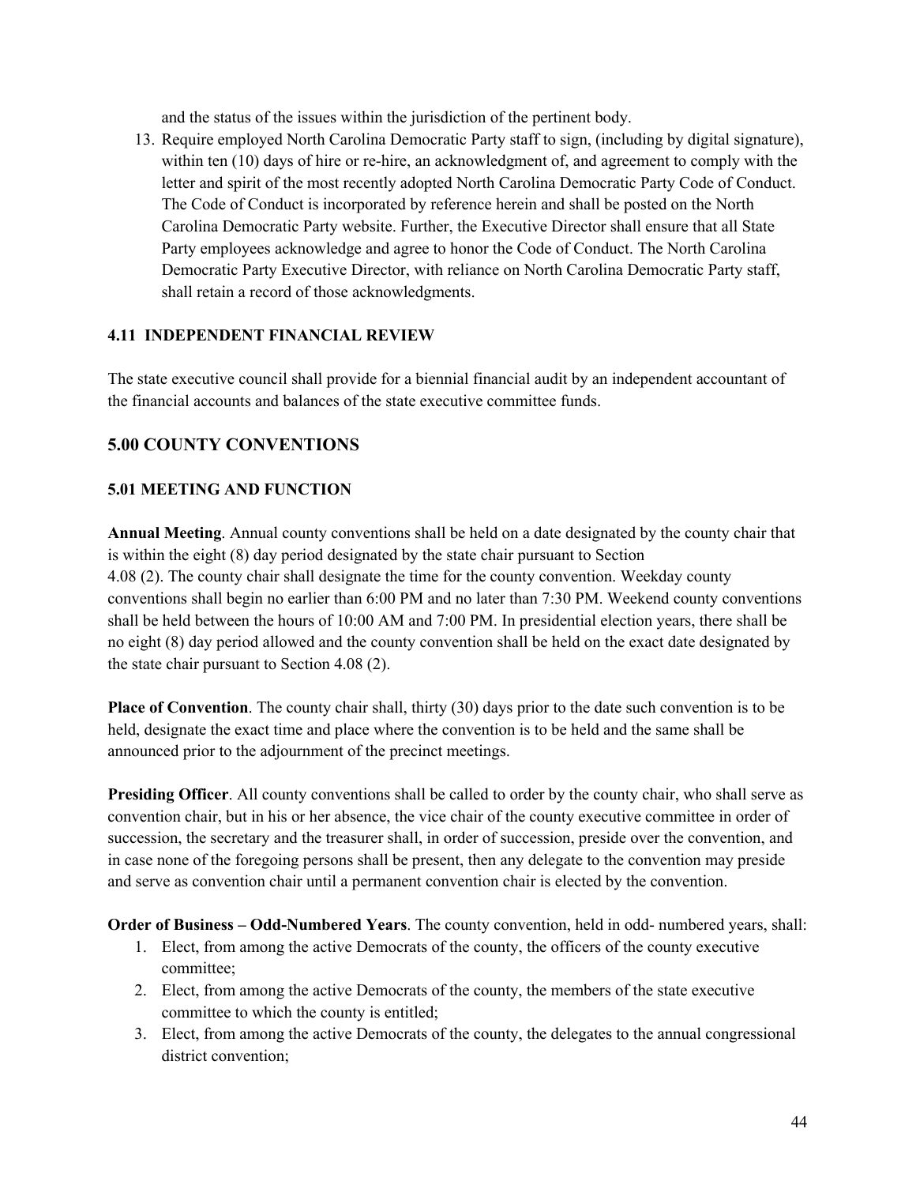and the status of the issues within the jurisdiction of the pertinent body.

13. Require employed North Carolina Democratic Party staff to sign, (including by digital signature), within ten (10) days of hire or re-hire, an acknowledgment of, and agreement to comply with the letter and spirit of the most recently adopted North Carolina Democratic Party Code of Conduct. The Code of Conduct is incorporated by reference herein and shall be posted on the North Carolina Democratic Party website. Further, the Executive Director shall ensure that all State Party employees acknowledge and agree to honor the Code of Conduct. The North Carolina Democratic Party Executive Director, with reliance on North Carolina Democratic Party staff, shall retain a record of those acknowledgments.

### 4.11 INDEPENDENT FINANCIAL REVIEW

The state executive council shall provide for a biennial financial audit by an independent accountant of the financial accounts and balances of the state executive committee funds.

## 5.00 COUNTY CONVENTIONS

### 5.01 MEETING AND FUNCTION

**Annual Meeting**. Annual county conventions shall be held on a date designated by the county chair that is within the eight (8) day period designated by the state chair pursuant to Section 4.08 (2). The county chair shall designate the time for the county convention. Weekday county conventions shall begin no earlier than 6:00 PM and no later than 7:30 PM. Weekend county conventions shall be held between the hours of 10:00 AM and 7:00 PM. In presidential election years, there shall be no eight (8) day period allowed and the county convention shall be held on the exact date designated by the state chair pursuant to Section 4.08 (2).

**Place of Convention**. The county chair shall, thirty (30) days prior to the date such convention is to be held, designate the exact time and place where the convention is to be held and the same shall be announced prior to the adjournment of the precinct meetings.

**Presiding Officer**. All county conventions shall be called to order by the county chair, who shall serve as convention chair, but in his or her absence, the vice chair of the county executive committee in order of succession, the secretary and the treasurer shall, in order of succession, preside over the convention, and in case none of the foregoing persons shall be present, then any delegate to the convention may preside and serve as convention chair until a permanent convention chair is elected by the convention.

**Order of Business – Odd-Numbered Years**. The county convention, held in odd- numbered years, shall:

1. Elect, from among the active Democrats of the county, the officers of the county executive committee;
2. Elect, from among the active Democrats of the county, the members of the state executive committee to which the county is entitled;
3. Elect, from among the active Democrats of the county, the delegates to the annual congressional district convention;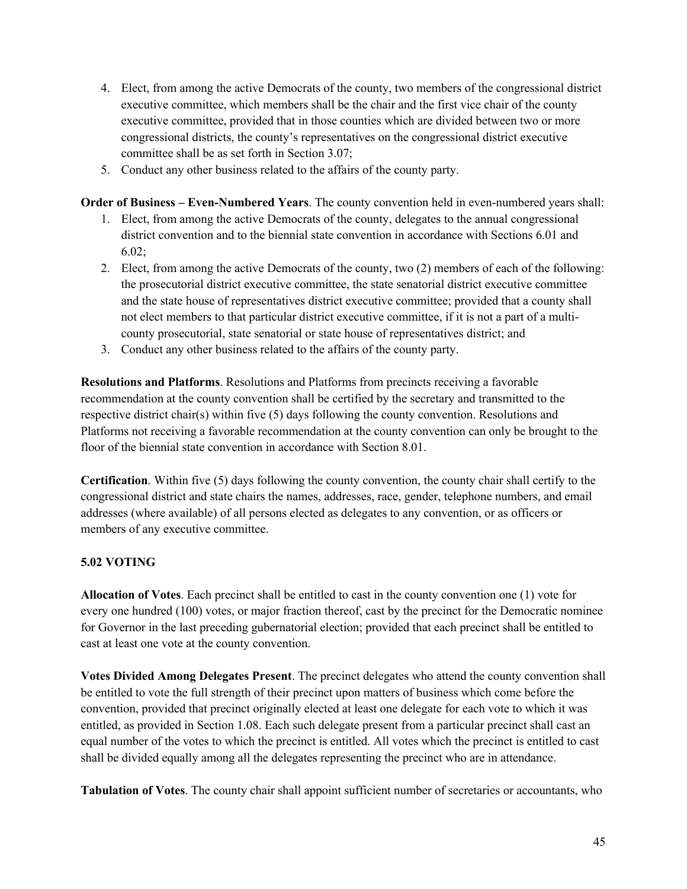4. Elect, from among the active Democrats of the county, two members of the congressional district executive committee, which members shall be the chair and the first vice chair of the county executive committee, provided that in those counties which are divided between two or more congressional districts, the county's representatives on the congressional district executive committee shall be as set forth in Section 3.07;
5. Conduct any other business related to the affairs of the county party.

**Order of Business – Even-Numbered Years**. The county convention held in even-numbered years shall:

1. Elect, from among the active Democrats of the county, delegates to the annual congressional district convention and to the biennial state convention in accordance with Sections 6.01 and 6.02;
2. Elect, from among the active Democrats of the county, two (2) members of each of the following: the prosecutorial district executive committee, the state senatorial district executive committee and the state house of representatives district executive committee; provided that a county shall not elect members to that particular district executive committee, if it is not a part of a multi-county prosecutorial, state senatorial or state house of representatives district; and
3. Conduct any other business related to the affairs of the county party.

**Resolutions and Platforms**. Resolutions and Platforms from precincts receiving a favorable recommendation at the county convention shall be certified by the secretary and transmitted to the respective district chair(s) within five (5) days following the county convention. Resolutions and Platforms not receiving a favorable recommendation at the county convention can only be brought to the floor of the biennial state convention in accordance with Section 8.01.

**Certification**. Within five (5) days following the county convention, the county chair shall certify to the congressional district and state chairs the names, addresses, race, gender, telephone numbers, and email addresses (where available) of all persons elected as delegates to any convention, or as officers or members of any executive committee.

### 5.02 VOTING

**Allocation of Votes**. Each precinct shall be entitled to cast in the county convention one (1) vote for every one hundred (100) votes, or major fraction thereof, cast by the precinct for the Democratic nominee for Governor in the last preceding gubernatorial election; provided that each precinct shall be entitled to cast at least one vote at the county convention.

**Votes Divided Among Delegates Present**. The precinct delegates who attend the county convention shall be entitled to vote the full strength of their precinct upon matters of business which come before the convention, provided that precinct originally elected at least one delegate for each vote to which it was entitled, as provided in Section 1.08. Each such delegate present from a particular precinct shall cast an equal number of the votes to which the precinct is entitled. All votes which the precinct is entitled to cast shall be divided equally among all the delegates representing the precinct who are in attendance.

**Tabulation of Votes**. The county chair shall appoint sufficient number of secretaries or accountants, who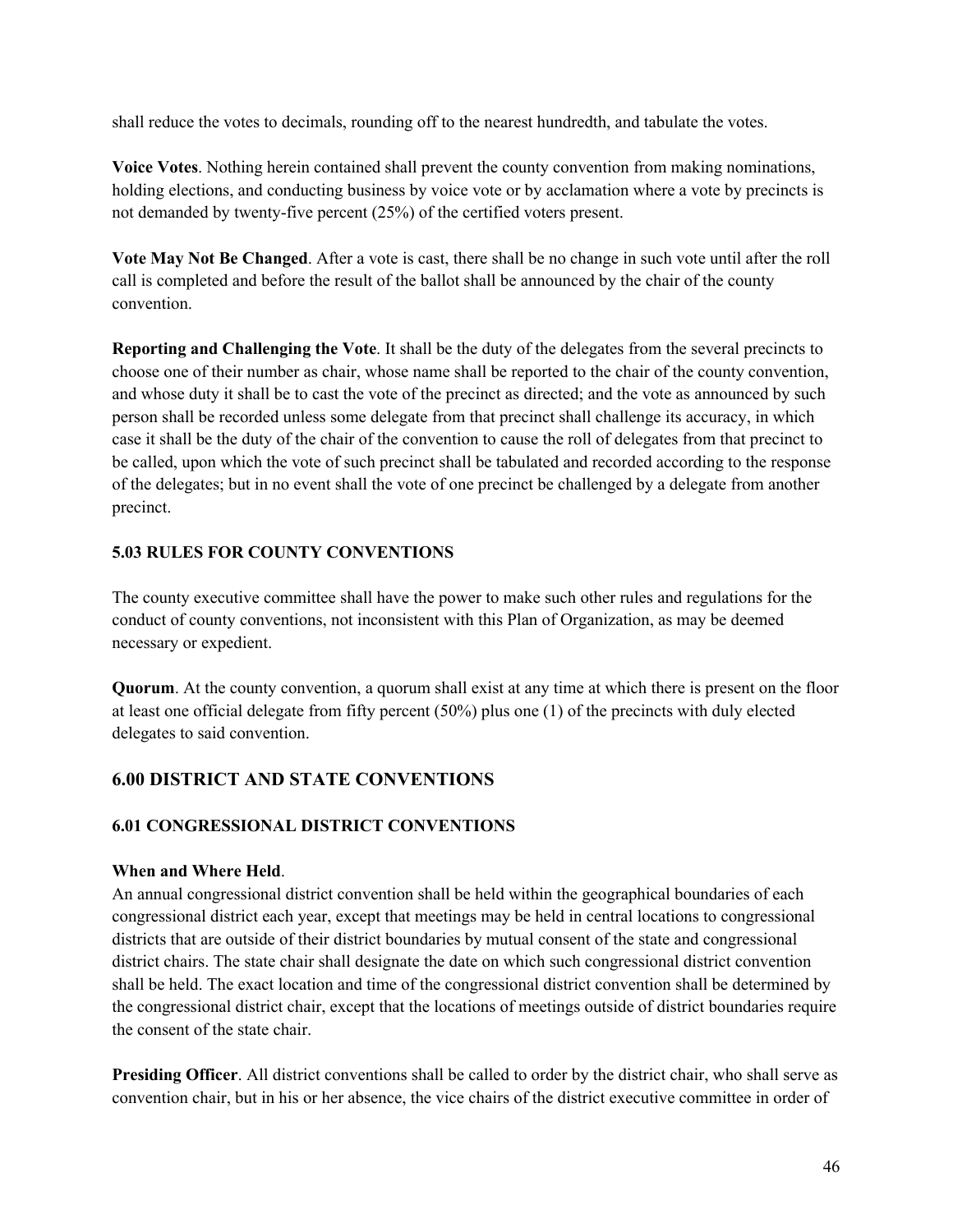shall reduce the votes to decimals, rounding off to the nearest hundredth, and tabulate the votes.

**Voice Votes**. Nothing herein contained shall prevent the county convention from making nominations, holding elections, and conducting business by voice vote or by acclamation where a vote by precincts is not demanded by twenty-five percent (25%) of the certified voters present.

**Vote May Not Be Changed**. After a vote is cast, there shall be no change in such vote until after the roll call is completed and before the result of the ballot shall be announced by the chair of the county convention.

**Reporting and Challenging the Vote**. It shall be the duty of the delegates from the several precincts to choose one of their number as chair, whose name shall be reported to the chair of the county convention, and whose duty it shall be to cast the vote of the precinct as directed; and the vote as announced by such person shall be recorded unless some delegate from that precinct shall challenge its accuracy, in which case it shall be the duty of the chair of the convention to cause the roll of delegates from that precinct to be called, upon which the vote of such precinct shall be tabulated and recorded according to the response of the delegates; but in no event shall the vote of one precinct be challenged by a delegate from another precinct.

### 5.03 RULES FOR COUNTY CONVENTIONS

The county executive committee shall have the power to make such other rules and regulations for the conduct of county conventions, not inconsistent with this Plan of Organization, as may be deemed necessary or expedient.

**Quorum**. At the county convention, a quorum shall exist at any time at which there is present on the floor at least one official delegate from fifty percent (50%) plus one (1) of the precincts with duly elected delegates to said convention.

## 6.00 DISTRICT AND STATE CONVENTIONS

### 6.01 CONGRESSIONAL DISTRICT CONVENTIONS

**When and Where Held**.
An annual congressional district convention shall be held within the geographical boundaries of each congressional district each year, except that meetings may be held in central locations to congressional districts that are outside of their district boundaries by mutual consent of the state and congressional district chairs. The state chair shall designate the date on which such congressional district convention shall be held. The exact location and time of the congressional district convention shall be determined by the congressional district chair, except that the locations of meetings outside of district boundaries require the consent of the state chair.

**Presiding Officer**. All district conventions shall be called to order by the district chair, who shall serve as convention chair, but in his or her absence, the vice chairs of the district executive committee in order of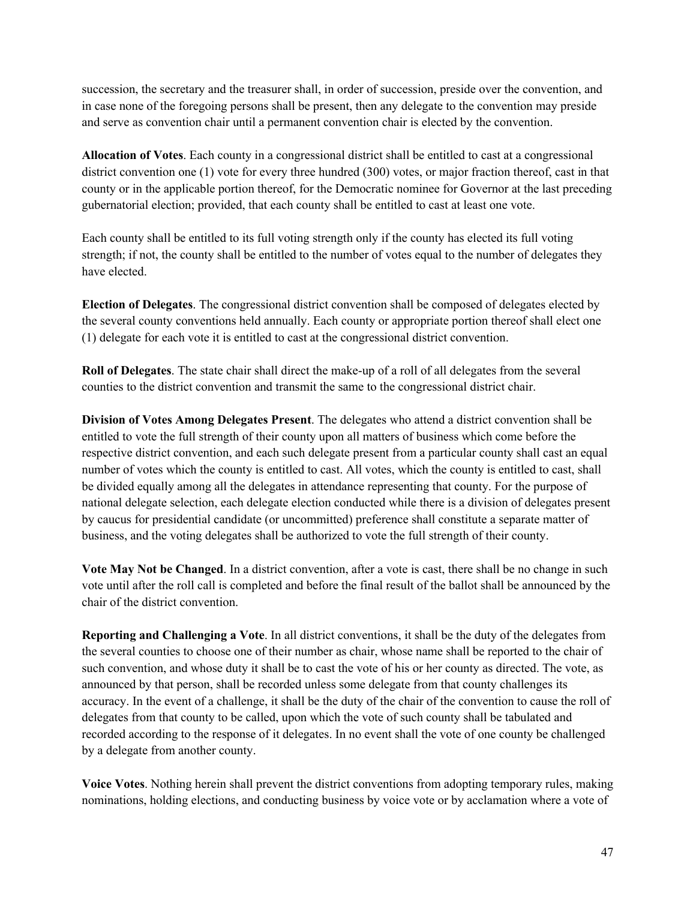succession, the secretary and the treasurer shall, in order of succession, preside over the convention, and in case none of the foregoing persons shall be present, then any delegate to the convention may preside and serve as convention chair until a permanent convention chair is elected by the convention.

**Allocation of Votes**. Each county in a congressional district shall be entitled to cast at a congressional district convention one (1) vote for every three hundred (300) votes, or major fraction thereof, cast in that county or in the applicable portion thereof, for the Democratic nominee for Governor at the last preceding gubernatorial election; provided, that each county shall be entitled to cast at least one vote.

Each county shall be entitled to its full voting strength only if the county has elected its full voting strength; if not, the county shall be entitled to the number of votes equal to the number of delegates they have elected.

**Election of Delegates**. The congressional district convention shall be composed of delegates elected by the several county conventions held annually. Each county or appropriate portion thereof shall elect one (1) delegate for each vote it is entitled to cast at the congressional district convention.

**Roll of Delegates**. The state chair shall direct the make-up of a roll of all delegates from the several counties to the district convention and transmit the same to the congressional district chair.

**Division of Votes Among Delegates Present**. The delegates who attend a district convention shall be entitled to vote the full strength of their county upon all matters of business which come before the respective district convention, and each such delegate present from a particular county shall cast an equal number of votes which the county is entitled to cast. All votes, which the county is entitled to cast, shall be divided equally among all the delegates in attendance representing that county. For the purpose of national delegate selection, each delegate election conducted while there is a division of delegates present by caucus for presidential candidate (or uncommitted) preference shall constitute a separate matter of business, and the voting delegates shall be authorized to vote the full strength of their county.

**Vote May Not be Changed**. In a district convention, after a vote is cast, there shall be no change in such vote until after the roll call is completed and before the final result of the ballot shall be announced by the chair of the district convention.

**Reporting and Challenging a Vote**. In all district conventions, it shall be the duty of the delegates from the several counties to choose one of their number as chair, whose name shall be reported to the chair of such convention, and whose duty it shall be to cast the vote of his or her county as directed. The vote, as announced by that person, shall be recorded unless some delegate from that county challenges its accuracy. In the event of a challenge, it shall be the duty of the chair of the convention to cause the roll of delegates from that county to be called, upon which the vote of such county shall be tabulated and recorded according to the response of it delegates. In no event shall the vote of one county be challenged by a delegate from another county.

**Voice Votes**. Nothing herein shall prevent the district conventions from adopting temporary rules, making nominations, holding elections, and conducting business by voice vote or by acclamation where a vote of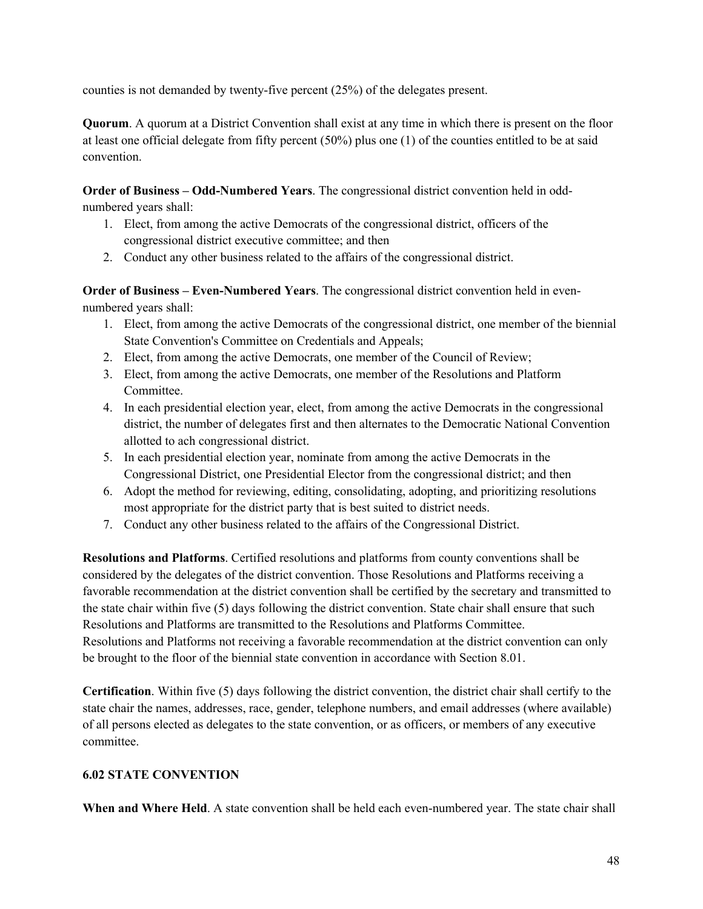counties is not demanded by twenty-five percent (25%) of the delegates present.

**Quorum**. A quorum at a District Convention shall exist at any time in which there is present on the floor at least one official delegate from fifty percent (50%) plus one (1) of the counties entitled to be at said convention.

**Order of Business – Odd-Numbered Years**. The congressional district convention held in odd-numbered years shall:

1. Elect, from among the active Democrats of the congressional district, officers of the congressional district executive committee; and then
2. Conduct any other business related to the affairs of the congressional district.

**Order of Business – Even-Numbered Years**. The congressional district convention held in even-numbered years shall:

1. Elect, from among the active Democrats of the congressional district, one member of the biennial State Convention's Committee on Credentials and Appeals;
2. Elect, from among the active Democrats, one member of the Council of Review;
3. Elect, from among the active Democrats, one member of the Resolutions and Platform Committee.
4. In each presidential election year, elect, from among the active Democrats in the congressional district, the number of delegates first and then alternates to the Democratic National Convention allotted to ach congressional district.
5. In each presidential election year, nominate from among the active Democrats in the Congressional District, one Presidential Elector from the congressional district; and then
6. Adopt the method for reviewing, editing, consolidating, adopting, and prioritizing resolutions most appropriate for the district party that is best suited to district needs.
7. Conduct any other business related to the affairs of the Congressional District.

**Resolutions and Platforms**. Certified resolutions and platforms from county conventions shall be considered by the delegates of the district convention. Those Resolutions and Platforms receiving a favorable recommendation at the district convention shall be certified by the secretary and transmitted to the state chair within five (5) days following the district convention. State chair shall ensure that such Resolutions and Platforms are transmitted to the Resolutions and Platforms Committee.
Resolutions and Platforms not receiving a favorable recommendation at the district convention can only be brought to the floor of the biennial state convention in accordance with Section 8.01.

**Certification**. Within five (5) days following the district convention, the district chair shall certify to the state chair the names, addresses, race, gender, telephone numbers, and email addresses (where available) of all persons elected as delegates to the state convention, or as officers, or members of any executive committee.

### 6.02 STATE CONVENTION

**When and Where Held**. A state convention shall be held each even-numbered year. The state chair shall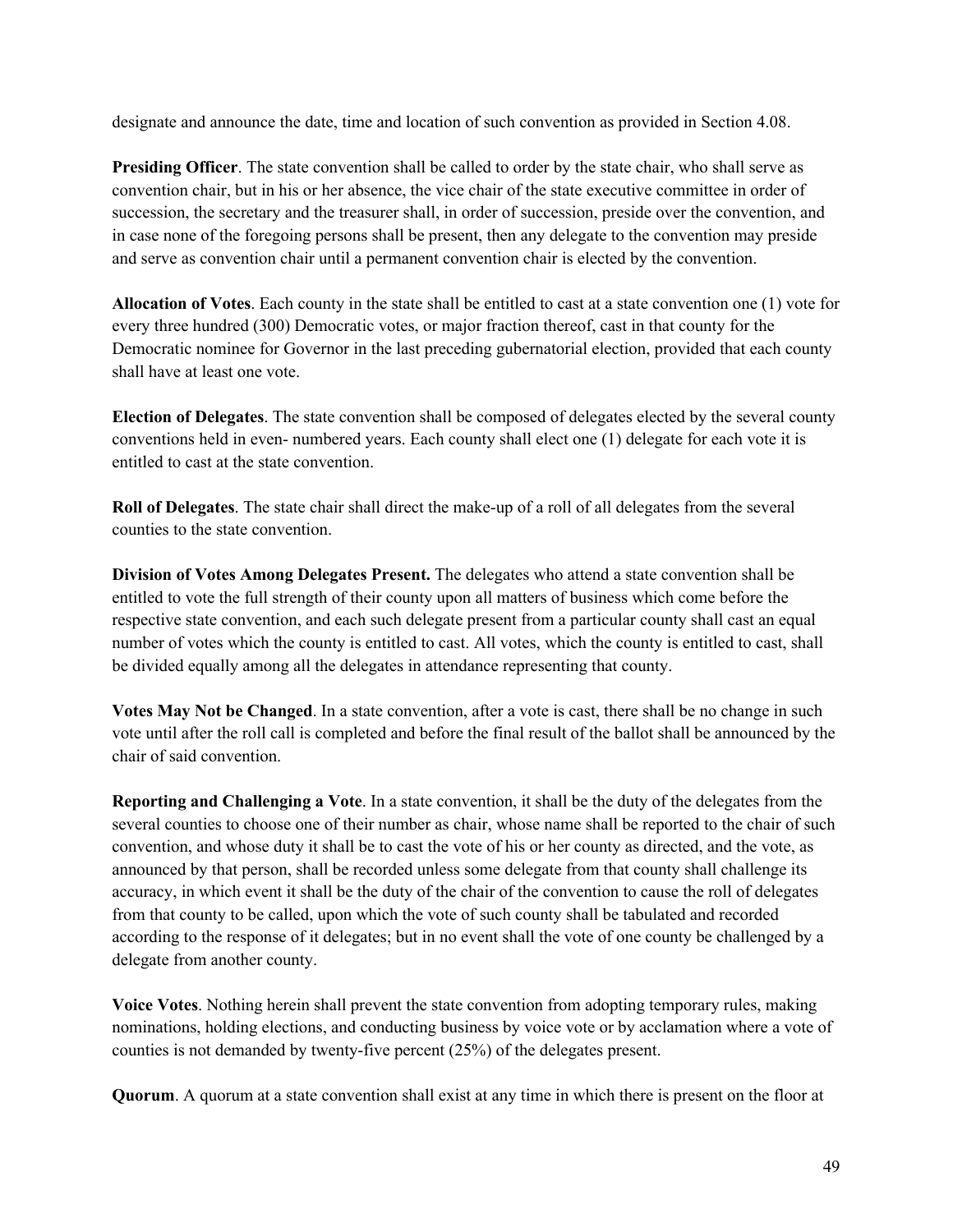designate and announce the date, time and location of such convention as provided in Section 4.08.

**Presiding Officer**. The state convention shall be called to order by the state chair, who shall serve as convention chair, but in his or her absence, the vice chair of the state executive committee in order of succession, the secretary and the treasurer shall, in order of succession, preside over the convention, and in case none of the foregoing persons shall be present, then any delegate to the convention may preside and serve as convention chair until a permanent convention chair is elected by the convention.

**Allocation of Votes**. Each county in the state shall be entitled to cast at a state convention one (1) vote for every three hundred (300) Democratic votes, or major fraction thereof, cast in that county for the Democratic nominee for Governor in the last preceding gubernatorial election, provided that each county shall have at least one vote.

**Election of Delegates**. The state convention shall be composed of delegates elected by the several county conventions held in even- numbered years. Each county shall elect one (1) delegate for each vote it is entitled to cast at the state convention.

**Roll of Delegates**. The state chair shall direct the make-up of a roll of all delegates from the several counties to the state convention.

**Division of Votes Among Delegates Present.** The delegates who attend a state convention shall be entitled to vote the full strength of their county upon all matters of business which come before the respective state convention, and each such delegate present from a particular county shall cast an equal number of votes which the county is entitled to cast. All votes, which the county is entitled to cast, shall be divided equally among all the delegates in attendance representing that county.

**Votes May Not be Changed**. In a state convention, after a vote is cast, there shall be no change in such vote until after the roll call is completed and before the final result of the ballot shall be announced by the chair of said convention.

**Reporting and Challenging a Vote**. In a state convention, it shall be the duty of the delegates from the several counties to choose one of their number as chair, whose name shall be reported to the chair of such convention, and whose duty it shall be to cast the vote of his or her county as directed, and the vote, as announced by that person, shall be recorded unless some delegate from that county shall challenge its accuracy, in which event it shall be the duty of the chair of the convention to cause the roll of delegates from that county to be called, upon which the vote of such county shall be tabulated and recorded according to the response of it delegates; but in no event shall the vote of one county be challenged by a delegate from another county.

**Voice Votes**. Nothing herein shall prevent the state convention from adopting temporary rules, making nominations, holding elections, and conducting business by voice vote or by acclamation where a vote of counties is not demanded by twenty-five percent (25%) of the delegates present.

**Quorum**. A quorum at a state convention shall exist at any time in which there is present on the floor at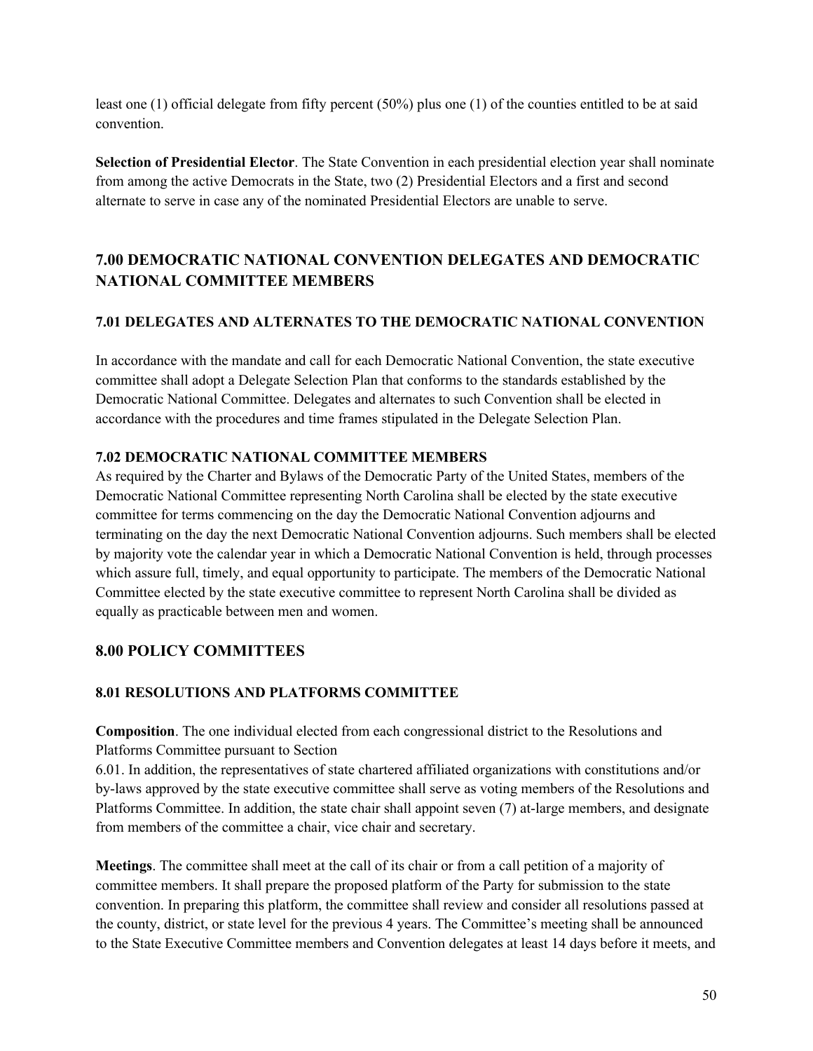least one (1) official delegate from fifty percent (50%) plus one (1) of the counties entitled to be at said convention.

**Selection of Presidential Elector**. The State Convention in each presidential election year shall nominate from among the active Democrats in the State, two (2) Presidential Electors and a first and second alternate to serve in case any of the nominated Presidential Electors are unable to serve.

## 7.00 DEMOCRATIC NATIONAL CONVENTION DELEGATES AND DEMOCRATIC NATIONAL COMMITTEE MEMBERS

### 7.01 DELEGATES AND ALTERNATES TO THE DEMOCRATIC NATIONAL CONVENTION

In accordance with the mandate and call for each Democratic National Convention, the state executive committee shall adopt a Delegate Selection Plan that conforms to the standards established by the Democratic National Committee. Delegates and alternates to such Convention shall be elected in accordance with the procedures and time frames stipulated in the Delegate Selection Plan.

### 7.02 DEMOCRATIC NATIONAL COMMITTEE MEMBERS

As required by the Charter and Bylaws of the Democratic Party of the United States, members of the Democratic National Committee representing North Carolina shall be elected by the state executive committee for terms commencing on the day the Democratic National Convention adjourns and terminating on the day the next Democratic National Convention adjourns. Such members shall be elected by majority vote the calendar year in which a Democratic National Convention is held, through processes which assure full, timely, and equal opportunity to participate. The members of the Democratic National Committee elected by the state executive committee to represent North Carolina shall be divided as equally as practicable between men and women.

## 8.00 POLICY COMMITTEES

### 8.01 RESOLUTIONS AND PLATFORMS COMMITTEE

**Composition**. The one individual elected from each congressional district to the Resolutions and Platforms Committee pursuant to Section 6.01. In addition, the representatives of state chartered affiliated organizations with constitutions and/or by-laws approved by the state executive committee shall serve as voting members of the Resolutions and Platforms Committee. In addition, the state chair shall appoint seven (7) at-large members, and designate from members of the committee a chair, vice chair and secretary.

**Meetings**. The committee shall meet at the call of its chair or from a call petition of a majority of committee members. It shall prepare the proposed platform of the Party for submission to the state convention. In preparing this platform, the committee shall review and consider all resolutions passed at the county, district, or state level for the previous 4 years. The Committee's meeting shall be announced to the State Executive Committee members and Convention delegates at least 14 days before it meets, and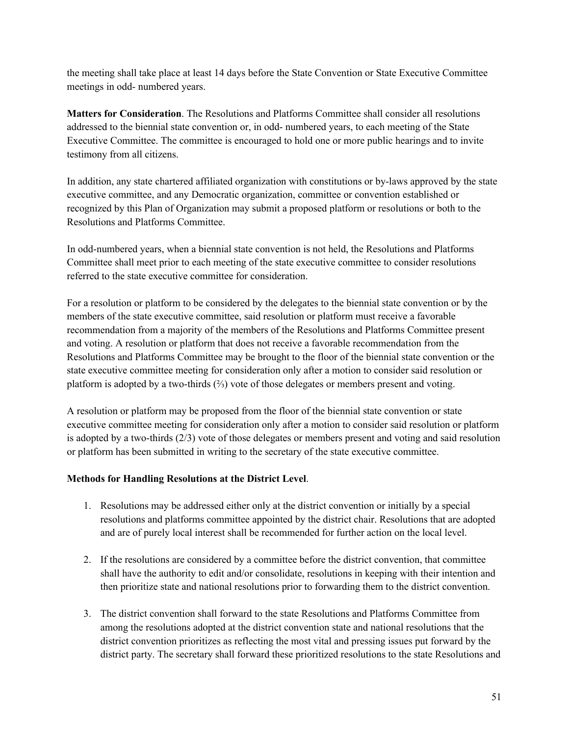the meeting shall take place at least 14 days before the State Convention or State Executive Committee meetings in odd- numbered years.

**Matters for Consideration**. The Resolutions and Platforms Committee shall consider all resolutions addressed to the biennial state convention or, in odd- numbered years, to each meeting of the State Executive Committee. The committee is encouraged to hold one or more public hearings and to invite testimony from all citizens.

In addition, any state chartered affiliated organization with constitutions or by-laws approved by the state executive committee, and any Democratic organization, committee or convention established or recognized by this Plan of Organization may submit a proposed platform or resolutions or both to the Resolutions and Platforms Committee.

In odd-numbered years, when a biennial state convention is not held, the Resolutions and Platforms Committee shall meet prior to each meeting of the state executive committee to consider resolutions referred to the state executive committee for consideration.

For a resolution or platform to be considered by the delegates to the biennial state convention or by the members of the state executive committee, said resolution or platform must receive a favorable recommendation from a majority of the members of the Resolutions and Platforms Committee present and voting. A resolution or platform that does not receive a favorable recommendation from the Resolutions and Platforms Committee may be brought to the floor of the biennial state convention or the state executive committee meeting for consideration only after a motion to consider said resolution or platform is adopted by a two-thirds (⅔) vote of those delegates or members present and voting.

A resolution or platform may be proposed from the floor of the biennial state convention or state executive committee meeting for consideration only after a motion to consider said resolution or platform is adopted by a two-thirds (2/3) vote of those delegates or members present and voting and said resolution or platform has been submitted in writing to the secretary of the state executive committee.

**Methods for Handling Resolutions at the District Level**.

1. Resolutions may be addressed either only at the district convention or initially by a special resolutions and platforms committee appointed by the district chair. Resolutions that are adopted and are of purely local interest shall be recommended for further action on the local level.

2. If the resolutions are considered by a committee before the district convention, that committee shall have the authority to edit and/or consolidate, resolutions in keeping with their intention and then prioritize state and national resolutions prior to forwarding them to the district convention.

3. The district convention shall forward to the state Resolutions and Platforms Committee from among the resolutions adopted at the district convention state and national resolutions that the district convention prioritizes as reflecting the most vital and pressing issues put forward by the district party. The secretary shall forward these prioritized resolutions to the state Resolutions and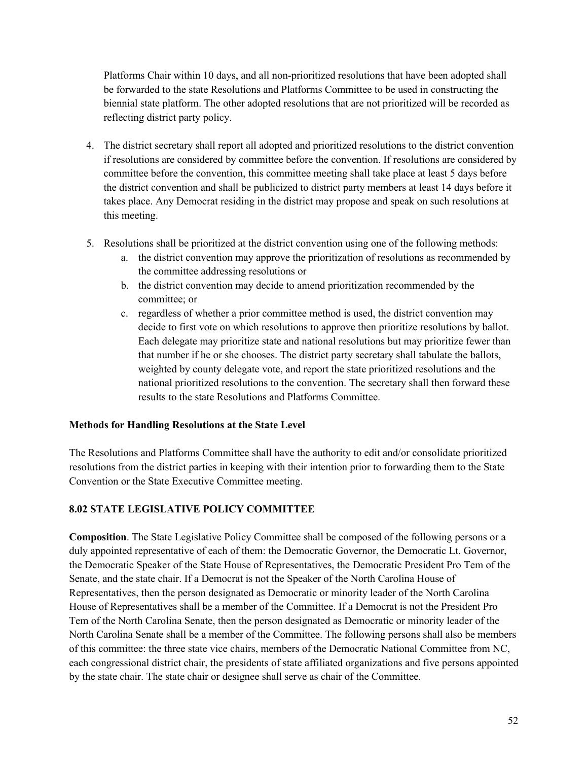Platforms Chair within 10 days, and all non-prioritized resolutions that have been adopted shall be forwarded to the state Resolutions and Platforms Committee to be used in constructing the biennial state platform. The other adopted resolutions that are not prioritized will be recorded as reflecting district party policy.

4. The district secretary shall report all adopted and prioritized resolutions to the district convention if resolutions are considered by committee before the convention. If resolutions are considered by committee before the convention, this committee meeting shall take place at least 5 days before the district convention and shall be publicized to district party members at least 14 days before it takes place. Any Democrat residing in the district may propose and speak on such resolutions at this meeting.

5. Resolutions shall be prioritized at the district convention using one of the following methods:
   a. the district convention may approve the prioritization of resolutions as recommended by the committee addressing resolutions or
   b. the district convention may decide to amend prioritization recommended by the committee; or
   c. regardless of whether a prior committee method is used, the district convention may decide to first vote on which resolutions to approve then prioritize resolutions by ballot. Each delegate may prioritize state and national resolutions but may prioritize fewer than that number if he or she chooses. The district party secretary shall tabulate the ballots, weighted by county delegate vote, and report the state prioritized resolutions and the national prioritized resolutions to the convention. The secretary shall then forward these results to the state Resolutions and Platforms Committee.

**Methods for Handling Resolutions at the State Level**

The Resolutions and Platforms Committee shall have the authority to edit and/or consolidate prioritized resolutions from the district parties in keeping with their intention prior to forwarding them to the State Convention or the State Executive Committee meeting.

## 8.02 STATE LEGISLATIVE POLICY COMMITTEE

**Composition**. The State Legislative Policy Committee shall be composed of the following persons or a duly appointed representative of each of them: the Democratic Governor, the Democratic Lt. Governor, the Democratic Speaker of the State House of Representatives, the Democratic President Pro Tem of the Senate, and the state chair. If a Democrat is not the Speaker of the North Carolina House of Representatives, then the person designated as Democratic or minority leader of the North Carolina House of Representatives shall be a member of the Committee. If a Democrat is not the President Pro Tem of the North Carolina Senate, then the person designated as Democratic or minority leader of the North Carolina Senate shall be a member of the Committee. The following persons shall also be members of this committee: the three state vice chairs, members of the Democratic National Committee from NC, each congressional district chair, the presidents of state affiliated organizations and five persons appointed by the state chair. The state chair or designee shall serve as chair of the Committee.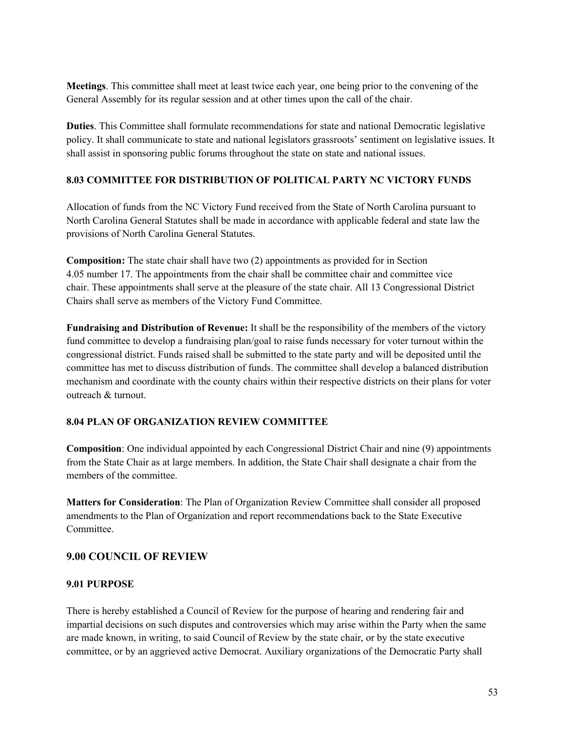**Meetings**. This committee shall meet at least twice each year, one being prior to the convening of the General Assembly for its regular session and at other times upon the call of the chair.

**Duties**. This Committee shall formulate recommendations for state and national Democratic legislative policy. It shall communicate to state and national legislators grassroots' sentiment on legislative issues. It shall assist in sponsoring public forums throughout the state on state and national issues.

### 8.03 COMMITTEE FOR DISTRIBUTION OF POLITICAL PARTY NC VICTORY FUNDS

Allocation of funds from the NC Victory Fund received from the State of North Carolina pursuant to North Carolina General Statutes shall be made in accordance with applicable federal and state law the provisions of North Carolina General Statutes.

**Composition:** The state chair shall have two (2) appointments as provided for in Section 4.05 number 17. The appointments from the chair shall be committee chair and committee vice chair. These appointments shall serve at the pleasure of the state chair. All 13 Congressional District Chairs shall serve as members of the Victory Fund Committee.

**Fundraising and Distribution of Revenue:** It shall be the responsibility of the members of the victory fund committee to develop a fundraising plan/goal to raise funds necessary for voter turnout within the congressional district. Funds raised shall be submitted to the state party and will be deposited until the committee has met to discuss distribution of funds. The committee shall develop a balanced distribution mechanism and coordinate with the county chairs within their respective districts on their plans for voter outreach & turnout.

### 8.04 PLAN OF ORGANIZATION REVIEW COMMITTEE

**Composition**: One individual appointed by each Congressional District Chair and nine (9) appointments from the State Chair as at large members. In addition, the State Chair shall designate a chair from the members of the committee.

**Matters for Consideration**: The Plan of Organization Review Committee shall consider all proposed amendments to the Plan of Organization and report recommendations back to the State Executive Committee.

## 9.00 COUNCIL OF REVIEW

### 9.01 PURPOSE

There is hereby established a Council of Review for the purpose of hearing and rendering fair and impartial decisions on such disputes and controversies which may arise within the Party when the same are made known, in writing, to said Council of Review by the state chair, or by the state executive committee, or by an aggrieved active Democrat. Auxiliary organizations of the Democratic Party shall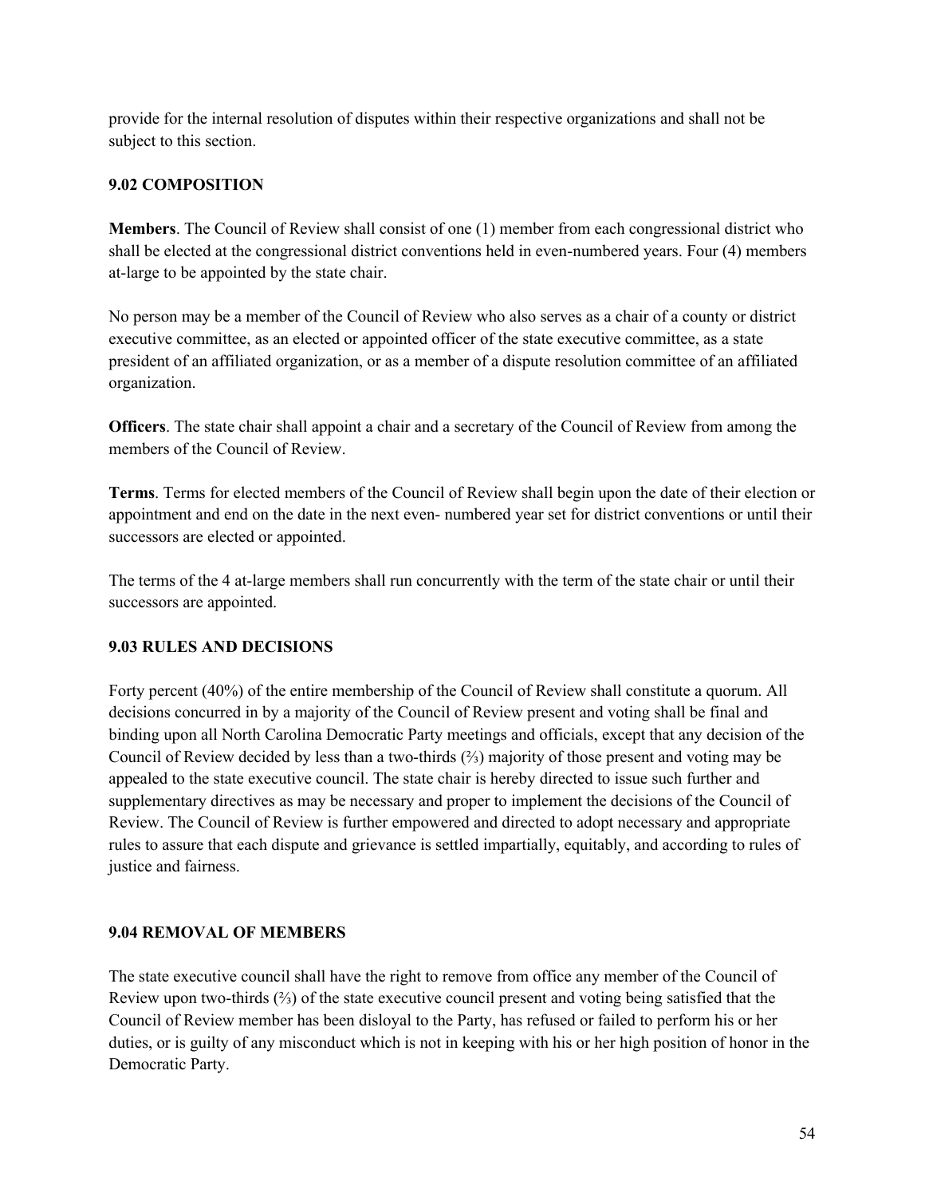provide for the internal resolution of disputes within their respective organizations and shall not be subject to this section.

### 9.02 COMPOSITION

**Members**. The Council of Review shall consist of one (1) member from each congressional district who shall be elected at the congressional district conventions held in even-numbered years. Four (4) members at-large to be appointed by the state chair.

No person may be a member of the Council of Review who also serves as a chair of a county or district executive committee, as an elected or appointed officer of the state executive committee, as a state president of an affiliated organization, or as a member of a dispute resolution committee of an affiliated organization.

**Officers**. The state chair shall appoint a chair and a secretary of the Council of Review from among the members of the Council of Review.

**Terms**. Terms for elected members of the Council of Review shall begin upon the date of their election or appointment and end on the date in the next even- numbered year set for district conventions or until their successors are elected or appointed.

The terms of the 4 at-large members shall run concurrently with the term of the state chair or until their successors are appointed.

### 9.03 RULES AND DECISIONS

Forty percent (40%) of the entire membership of the Council of Review shall constitute a quorum. All decisions concurred in by a majority of the Council of Review present and voting shall be final and binding upon all North Carolina Democratic Party meetings and officials, except that any decision of the Council of Review decided by less than a two-thirds (⅔) majority of those present and voting may be appealed to the state executive council. The state chair is hereby directed to issue such further and supplementary directives as may be necessary and proper to implement the decisions of the Council of Review. The Council of Review is further empowered and directed to adopt necessary and appropriate rules to assure that each dispute and grievance is settled impartially, equitably, and according to rules of justice and fairness.

### 9.04 REMOVAL OF MEMBERS

The state executive council shall have the right to remove from office any member of the Council of Review upon two-thirds (⅔) of the state executive council present and voting being satisfied that the Council of Review member has been disloyal to the Party, has refused or failed to perform his or her duties, or is guilty of any misconduct which is not in keeping with his or her high position of honor in the Democratic Party.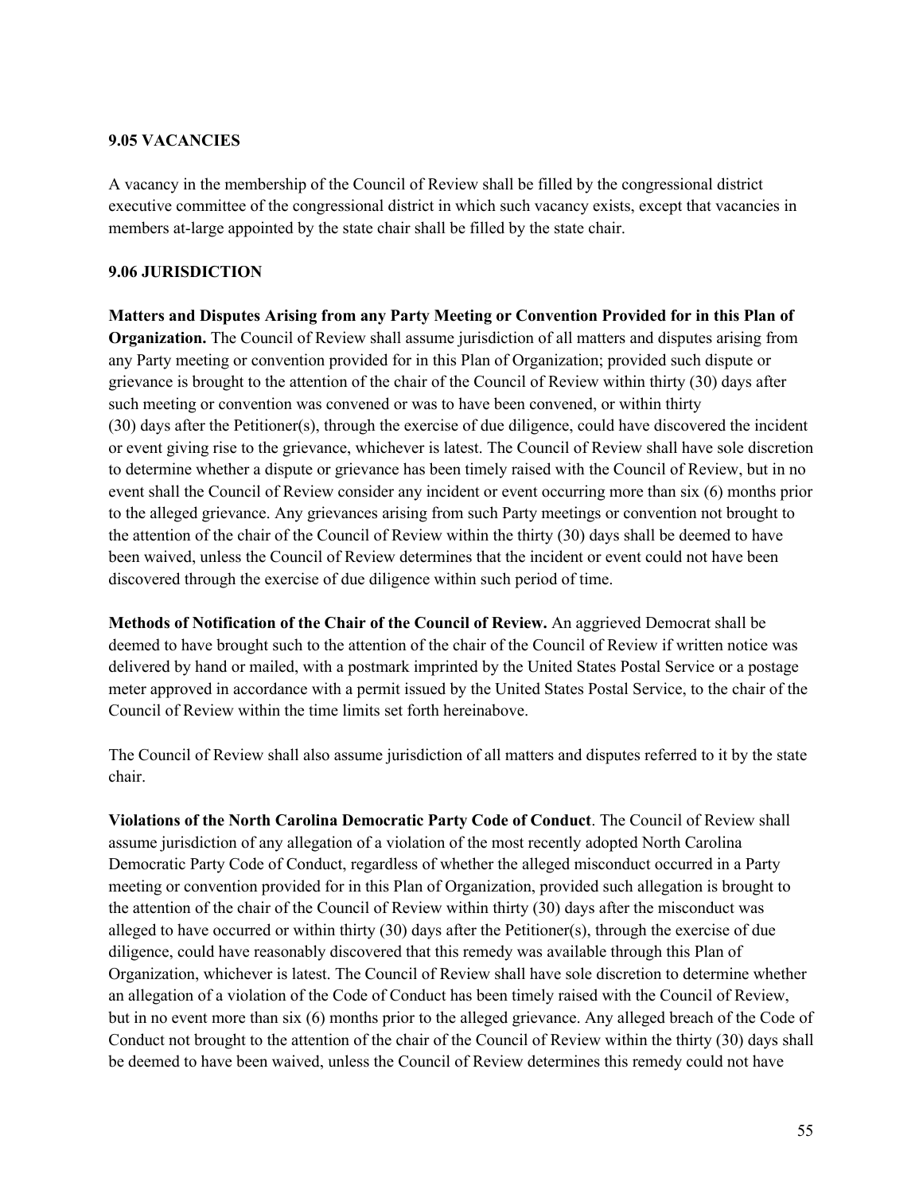**9.05 VACANCIES**

A vacancy in the membership of the Council of Review shall be filled by the congressional district executive committee of the congressional district in which such vacancy exists, except that vacancies in members at-large appointed by the state chair shall be filled by the state chair.

**9.06 JURISDICTION**

**Matters and Disputes Arising from any Party Meeting or Convention Provided for in this Plan of Organization.** The Council of Review shall assume jurisdiction of all matters and disputes arising from any Party meeting or convention provided for in this Plan of Organization; provided such dispute or grievance is brought to the attention of the chair of the Council of Review within thirty (30) days after such meeting or convention was convened or was to have been convened, or within thirty (30) days after the Petitioner(s), through the exercise of due diligence, could have discovered the incident or event giving rise to the grievance, whichever is latest. The Council of Review shall have sole discretion to determine whether a dispute or grievance has been timely raised with the Council of Review, but in no event shall the Council of Review consider any incident or event occurring more than six (6) months prior to the alleged grievance. Any grievances arising from such Party meetings or convention not brought to the attention of the chair of the Council of Review within the thirty (30) days shall be deemed to have been waived, unless the Council of Review determines that the incident or event could not have been discovered through the exercise of due diligence within such period of time.

**Methods of Notification of the Chair of the Council of Review.** An aggrieved Democrat shall be deemed to have brought such to the attention of the chair of the Council of Review if written notice was delivered by hand or mailed, with a postmark imprinted by the United States Postal Service or a postage meter approved in accordance with a permit issued by the United States Postal Service, to the chair of the Council of Review within the time limits set forth hereinabove.

The Council of Review shall also assume jurisdiction of all matters and disputes referred to it by the state chair.

**Violations of the North Carolina Democratic Party Code of Conduct**. The Council of Review shall assume jurisdiction of any allegation of a violation of the most recently adopted North Carolina Democratic Party Code of Conduct, regardless of whether the alleged misconduct occurred in a Party meeting or convention provided for in this Plan of Organization, provided such allegation is brought to the attention of the chair of the Council of Review within thirty (30) days after the misconduct was alleged to have occurred or within thirty (30) days after the Petitioner(s), through the exercise of due diligence, could have reasonably discovered that this remedy was available through this Plan of Organization, whichever is latest. The Council of Review shall have sole discretion to determine whether an allegation of a violation of the Code of Conduct has been timely raised with the Council of Review, but in no event more than six (6) months prior to the alleged grievance. Any alleged breach of the Code of Conduct not brought to the attention of the chair of the Council of Review within the thirty (30) days shall be deemed to have been waived, unless the Council of Review determines this remedy could not have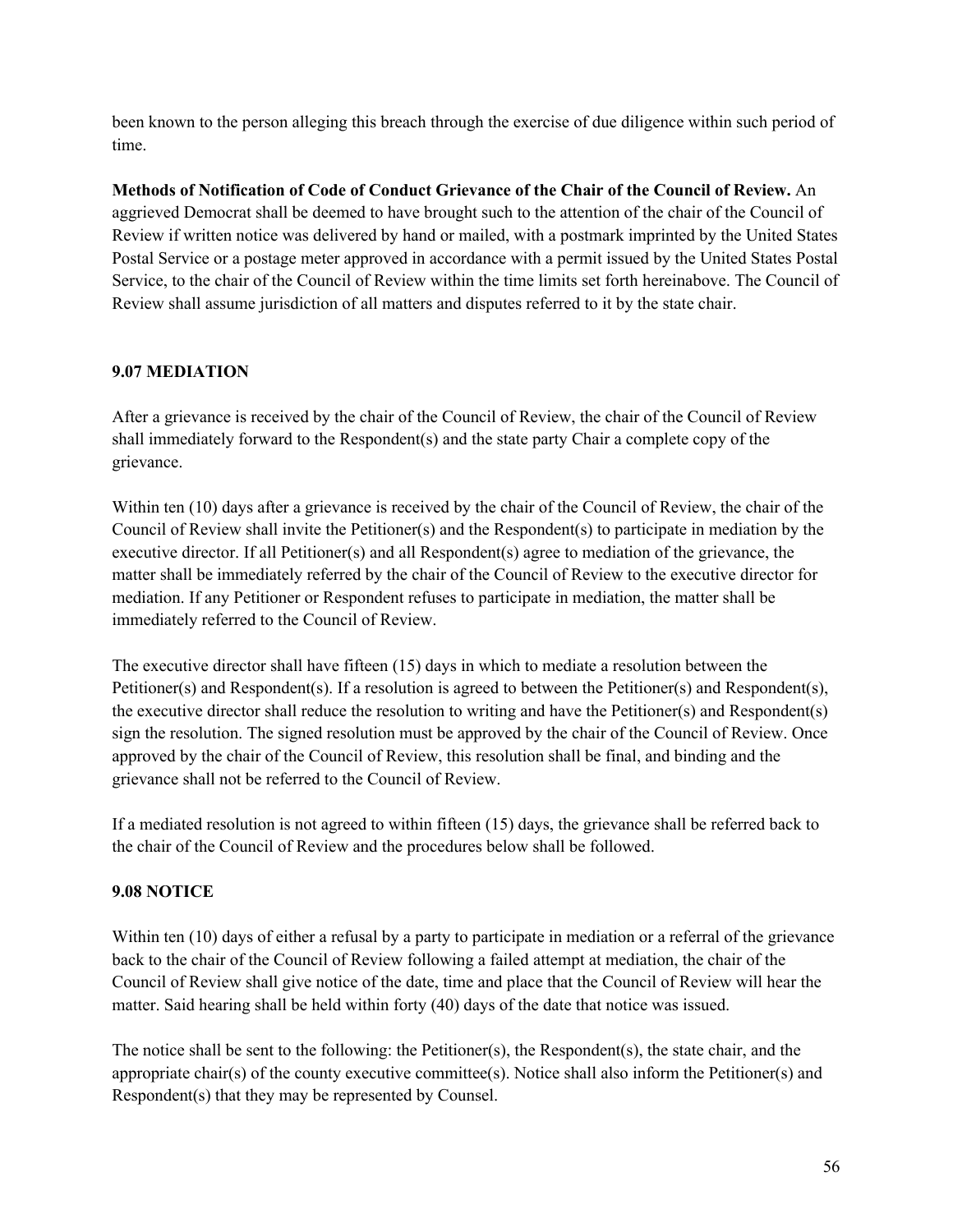been known to the person alleging this breach through the exercise of due diligence within such period of time.

**Methods of Notification of Code of Conduct Grievance of the Chair of the Council of Review.** An aggrieved Democrat shall be deemed to have brought such to the attention of the chair of the Council of Review if written notice was delivered by hand or mailed, with a postmark imprinted by the United States Postal Service or a postage meter approved in accordance with a permit issued by the United States Postal Service, to the chair of the Council of Review within the time limits set forth hereinabove. The Council of Review shall assume jurisdiction of all matters and disputes referred to it by the state chair.

### 9.07 MEDIATION

After a grievance is received by the chair of the Council of Review, the chair of the Council of Review shall immediately forward to the Respondent(s) and the state party Chair a complete copy of the grievance.

Within ten (10) days after a grievance is received by the chair of the Council of Review, the chair of the Council of Review shall invite the Petitioner(s) and the Respondent(s) to participate in mediation by the executive director. If all Petitioner(s) and all Respondent(s) agree to mediation of the grievance, the matter shall be immediately referred by the chair of the Council of Review to the executive director for mediation. If any Petitioner or Respondent refuses to participate in mediation, the matter shall be immediately referred to the Council of Review.

The executive director shall have fifteen (15) days in which to mediate a resolution between the Petitioner(s) and Respondent(s). If a resolution is agreed to between the Petitioner(s) and Respondent(s), the executive director shall reduce the resolution to writing and have the Petitioner(s) and Respondent(s) sign the resolution. The signed resolution must be approved by the chair of the Council of Review. Once approved by the chair of the Council of Review, this resolution shall be final, and binding and the grievance shall not be referred to the Council of Review.

If a mediated resolution is not agreed to within fifteen (15) days, the grievance shall be referred back to the chair of the Council of Review and the procedures below shall be followed.

### 9.08 NOTICE

Within ten (10) days of either a refusal by a party to participate in mediation or a referral of the grievance back to the chair of the Council of Review following a failed attempt at mediation, the chair of the Council of Review shall give notice of the date, time and place that the Council of Review will hear the matter. Said hearing shall be held within forty (40) days of the date that notice was issued.

The notice shall be sent to the following: the Petitioner(s), the Respondent(s), the state chair, and the appropriate chair(s) of the county executive committee(s). Notice shall also inform the Petitioner(s) and Respondent(s) that they may be represented by Counsel.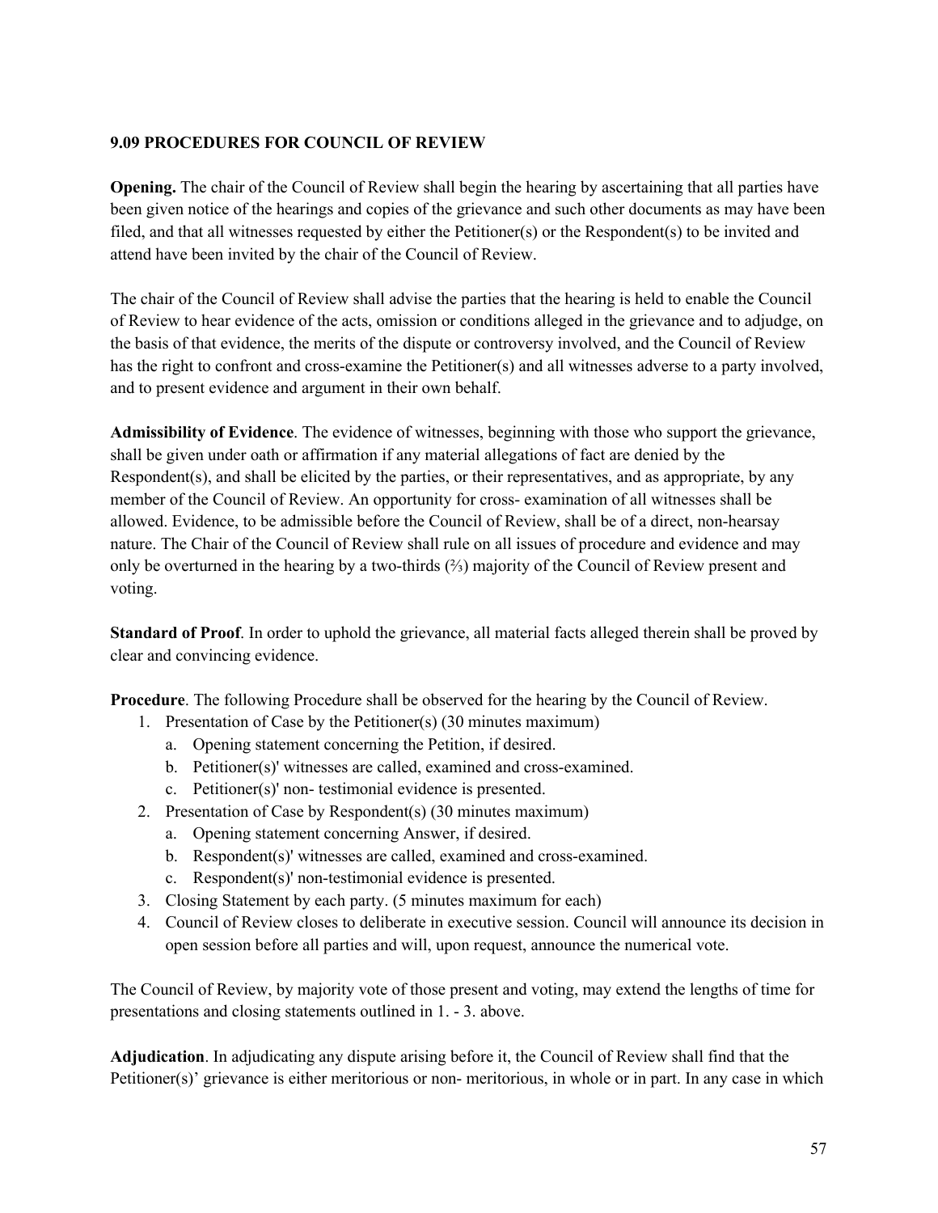**9.09 PROCEDURES FOR COUNCIL OF REVIEW**

**Opening.** The chair of the Council of Review shall begin the hearing by ascertaining that all parties have been given notice of the hearings and copies of the grievance and such other documents as may have been filed, and that all witnesses requested by either the Petitioner(s) or the Respondent(s) to be invited and attend have been invited by the chair of the Council of Review.

The chair of the Council of Review shall advise the parties that the hearing is held to enable the Council of Review to hear evidence of the acts, omission or conditions alleged in the grievance and to adjudge, on the basis of that evidence, the merits of the dispute or controversy involved, and the Council of Review has the right to confront and cross-examine the Petitioner(s) and all witnesses adverse to a party involved, and to present evidence and argument in their own behalf.

**Admissibility of Evidence**. The evidence of witnesses, beginning with those who support the grievance, shall be given under oath or affirmation if any material allegations of fact are denied by the Respondent(s), and shall be elicited by the parties, or their representatives, and as appropriate, by any member of the Council of Review. An opportunity for cross- examination of all witnesses shall be allowed. Evidence, to be admissible before the Council of Review, shall be of a direct, non-hearsay nature. The Chair of the Council of Review shall rule on all issues of procedure and evidence and may only be overturned in the hearing by a two-thirds (⅔) majority of the Council of Review present and voting.

**Standard of Proof**. In order to uphold the grievance, all material facts alleged therein shall be proved by clear and convincing evidence.

**Procedure**. The following Procedure shall be observed for the hearing by the Council of Review.

1. Presentation of Case by the Petitioner(s) (30 minutes maximum)
   a. Opening statement concerning the Petition, if desired.
   b. Petitioner(s)' witnesses are called, examined and cross-examined.
   c. Petitioner(s)' non- testimonial evidence is presented.
2. Presentation of Case by Respondent(s) (30 minutes maximum)
   a. Opening statement concerning Answer, if desired.
   b. Respondent(s)' witnesses are called, examined and cross-examined.
   c. Respondent(s)' non-testimonial evidence is presented.
3. Closing Statement by each party. (5 minutes maximum for each)
4. Council of Review closes to deliberate in executive session. Council will announce its decision in open session before all parties and will, upon request, announce the numerical vote.

The Council of Review, by majority vote of those present and voting, may extend the lengths of time for presentations and closing statements outlined in 1. - 3. above.

**Adjudication**. In adjudicating any dispute arising before it, the Council of Review shall find that the Petitioner(s)' grievance is either meritorious or non- meritorious, in whole or in part. In any case in which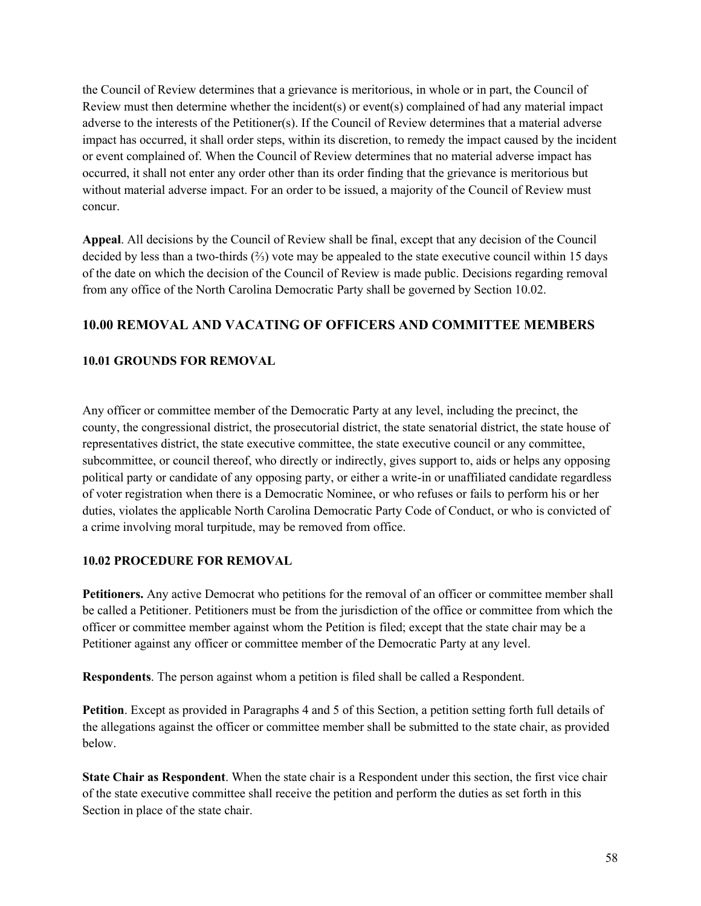the Council of Review determines that a grievance is meritorious, in whole or in part, the Council of Review must then determine whether the incident(s) or event(s) complained of had any material impact adverse to the interests of the Petitioner(s). If the Council of Review determines that a material adverse impact has occurred, it shall order steps, within its discretion, to remedy the impact caused by the incident or event complained of. When the Council of Review determines that no material adverse impact has occurred, it shall not enter any order other than its order finding that the grievance is meritorious but without material adverse impact. For an order to be issued, a majority of the Council of Review must concur.

**Appeal**. All decisions by the Council of Review shall be final, except that any decision of the Council decided by less than a two-thirds (⅔) vote may be appealed to the state executive council within 15 days of the date on which the decision of the Council of Review is made public. Decisions regarding removal from any office of the North Carolina Democratic Party shall be governed by Section 10.02.

## 10.00 REMOVAL AND VACATING OF OFFICERS AND COMMITTEE MEMBERS

### 10.01 GROUNDS FOR REMOVAL

Any officer or committee member of the Democratic Party at any level, including the precinct, the county, the congressional district, the prosecutorial district, the state senatorial district, the state house of representatives district, the state executive committee, the state executive council or any committee, subcommittee, or council thereof, who directly or indirectly, gives support to, aids or helps any opposing political party or candidate of any opposing party, or either a write-in or unaffiliated candidate regardless of voter registration when there is a Democratic Nominee, or who refuses or fails to perform his or her duties, violates the applicable North Carolina Democratic Party Code of Conduct, or who is convicted of a crime involving moral turpitude, may be removed from office.

### 10.02 PROCEDURE FOR REMOVAL

**Petitioners.** Any active Democrat who petitions for the removal of an officer or committee member shall be called a Petitioner. Petitioners must be from the jurisdiction of the office or committee from which the officer or committee member against whom the Petition is filed; except that the state chair may be a Petitioner against any officer or committee member of the Democratic Party at any level.

**Respondents**. The person against whom a petition is filed shall be called a Respondent.

**Petition**. Except as provided in Paragraphs 4 and 5 of this Section, a petition setting forth full details of the allegations against the officer or committee member shall be submitted to the state chair, as provided below.

**State Chair as Respondent**. When the state chair is a Respondent under this section, the first vice chair of the state executive committee shall receive the petition and perform the duties as set forth in this Section in place of the state chair.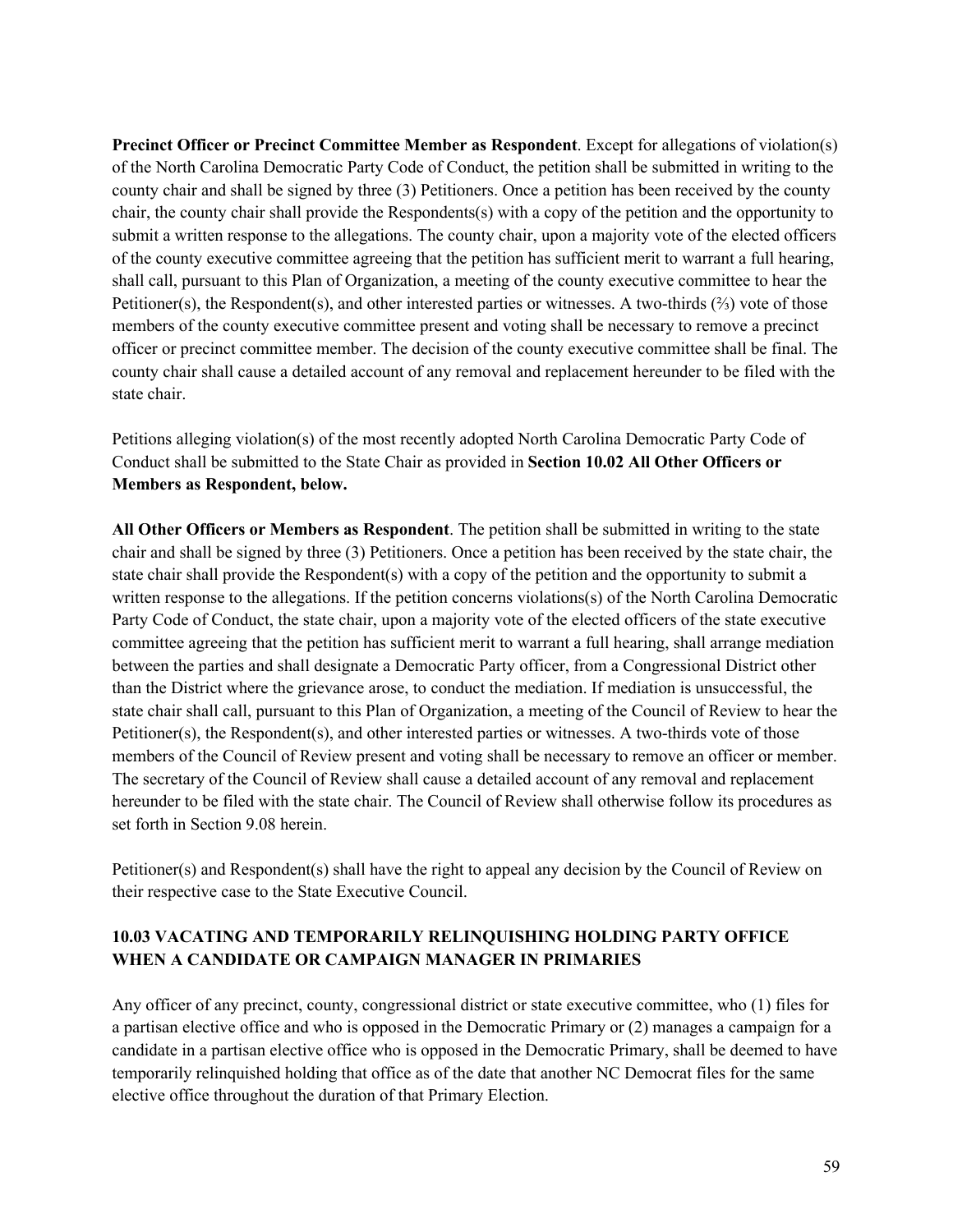**Precinct Officer or Precinct Committee Member as Respondent**. Except for allegations of violation(s) of the North Carolina Democratic Party Code of Conduct, the petition shall be submitted in writing to the county chair and shall be signed by three (3) Petitioners. Once a petition has been received by the county chair, the county chair shall provide the Respondents(s) with a copy of the petition and the opportunity to submit a written response to the allegations. The county chair, upon a majority vote of the elected officers of the county executive committee agreeing that the petition has sufficient merit to warrant a full hearing, shall call, pursuant to this Plan of Organization, a meeting of the county executive committee to hear the Petitioner(s), the Respondent(s), and other interested parties or witnesses. A two-thirds (⅔) vote of those members of the county executive committee present and voting shall be necessary to remove a precinct officer or precinct committee member. The decision of the county executive committee shall be final. The county chair shall cause a detailed account of any removal and replacement hereunder to be filed with the state chair.

Petitions alleging violation(s) of the most recently adopted North Carolina Democratic Party Code of Conduct shall be submitted to the State Chair as provided in **Section 10.02 All Other Officers or Members as Respondent, below.**

**All Other Officers or Members as Respondent**. The petition shall be submitted in writing to the state chair and shall be signed by three (3) Petitioners. Once a petition has been received by the state chair, the state chair shall provide the Respondent(s) with a copy of the petition and the opportunity to submit a written response to the allegations. If the petition concerns violations(s) of the North Carolina Democratic Party Code of Conduct, the state chair, upon a majority vote of the elected officers of the state executive committee agreeing that the petition has sufficient merit to warrant a full hearing, shall arrange mediation between the parties and shall designate a Democratic Party officer, from a Congressional District other than the District where the grievance arose, to conduct the mediation. If mediation is unsuccessful, the state chair shall call, pursuant to this Plan of Organization, a meeting of the Council of Review to hear the Petitioner(s), the Respondent(s), and other interested parties or witnesses. A two-thirds vote of those members of the Council of Review present and voting shall be necessary to remove an officer or member. The secretary of the Council of Review shall cause a detailed account of any removal and replacement hereunder to be filed with the state chair. The Council of Review shall otherwise follow its procedures as set forth in Section 9.08 herein.

Petitioner(s) and Respondent(s) shall have the right to appeal any decision by the Council of Review on their respective case to the State Executive Council.

### 10.03 VACATING AND TEMPORARILY RELINQUISHING HOLDING PARTY OFFICE WHEN A CANDIDATE OR CAMPAIGN MANAGER IN PRIMARIES

Any officer of any precinct, county, congressional district or state executive committee, who (1) files for a partisan elective office and who is opposed in the Democratic Primary or (2) manages a campaign for a candidate in a partisan elective office who is opposed in the Democratic Primary, shall be deemed to have temporarily relinquished holding that office as of the date that another NC Democrat files for the same elective office throughout the duration of that Primary Election.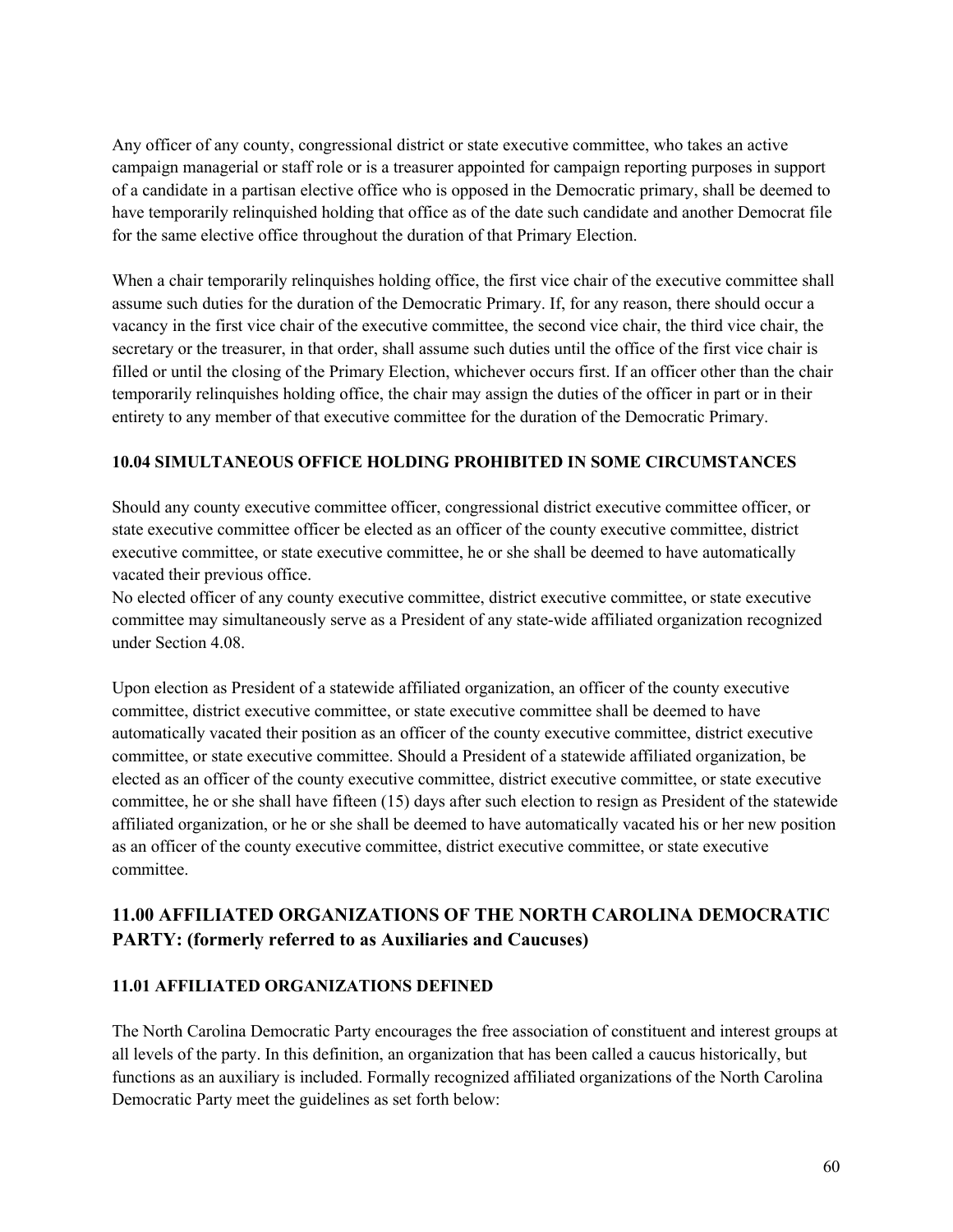Any officer of any county, congressional district or state executive committee, who takes an active campaign managerial or staff role or is a treasurer appointed for campaign reporting purposes in support of a candidate in a partisan elective office who is opposed in the Democratic primary, shall be deemed to have temporarily relinquished holding that office as of the date such candidate and another Democrat file for the same elective office throughout the duration of that Primary Election.

When a chair temporarily relinquishes holding office, the first vice chair of the executive committee shall assume such duties for the duration of the Democratic Primary. If, for any reason, there should occur a vacancy in the first vice chair of the executive committee, the second vice chair, the third vice chair, the secretary or the treasurer, in that order, shall assume such duties until the office of the first vice chair is filled or until the closing of the Primary Election, whichever occurs first. If an officer other than the chair temporarily relinquishes holding office, the chair may assign the duties of the officer in part or in their entirety to any member of that executive committee for the duration of the Democratic Primary.

### 10.04 SIMULTANEOUS OFFICE HOLDING PROHIBITED IN SOME CIRCUMSTANCES

Should any county executive committee officer, congressional district executive committee officer, or state executive committee officer be elected as an officer of the county executive committee, district executive committee, or state executive committee, he or she shall be deemed to have automatically vacated their previous office.
No elected officer of any county executive committee, district executive committee, or state executive committee may simultaneously serve as a President of any state-wide affiliated organization recognized under Section 4.08.

Upon election as President of a statewide affiliated organization, an officer of the county executive committee, district executive committee, or state executive committee shall be deemed to have automatically vacated their position as an officer of the county executive committee, district executive committee, or state executive committee. Should a President of a statewide affiliated organization, be elected as an officer of the county executive committee, district executive committee, or state executive committee, he or she shall have fifteen (15) days after such election to resign as President of the statewide affiliated organization, or he or she shall be deemed to have automatically vacated his or her new position as an officer of the county executive committee, district executive committee, or state executive committee.

## 11.00 AFFILIATED ORGANIZATIONS OF THE NORTH CAROLINA DEMOCRATIC PARTY: (formerly referred to as Auxiliaries and Caucuses)

### 11.01 AFFILIATED ORGANIZATIONS DEFINED

The North Carolina Democratic Party encourages the free association of constituent and interest groups at all levels of the party. In this definition, an organization that has been called a caucus historically, but functions as an auxiliary is included. Formally recognized affiliated organizations of the North Carolina Democratic Party meet the guidelines as set forth below: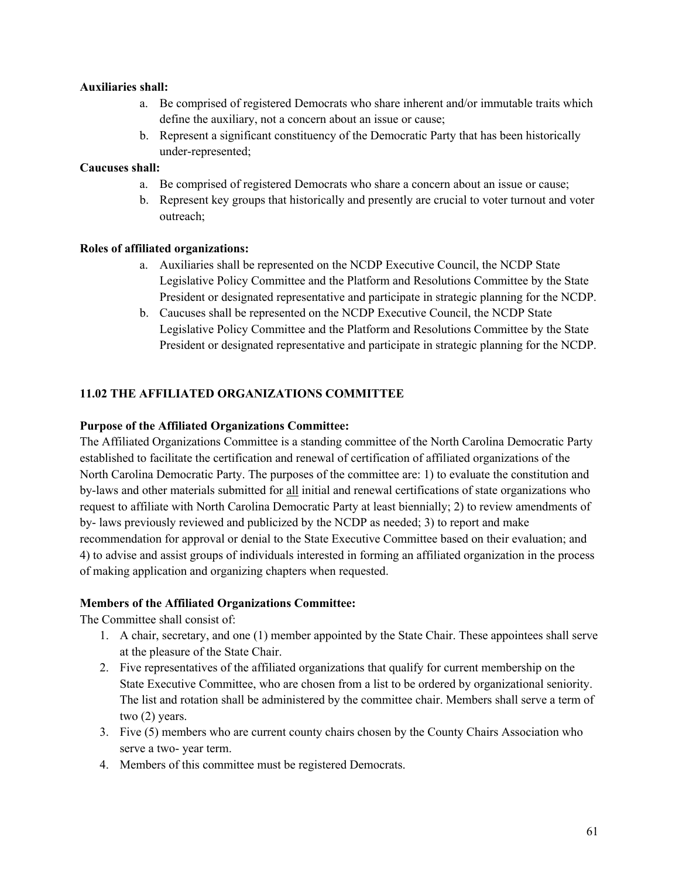**Auxiliaries shall:**

a. Be comprised of registered Democrats who share inherent and/or immutable traits which define the auxiliary, not a concern about an issue or cause;
b. Represent a significant constituency of the Democratic Party that has been historically under-represented;

**Caucuses shall:**

a. Be comprised of registered Democrats who share a concern about an issue or cause;
b. Represent key groups that historically and presently are crucial to voter turnout and voter outreach;

**Roles of affiliated organizations:**

a. Auxiliaries shall be represented on the NCDP Executive Council, the NCDP State Legislative Policy Committee and the Platform and Resolutions Committee by the State President or designated representative and participate in strategic planning for the NCDP.
b. Caucuses shall be represented on the NCDP Executive Council, the NCDP State Legislative Policy Committee and the Platform and Resolutions Committee by the State President or designated representative and participate in strategic planning for the NCDP.

## 11.02 THE AFFILIATED ORGANIZATIONS COMMITTEE

**Purpose of the Affiliated Organizations Committee:**

The Affiliated Organizations Committee is a standing committee of the North Carolina Democratic Party established to facilitate the certification and renewal of certification of affiliated organizations of the North Carolina Democratic Party. The purposes of the committee are: 1) to evaluate the constitution and by-laws and other materials submitted for <u>all</u> initial and renewal certifications of state organizations who request to affiliate with North Carolina Democratic Party at least biennially; 2) to review amendments of by- laws previously reviewed and publicized by the NCDP as needed; 3) to report and make recommendation for approval or denial to the State Executive Committee based on their evaluation; and 4) to advise and assist groups of individuals interested in forming an affiliated organization in the process of making application and organizing chapters when requested.

**Members of the Affiliated Organizations Committee:**

The Committee shall consist of:

1. A chair, secretary, and one (1) member appointed by the State Chair. These appointees shall serve at the pleasure of the State Chair.
2. Five representatives of the affiliated organizations that qualify for current membership on the State Executive Committee, who are chosen from a list to be ordered by organizational seniority. The list and rotation shall be administered by the committee chair. Members shall serve a term of two (2) years.
3. Five (5) members who are current county chairs chosen by the County Chairs Association who serve a two- year term.
4. Members of this committee must be registered Democrats.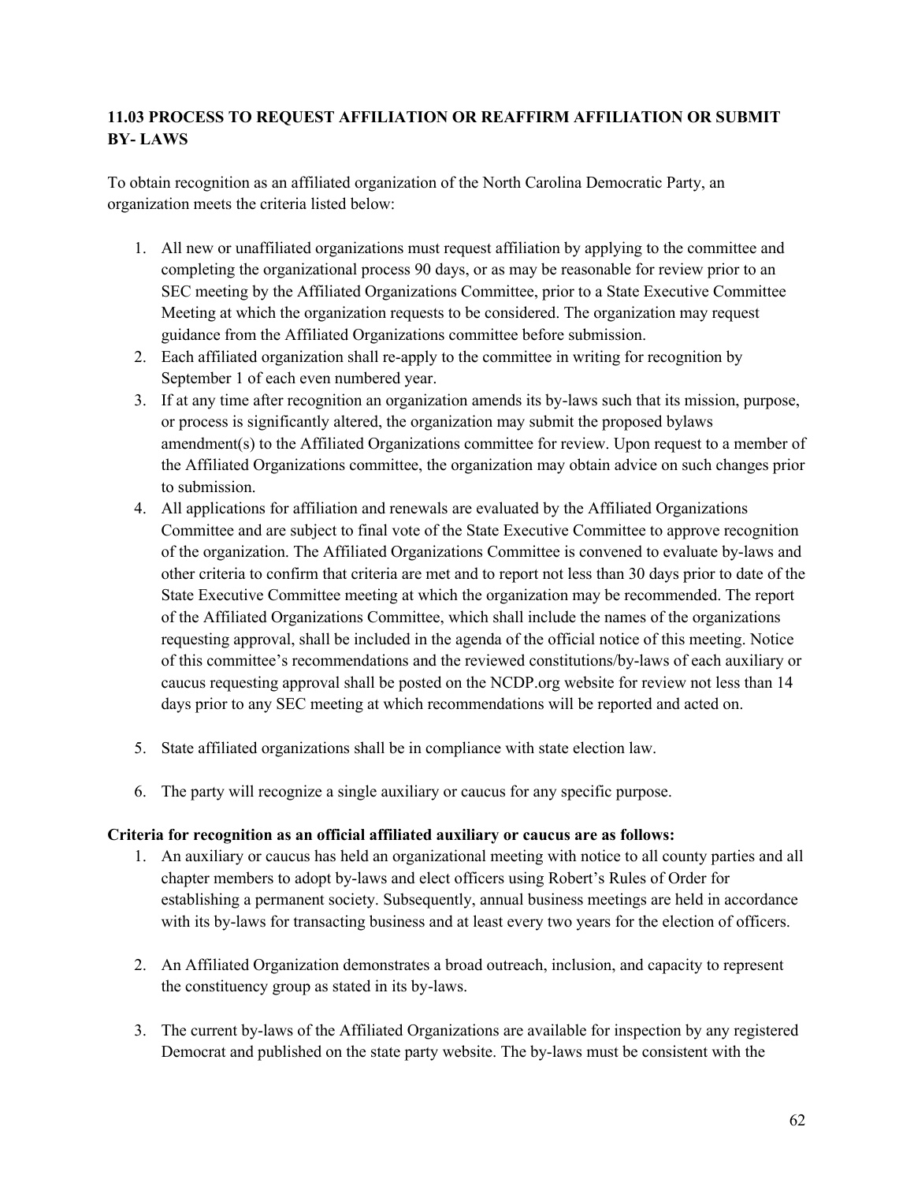### 11.03 PROCESS TO REQUEST AFFILIATION OR REAFFIRM AFFILIATION OR SUBMIT BY- LAWS

To obtain recognition as an affiliated organization of the North Carolina Democratic Party, an organization meets the criteria listed below:

1. All new or unaffiliated organizations must request affiliation by applying to the committee and completing the organizational process 90 days, or as may be reasonable for review prior to an SEC meeting by the Affiliated Organizations Committee, prior to a State Executive Committee Meeting at which the organization requests to be considered. The organization may request guidance from the Affiliated Organizations committee before submission.
2. Each affiliated organization shall re-apply to the committee in writing for recognition by September 1 of each even numbered year.
3. If at any time after recognition an organization amends its by-laws such that its mission, purpose, or process is significantly altered, the organization may submit the proposed bylaws amendment(s) to the Affiliated Organizations committee for review. Upon request to a member of the Affiliated Organizations committee, the organization may obtain advice on such changes prior to submission.
4. All applications for affiliation and renewals are evaluated by the Affiliated Organizations Committee and are subject to final vote of the State Executive Committee to approve recognition of the organization. The Affiliated Organizations Committee is convened to evaluate by-laws and other criteria to confirm that criteria are met and to report not less than 30 days prior to date of the State Executive Committee meeting at which the organization may be recommended. The report of the Affiliated Organizations Committee, which shall include the names of the organizations requesting approval, shall be included in the agenda of the official notice of this meeting. Notice of this committee's recommendations and the reviewed constitutions/by-laws of each auxiliary or caucus requesting approval shall be posted on the NCDP.org website for review not less than 14 days prior to any SEC meeting at which recommendations will be reported and acted on.
5. State affiliated organizations shall be in compliance with state election law.
6. The party will recognize a single auxiliary or caucus for any specific purpose.

**Criteria for recognition as an official affiliated auxiliary or caucus are as follows:**

1. An auxiliary or caucus has held an organizational meeting with notice to all county parties and all chapter members to adopt by-laws and elect officers using Robert's Rules of Order for establishing a permanent society. Subsequently, annual business meetings are held in accordance with its by-laws for transacting business and at least every two years for the election of officers.
2. An Affiliated Organization demonstrates a broad outreach, inclusion, and capacity to represent the constituency group as stated in its by-laws.
3. The current by-laws of the Affiliated Organizations are available for inspection by any registered Democrat and published on the state party website. The by-laws must be consistent with the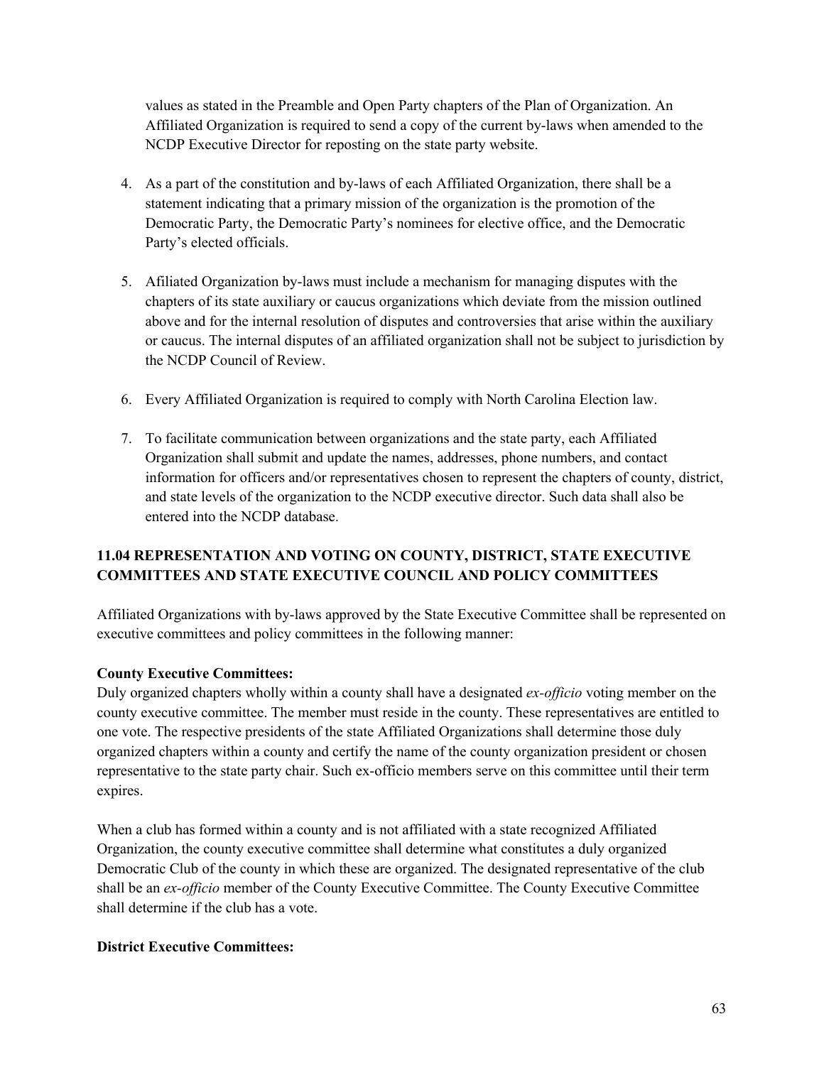values as stated in the Preamble and Open Party chapters of the Plan of Organization. An Affiliated Organization is required to send a copy of the current by-laws when amended to the NCDP Executive Director for reposting on the state party website.

4. As a part of the constitution and by-laws of each Affiliated Organization, there shall be a statement indicating that a primary mission of the organization is the promotion of the Democratic Party, the Democratic Party's nominees for elective office, and the Democratic Party's elected officials.

5. Afiliated Organization by-laws must include a mechanism for managing disputes with the chapters of its state auxiliary or caucus organizations which deviate from the mission outlined above and for the internal resolution of disputes and controversies that arise within the auxiliary or caucus. The internal disputes of an affiliated organization shall not be subject to jurisdiction by the NCDP Council of Review.

6. Every Affiliated Organization is required to comply with North Carolina Election law.

7. To facilitate communication between organizations and the state party, each Affiliated Organization shall submit and update the names, addresses, phone numbers, and contact information for officers and/or representatives chosen to represent the chapters of county, district, and state levels of the organization to the NCDP executive director. Such data shall also be entered into the NCDP database.

### 11.04 REPRESENTATION AND VOTING ON COUNTY, DISTRICT, STATE EXECUTIVE COMMITTEES AND STATE EXECUTIVE COUNCIL AND POLICY COMMITTEES

Affiliated Organizations with by-laws approved by the State Executive Committee shall be represented on executive committees and policy committees in the following manner:

**County Executive Committees:**
Duly organized chapters wholly within a county shall have a designated *ex-officio* voting member on the county executive committee. The member must reside in the county. These representatives are entitled to one vote. The respective presidents of the state Affiliated Organizations shall determine those duly organized chapters within a county and certify the name of the county organization president or chosen representative to the state party chair. Such ex-officio members serve on this committee until their term expires.

When a club has formed within a county and is not affiliated with a state recognized Affiliated Organization, the county executive committee shall determine what constitutes a duly organized Democratic Club of the county in which these are organized. The designated representative of the club shall be an *ex-officio* member of the County Executive Committee. The County Executive Committee shall determine if the club has a vote.

**District Executive Committees:**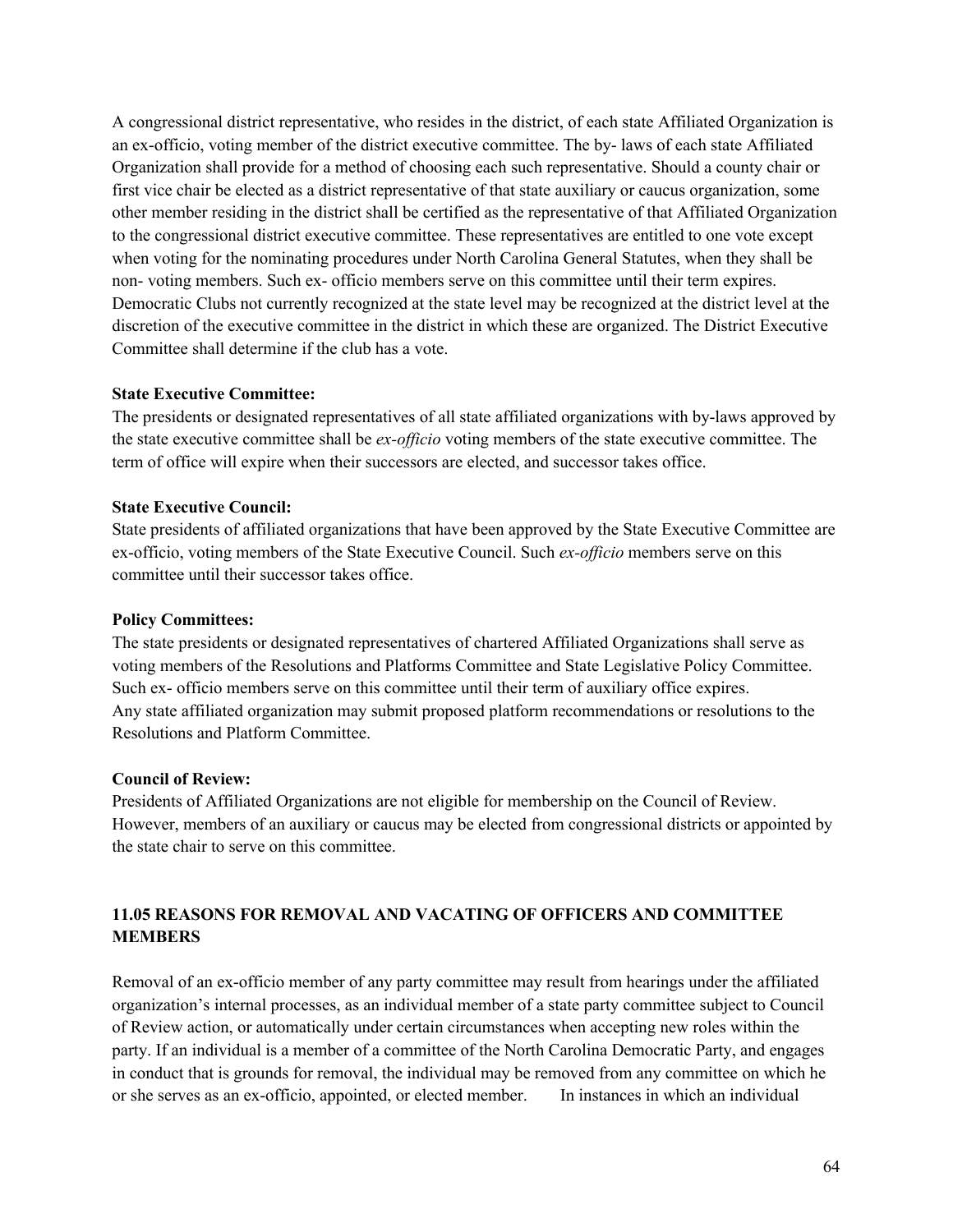A congressional district representative, who resides in the district, of each state Affiliated Organization is an ex-officio, voting member of the district executive committee. The by- laws of each state Affiliated Organization shall provide for a method of choosing each such representative. Should a county chair or first vice chair be elected as a district representative of that state auxiliary or caucus organization, some other member residing in the district shall be certified as the representative of that Affiliated Organization to the congressional district executive committee. These representatives are entitled to one vote except when voting for the nominating procedures under North Carolina General Statutes, when they shall be non- voting members. Such ex- officio members serve on this committee until their term expires. Democratic Clubs not currently recognized at the state level may be recognized at the district level at the discretion of the executive committee in the district in which these are organized. The District Executive Committee shall determine if the club has a vote.

**State Executive Committee:**
The presidents or designated representatives of all state affiliated organizations with by-laws approved by the state executive committee shall be *ex-officio* voting members of the state executive committee. The term of office will expire when their successors are elected, and successor takes office.

**State Executive Council:**
State presidents of affiliated organizations that have been approved by the State Executive Committee are ex-officio, voting members of the State Executive Council. Such *ex-officio* members serve on this committee until their successor takes office.

**Policy Committees:**
The state presidents or designated representatives of chartered Affiliated Organizations shall serve as voting members of the Resolutions and Platforms Committee and State Legislative Policy Committee. Such ex- officio members serve on this committee until their term of auxiliary office expires.
Any state affiliated organization may submit proposed platform recommendations or resolutions to the Resolutions and Platform Committee.

**Council of Review:**
Presidents of Affiliated Organizations are not eligible for membership on the Council of Review. However, members of an auxiliary or caucus may be elected from congressional districts or appointed by the state chair to serve on this committee.

### 11.05 REASONS FOR REMOVAL AND VACATING OF OFFICERS AND COMMITTEE MEMBERS

Removal of an ex-officio member of any party committee may result from hearings under the affiliated organization's internal processes, as an individual member of a state party committee subject to Council of Review action, or automatically under certain circumstances when accepting new roles within the party. If an individual is a member of a committee of the North Carolina Democratic Party, and engages in conduct that is grounds for removal, the individual may be removed from any committee on which he or she serves as an ex-officio, appointed, or elected member. In instances in which an individual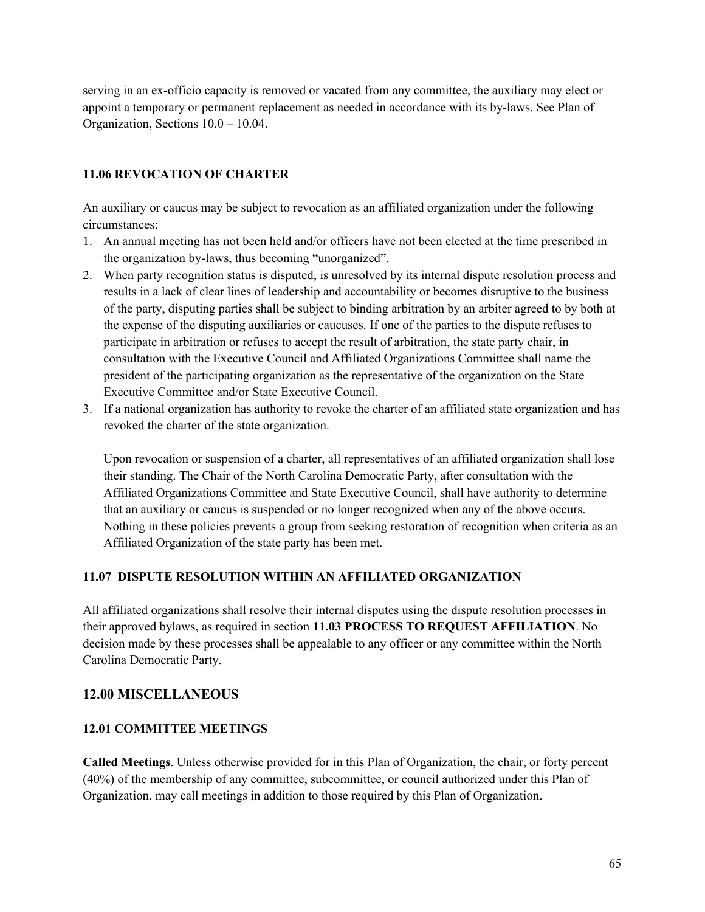serving in an ex-officio capacity is removed or vacated from any committee, the auxiliary may elect or appoint a temporary or permanent replacement as needed in accordance with its by-laws. See Plan of Organization, Sections 10.0 – 10.04.

### 11.06 REVOCATION OF CHARTER

An auxiliary or caucus may be subject to revocation as an affiliated organization under the following circumstances:

1. An annual meeting has not been held and/or officers have not been elected at the time prescribed in the organization by-laws, thus becoming "unorganized".
2. When party recognition status is disputed, is unresolved by its internal dispute resolution process and results in a lack of clear lines of leadership and accountability or becomes disruptive to the business of the party, disputing parties shall be subject to binding arbitration by an arbiter agreed to by both at the expense of the disputing auxiliaries or caucuses. If one of the parties to the dispute refuses to participate in arbitration or refuses to accept the result of arbitration, the state party chair, in consultation with the Executive Council and Affiliated Organizations Committee shall name the president of the participating organization as the representative of the organization on the State Executive Committee and/or State Executive Council.
3. If a national organization has authority to revoke the charter of an affiliated state organization and has revoked the charter of the state organization.

   Upon revocation or suspension of a charter, all representatives of an affiliated organization shall lose their standing. The Chair of the North Carolina Democratic Party, after consultation with the Affiliated Organizations Committee and State Executive Council, shall have authority to determine that an auxiliary or caucus is suspended or no longer recognized when any of the above occurs. Nothing in these policies prevents a group from seeking restoration of recognition when criteria as an Affiliated Organization of the state party has been met.

### 11.07 DISPUTE RESOLUTION WITHIN AN AFFILIATED ORGANIZATION

All affiliated organizations shall resolve their internal disputes using the dispute resolution processes in their approved bylaws, as required in section **11.03 PROCESS TO REQUEST AFFILIATION**. No decision made by these processes shall be appealable to any officer or any committee within the North Carolina Democratic Party.

## 12.00 MISCELLANEOUS

### 12.01 COMMITTEE MEETINGS

**Called Meetings**. Unless otherwise provided for in this Plan of Organization, the chair, or forty percent (40%) of the membership of any committee, subcommittee, or council authorized under this Plan of Organization, may call meetings in addition to those required by this Plan of Organization.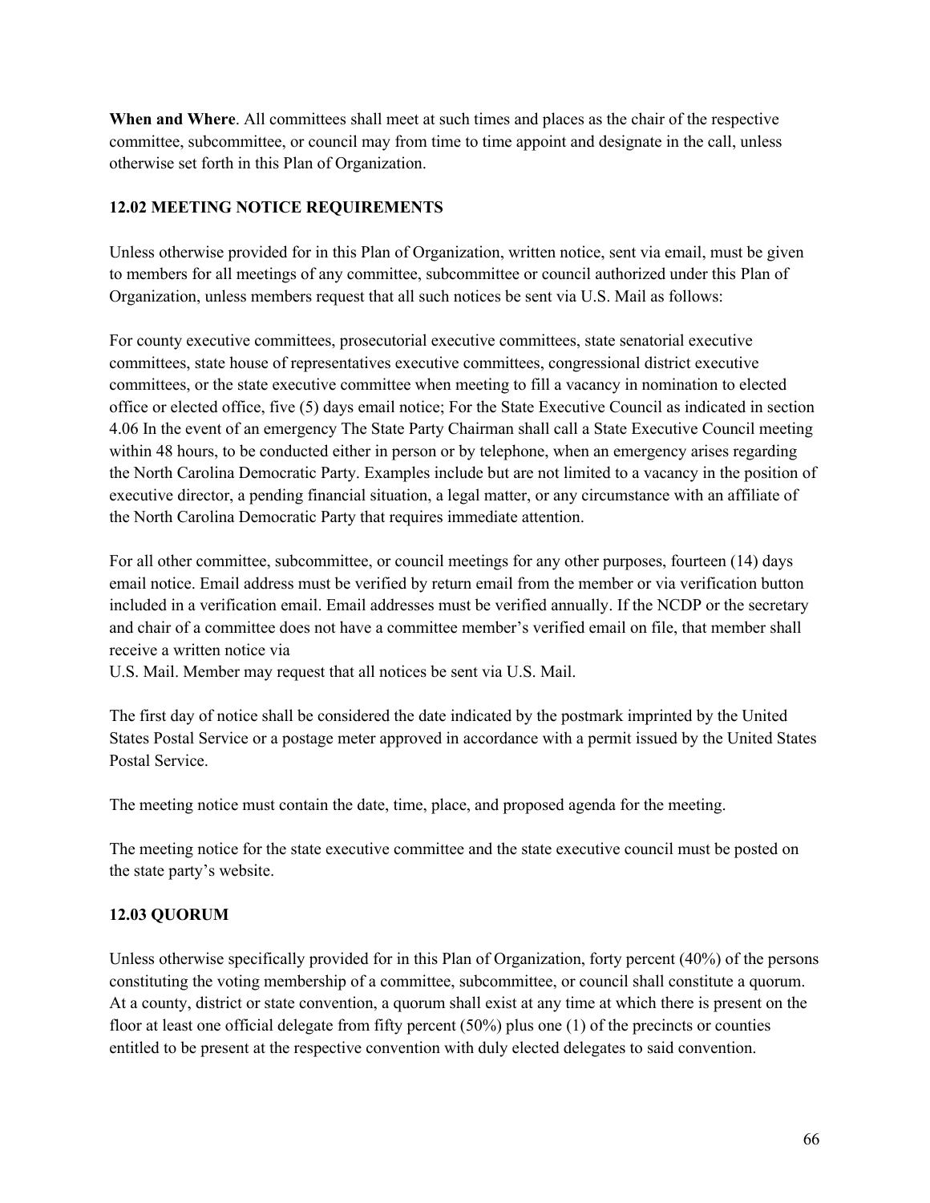**When and Where**. All committees shall meet at such times and places as the chair of the respective committee, subcommittee, or council may from time to time appoint and designate in the call, unless otherwise set forth in this Plan of Organization.

### 12.02 MEETING NOTICE REQUIREMENTS

Unless otherwise provided for in this Plan of Organization, written notice, sent via email, must be given to members for all meetings of any committee, subcommittee or council authorized under this Plan of Organization, unless members request that all such notices be sent via U.S. Mail as follows:

For county executive committees, prosecutorial executive committees, state senatorial executive committees, state house of representatives executive committees, congressional district executive committees, or the state executive committee when meeting to fill a vacancy in nomination to elected office or elected office, five (5) days email notice; For the State Executive Council as indicated in section 4.06 In the event of an emergency The State Party Chairman shall call a State Executive Council meeting within 48 hours, to be conducted either in person or by telephone, when an emergency arises regarding the North Carolina Democratic Party. Examples include but are not limited to a vacancy in the position of executive director, a pending financial situation, a legal matter, or any circumstance with an affiliate of the North Carolina Democratic Party that requires immediate attention.

For all other committee, subcommittee, or council meetings for any other purposes, fourteen (14) days email notice. Email address must be verified by return email from the member or via verification button included in a verification email. Email addresses must be verified annually. If the NCDP or the secretary and chair of a committee does not have a committee member's verified email on file, that member shall receive a written notice via
U.S. Mail. Member may request that all notices be sent via U.S. Mail.

The first day of notice shall be considered the date indicated by the postmark imprinted by the United States Postal Service or a postage meter approved in accordance with a permit issued by the United States Postal Service.

The meeting notice must contain the date, time, place, and proposed agenda for the meeting.

The meeting notice for the state executive committee and the state executive council must be posted on the state party's website.

### 12.03 QUORUM

Unless otherwise specifically provided for in this Plan of Organization, forty percent (40%) of the persons constituting the voting membership of a committee, subcommittee, or council shall constitute a quorum. At a county, district or state convention, a quorum shall exist at any time at which there is present on the floor at least one official delegate from fifty percent (50%) plus one (1) of the precincts or counties entitled to be present at the respective convention with duly elected delegates to said convention.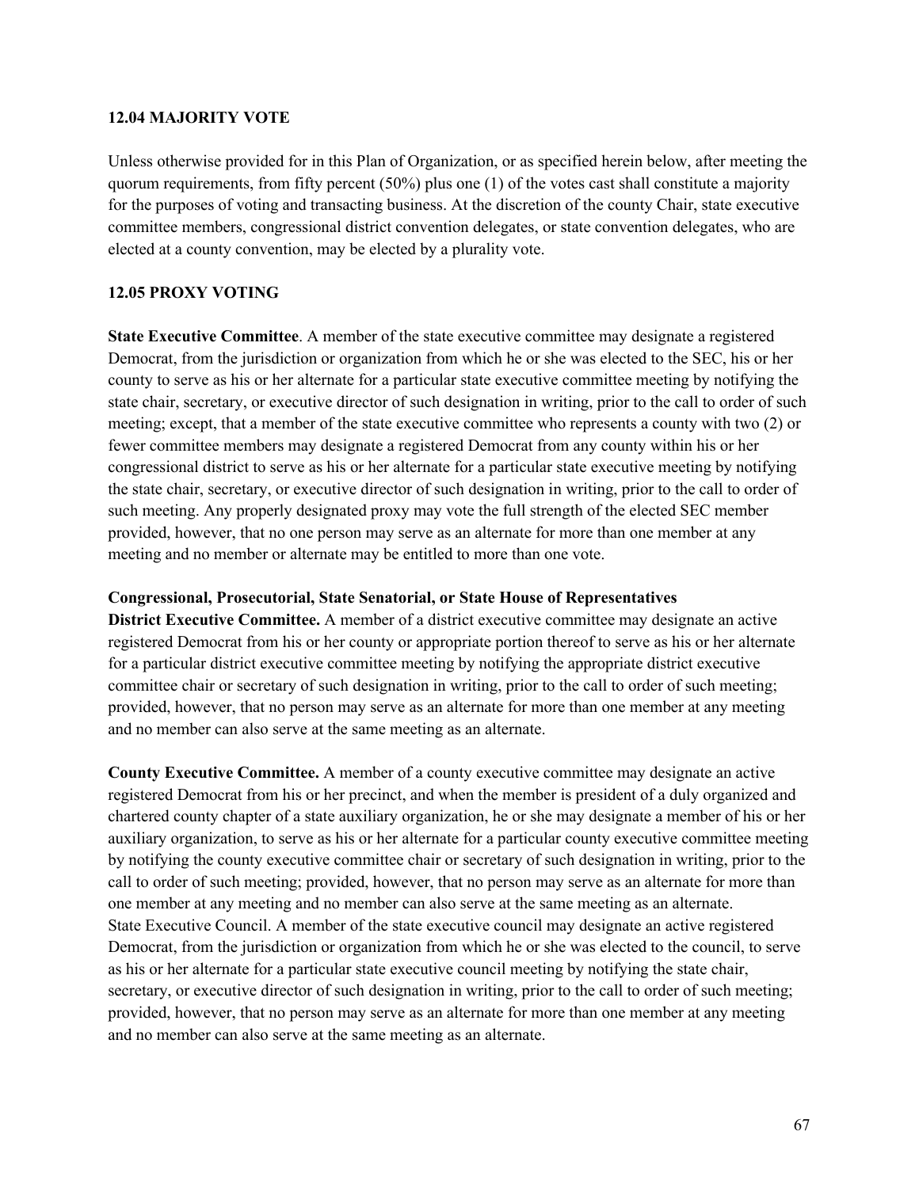## 12.04 MAJORITY VOTE

Unless otherwise provided for in this Plan of Organization, or as specified herein below, after meeting the quorum requirements, from fifty percent (50%) plus one (1) of the votes cast shall constitute a majority for the purposes of voting and transacting business. At the discretion of the county Chair, state executive committee members, congressional district convention delegates, or state convention delegates, who are elected at a county convention, may be elected by a plurality vote.

## 12.05 PROXY VOTING

**State Executive Committee**. A member of the state executive committee may designate a registered Democrat, from the jurisdiction or organization from which he or she was elected to the SEC, his or her county to serve as his or her alternate for a particular state executive committee meeting by notifying the state chair, secretary, or executive director of such designation in writing, prior to the call to order of such meeting; except, that a member of the state executive committee who represents a county with two (2) or fewer committee members may designate a registered Democrat from any county within his or her congressional district to serve as his or her alternate for a particular state executive meeting by notifying the state chair, secretary, or executive director of such designation in writing, prior to the call to order of such meeting. Any properly designated proxy may vote the full strength of the elected SEC member provided, however, that no one person may serve as an alternate for more than one member at any meeting and no member or alternate may be entitled to more than one vote.

**Congressional, Prosecutorial, State Senatorial, or State House of Representatives District Executive Committee.** A member of a district executive committee may designate an active registered Democrat from his or her county or appropriate portion thereof to serve as his or her alternate for a particular district executive committee meeting by notifying the appropriate district executive committee chair or secretary of such designation in writing, prior to the call to order of such meeting; provided, however, that no person may serve as an alternate for more than one member at any meeting and no member can also serve at the same meeting as an alternate.

**County Executive Committee.** A member of a county executive committee may designate an active registered Democrat from his or her precinct, and when the member is president of a duly organized and chartered county chapter of a state auxiliary organization, he or she may designate a member of his or her auxiliary organization, to serve as his or her alternate for a particular county executive committee meeting by notifying the county executive committee chair or secretary of such designation in writing, prior to the call to order of such meeting; provided, however, that no person may serve as an alternate for more than one member at any meeting and no member can also serve at the same meeting as an alternate.
State Executive Council. A member of the state executive council may designate an active registered Democrat, from the jurisdiction or organization from which he or she was elected to the council, to serve as his or her alternate for a particular state executive council meeting by notifying the state chair, secretary, or executive director of such designation in writing, prior to the call to order of such meeting; provided, however, that no person may serve as an alternate for more than one member at any meeting and no member can also serve at the same meeting as an alternate.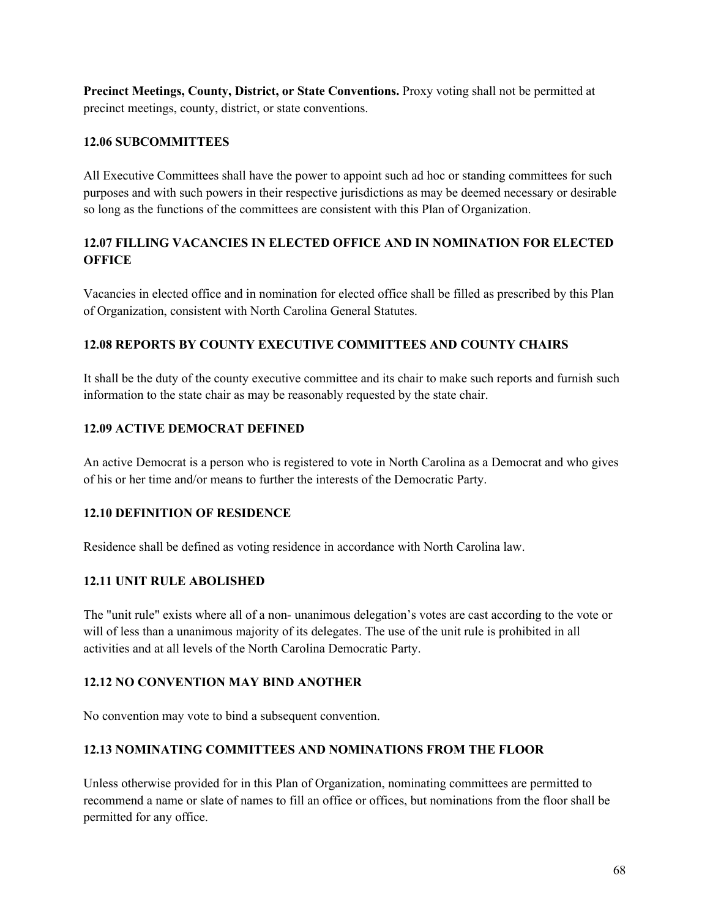**Precinct Meetings, County, District, or State Conventions.** Proxy voting shall not be permitted at precinct meetings, county, district, or state conventions.

### 12.06 SUBCOMMITTEES

All Executive Committees shall have the power to appoint such ad hoc or standing committees for such purposes and with such powers in their respective jurisdictions as may be deemed necessary or desirable so long as the functions of the committees are consistent with this Plan of Organization.

### 12.07 FILLING VACANCIES IN ELECTED OFFICE AND IN NOMINATION FOR ELECTED OFFICE

Vacancies in elected office and in nomination for elected office shall be filled as prescribed by this Plan of Organization, consistent with North Carolina General Statutes.

### 12.08 REPORTS BY COUNTY EXECUTIVE COMMITTEES AND COUNTY CHAIRS

It shall be the duty of the county executive committee and its chair to make such reports and furnish such information to the state chair as may be reasonably requested by the state chair.

### 12.09 ACTIVE DEMOCRAT DEFINED

An active Democrat is a person who is registered to vote in North Carolina as a Democrat and who gives of his or her time and/or means to further the interests of the Democratic Party.

### 12.10 DEFINITION OF RESIDENCE

Residence shall be defined as voting residence in accordance with North Carolina law.

### 12.11 UNIT RULE ABOLISHED

The "unit rule" exists where all of a non- unanimous delegation's votes are cast according to the vote or will of less than a unanimous majority of its delegates. The use of the unit rule is prohibited in all activities and at all levels of the North Carolina Democratic Party.

### 12.12 NO CONVENTION MAY BIND ANOTHER

No convention may vote to bind a subsequent convention.

### 12.13 NOMINATING COMMITTEES AND NOMINATIONS FROM THE FLOOR

Unless otherwise provided for in this Plan of Organization, nominating committees are permitted to recommend a name or slate of names to fill an office or offices, but nominations from the floor shall be permitted for any office.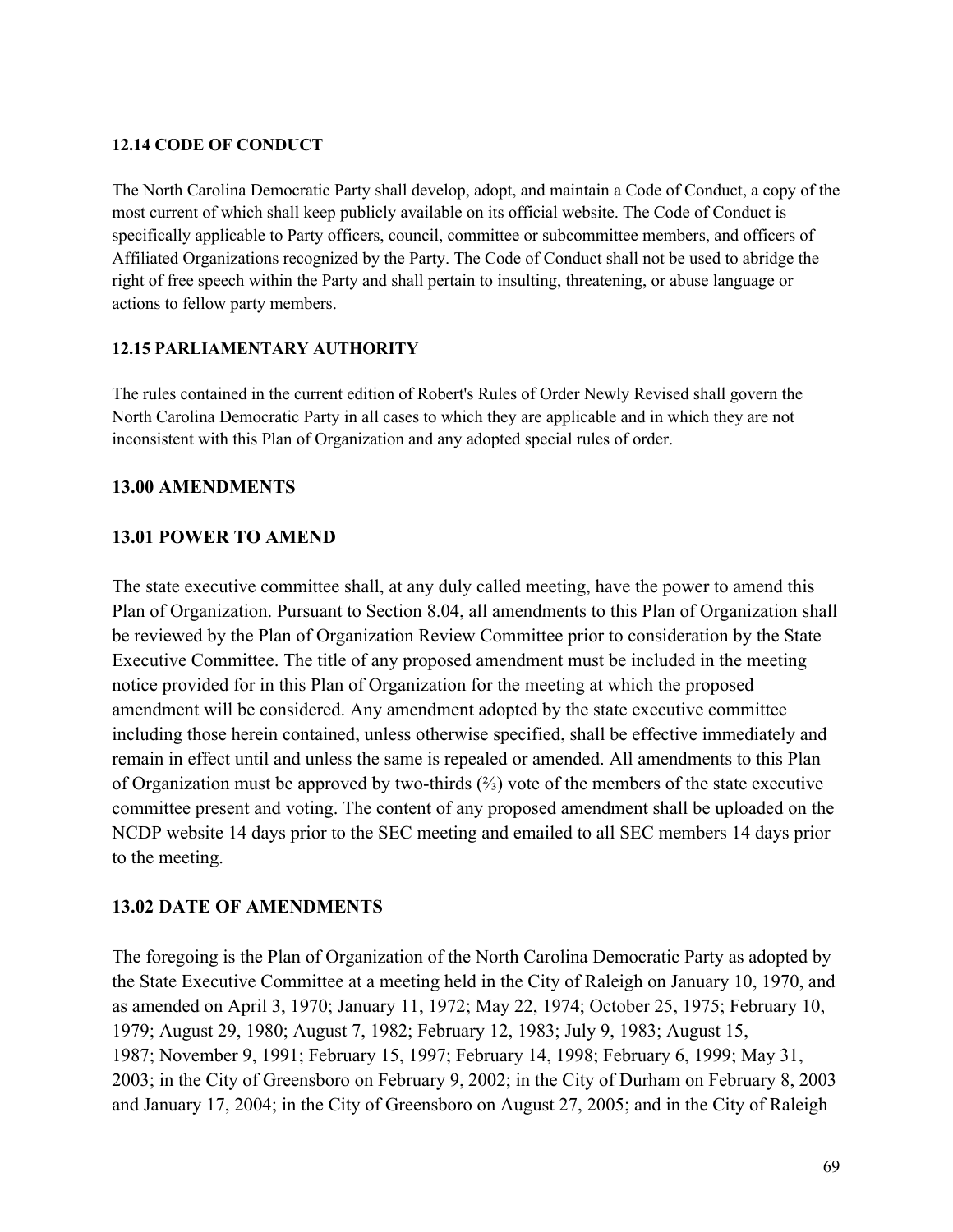#### 12.14 CODE OF CONDUCT

The North Carolina Democratic Party shall develop, adopt, and maintain a Code of Conduct, a copy of the most current of which shall keep publicly available on its official website. The Code of Conduct is specifically applicable to Party officers, council, committee or subcommittee members, and officers of Affiliated Organizations recognized by the Party. The Code of Conduct shall not be used to abridge the right of free speech within the Party and shall pertain to insulting, threatening, or abuse language or actions to fellow party members.

#### 12.15 PARLIAMENTARY AUTHORITY

The rules contained in the current edition of Robert's Rules of Order Newly Revised shall govern the North Carolina Democratic Party in all cases to which they are applicable and in which they are not inconsistent with this Plan of Organization and any adopted special rules of order.

### 13.00 AMENDMENTS

### 13.01 POWER TO AMEND

The state executive committee shall, at any duly called meeting, have the power to amend this Plan of Organization. Pursuant to Section 8.04, all amendments to this Plan of Organization shall be reviewed by the Plan of Organization Review Committee prior to consideration by the State Executive Committee. The title of any proposed amendment must be included in the meeting notice provided for in this Plan of Organization for the meeting at which the proposed amendment will be considered. Any amendment adopted by the state executive committee including those herein contained, unless otherwise specified, shall be effective immediately and remain in effect until and unless the same is repealed or amended. All amendments to this Plan of Organization must be approved by two-thirds (⅔) vote of the members of the state executive committee present and voting. The content of any proposed amendment shall be uploaded on the NCDP website 14 days prior to the SEC meeting and emailed to all SEC members 14 days prior to the meeting.

### 13.02 DATE OF AMENDMENTS

The foregoing is the Plan of Organization of the North Carolina Democratic Party as adopted by the State Executive Committee at a meeting held in the City of Raleigh on January 10, 1970, and as amended on April 3, 1970; January 11, 1972; May 22, 1974; October 25, 1975; February 10, 1979; August 29, 1980; August 7, 1982; February 12, 1983; July 9, 1983; August 15, 1987; November 9, 1991; February 15, 1997; February 14, 1998; February 6, 1999; May 31, 2003; in the City of Greensboro on February 9, 2002; in the City of Durham on February 8, 2003 and January 17, 2004; in the City of Greensboro on August 27, 2005; and in the City of Raleigh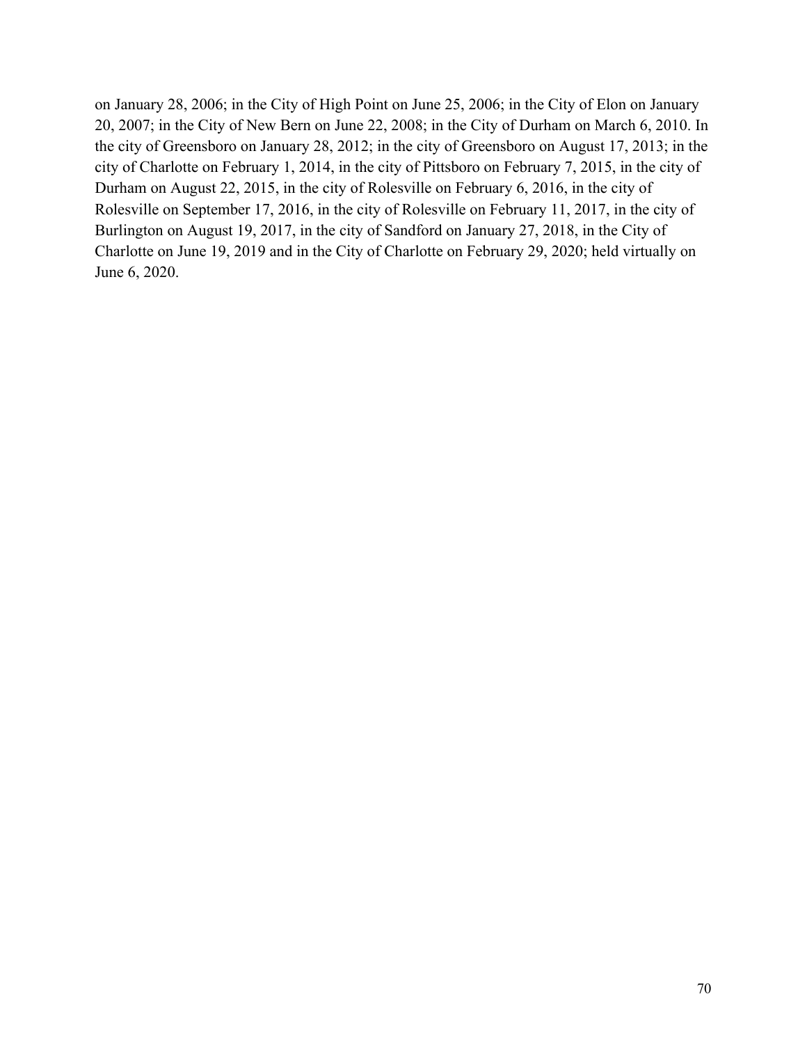on January 28, 2006; in the City of High Point on June 25, 2006; in the City of Elon on January 20, 2007; in the City of New Bern on June 22, 2008; in the City of Durham on March 6, 2010. In the city of Greensboro on January 28, 2012; in the city of Greensboro on August 17, 2013; in the city of Charlotte on February 1, 2014, in the city of Pittsboro on February 7, 2015, in the city of Durham on August 22, 2015, in the city of Rolesville on February 6, 2016, in the city of Rolesville on September 17, 2016, in the city of Rolesville on February 11, 2017, in the city of Burlington on August 19, 2017, in the city of Sandford on January 27, 2018, in the City of Charlotte on June 19, 2019 and in the City of Charlotte on February 29, 2020; held virtually on June 6, 2020.